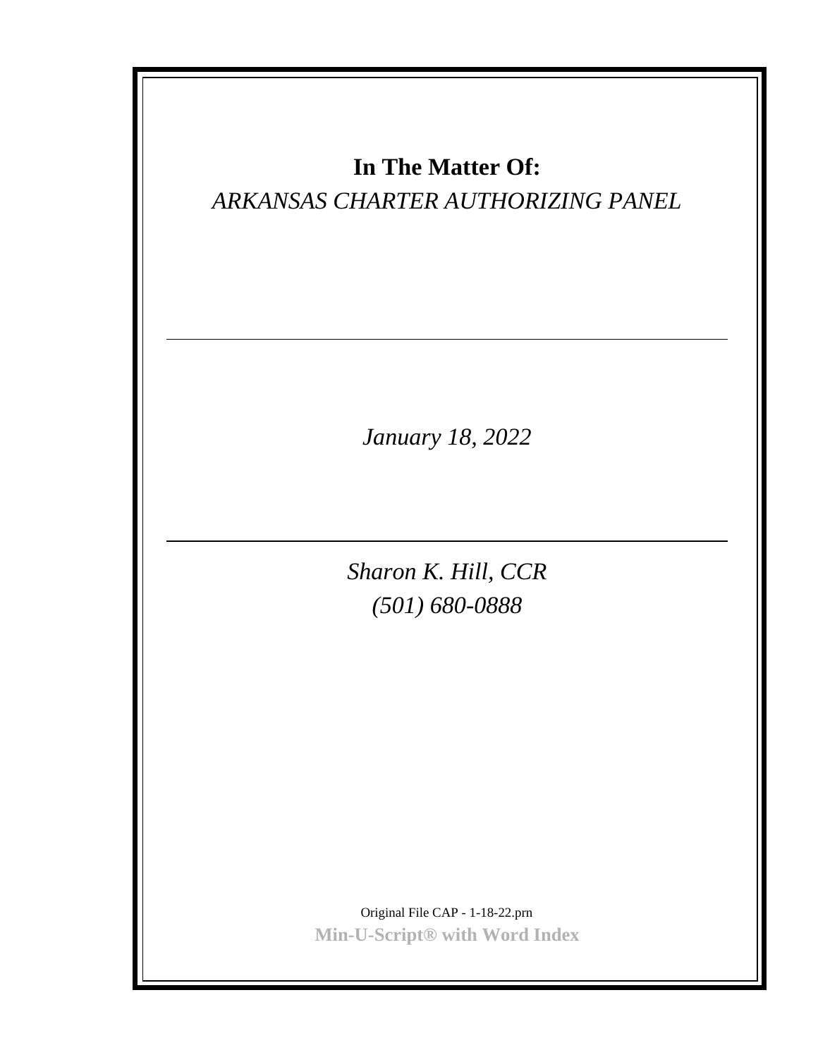# In The Matter Of:

*ARKANSAS CHARTER AUTHORIZING PANEL*

---

*January 18, 2022*

---

*Sharon K. Hill, CCR*

*(501) 680-0888*

Original File CAP - 1-18-22.prn

**Min-U-Script® with Word Index**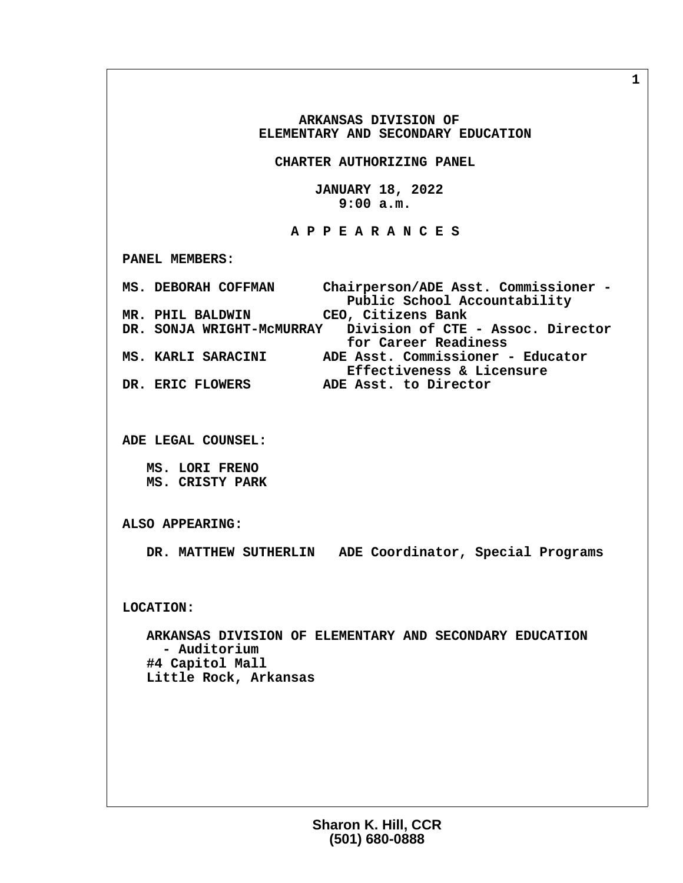# ARKANSAS DIVISION OF ELEMENTARY AND SECONDARY EDUCATION

## CHARTER AUTHORIZING PANEL

JANUARY 18, 2022
9:00 a.m.

## A P P E A R A N C E S

**PANEL MEMBERS:**

| | |
|---|---|
| MS. DEBORAH COFFMAN | Chairperson/ADE Asst. Commissioner - Public School Accountability |
| MR. PHIL BALDWIN | CEO, Citizens Bank |
| DR. SONJA WRIGHT-McMURRAY | Division of CTE - Assoc. Director for Career Readiness |
| MS. KARLI SARACINI | ADE Asst. Commissioner - Educator Effectiveness & Licensure |
| DR. ERIC FLOWERS | ADE Asst. to Director |

**ADE LEGAL COUNSEL:**

MS. LORI FRENO
MS. CRISTY PARK

**ALSO APPEARING:**

DR. MATTHEW SUTHERLIN ADE Coordinator, Special Programs

**LOCATION:**

ARKANSAS DIVISION OF ELEMENTARY AND SECONDARY EDUCATION - Auditorium
#4 Capitol Mall
Little Rock, Arkansas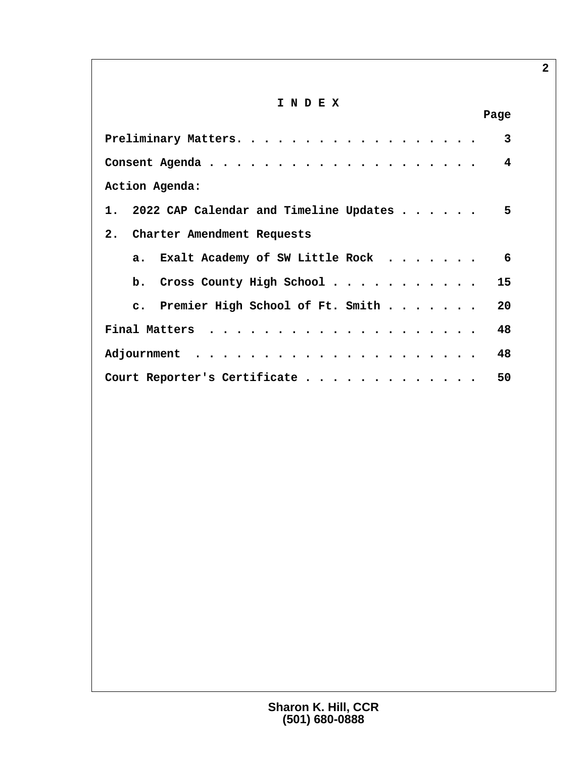# I N D E X

| | Page |
|---|---|
| Preliminary Matters | 3 |
| Consent Agenda | 4 |
| Action Agenda: | |
| 1. 2022 CAP Calendar and Timeline Updates | 5 |
| 2. Charter Amendment Requests | |
| a. Exalt Academy of SW Little Rock | 6 |
| b. Cross County High School | 15 |
| c. Premier High School of Ft. Smith | 20 |
| Final Matters | 48 |
| Adjournment | 48 |
| Court Reporter's Certificate | 50 |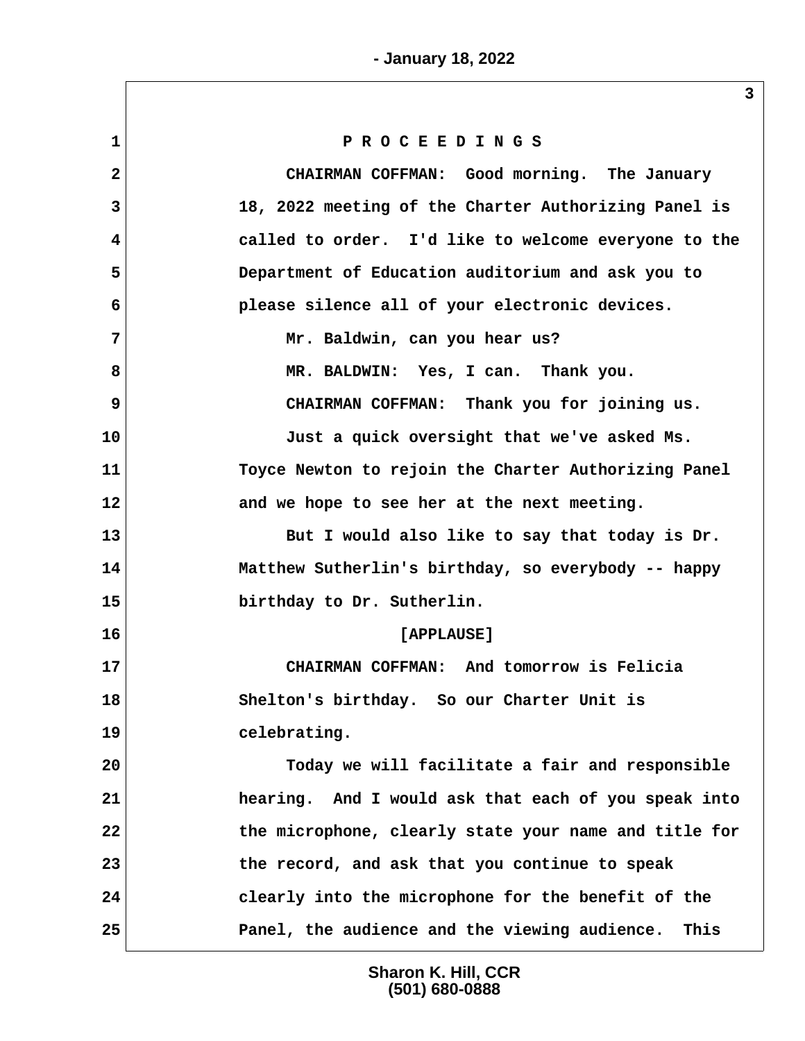P R O C E E D I N G S

CHAIRMAN COFFMAN: Good morning. The January 18, 2022 meeting of the Charter Authorizing Panel is called to order. I'd like to welcome everyone to the Department of Education auditorium and ask you to please silence all of your electronic devices.

Mr. Baldwin, can you hear us?

MR. BALDWIN: Yes, I can. Thank you.

CHAIRMAN COFFMAN: Thank you for joining us.

Just a quick oversight that we've asked Ms. Toyce Newton to rejoin the Charter Authorizing Panel and we hope to see her at the next meeting.

But I would also like to say that today is Dr. Matthew Sutherlin's birthday, so everybody -- happy birthday to Dr. Sutherlin.

[APPLAUSE]

CHAIRMAN COFFMAN: And tomorrow is Felicia Shelton's birthday. So our Charter Unit is celebrating.

Today we will facilitate a fair and responsible hearing. And I would ask that each of you speak into the microphone, clearly state your name and title for the record, and ask that you continue to speak clearly into the microphone for the benefit of the Panel, the audience and the viewing audience. This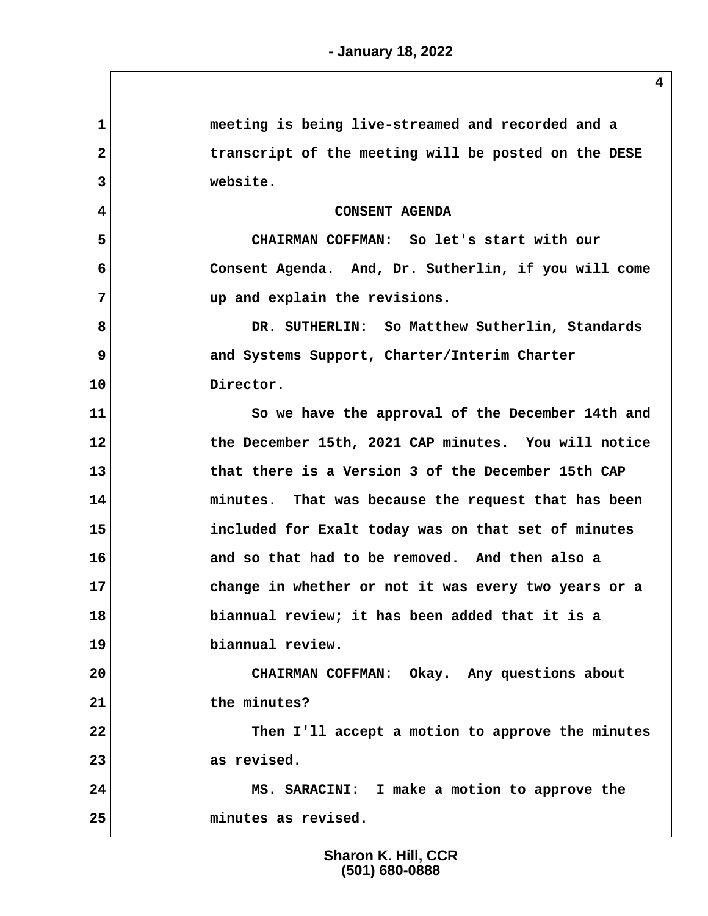meeting is being live-streamed and recorded and a transcript of the meeting will be posted on the DESE website.

## CONSENT AGENDA

CHAIRMAN COFFMAN: So let's start with our Consent Agenda. And, Dr. Sutherlin, if you will come up and explain the revisions.

DR. SUTHERLIN: So Matthew Sutherlin, Standards and Systems Support, Charter/Interim Charter Director.

So we have the approval of the December 14th and the December 15th, 2021 CAP minutes. You will notice that there is a Version 3 of the December 15th CAP minutes. That was because the request that has been included for Exalt today was on that set of minutes and so that had to be removed. And then also a change in whether or not it was every two years or a biannual review; it has been added that it is a biannual review.

CHAIRMAN COFFMAN: Okay. Any questions about the minutes?

Then I'll accept a motion to approve the minutes as revised.

MS. SARACINI: I make a motion to approve the minutes as revised.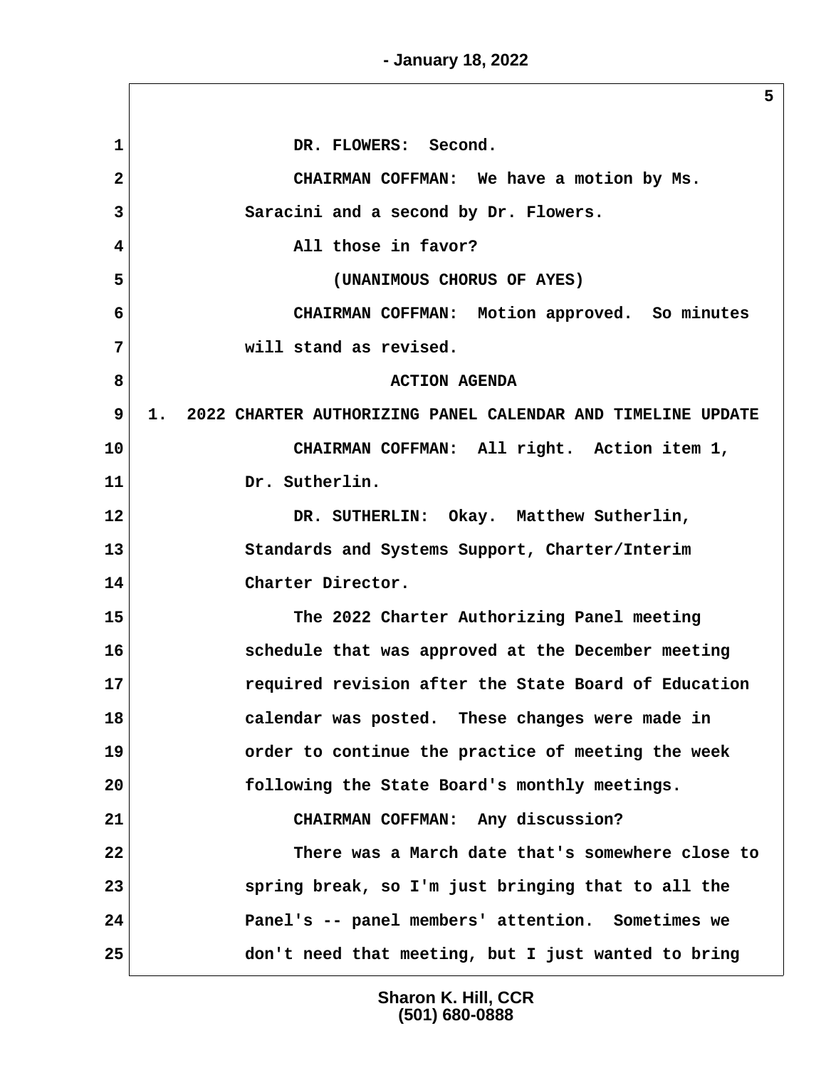DR. FLOWERS: Second.

CHAIRMAN COFFMAN: We have a motion by Ms. Saracini and a second by Dr. Flowers.

All those in favor?

(UNANIMOUS CHORUS OF AYES)

CHAIRMAN COFFMAN: Motion approved. So minutes will stand as revised.

ACTION AGENDA

1. 2022 CHARTER AUTHORIZING PANEL CALENDAR AND TIMELINE UPDATE

CHAIRMAN COFFMAN: All right. Action item 1, Dr. Sutherlin.

DR. SUTHERLIN: Okay. Matthew Sutherlin, Standards and Systems Support, Charter/Interim Charter Director.

The 2022 Charter Authorizing Panel meeting schedule that was approved at the December meeting required revision after the State Board of Education calendar was posted. These changes were made in order to continue the practice of meeting the week following the State Board's monthly meetings.

CHAIRMAN COFFMAN: Any discussion?

There was a March date that's somewhere close to spring break, so I'm just bringing that to all the Panel's -- panel members' attention. Sometimes we don't need that meeting, but I just wanted to bring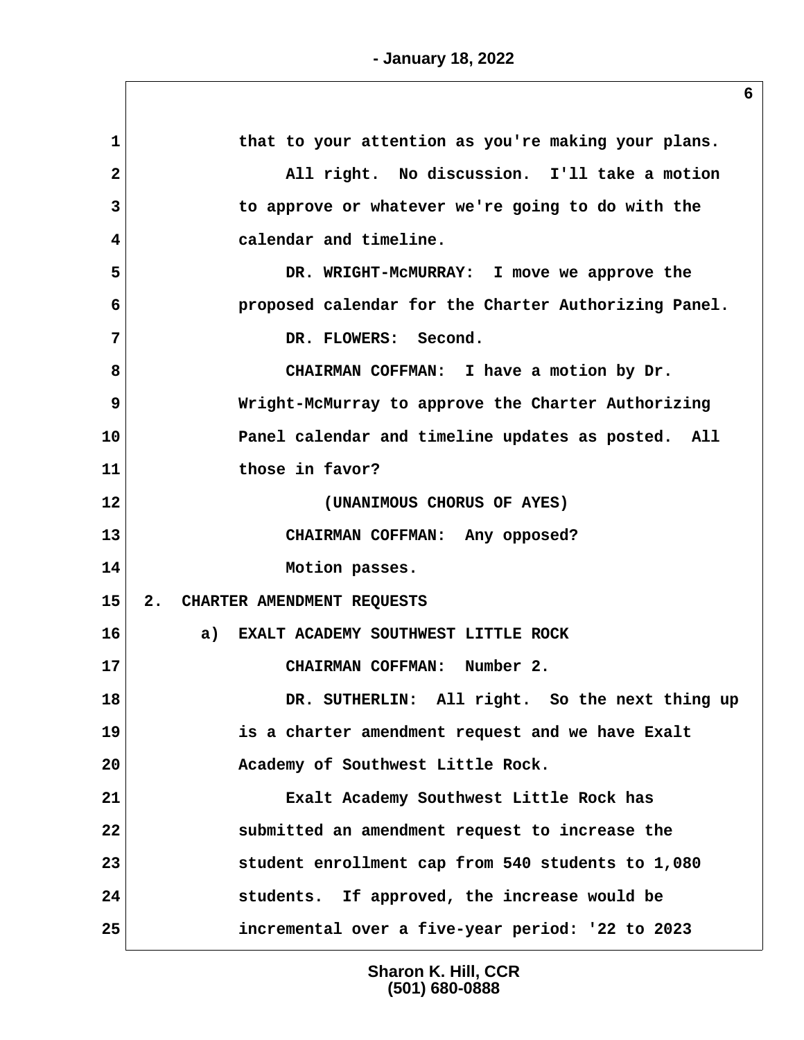that to your attention as you're making your plans.

All right. No discussion. I'll take a motion to approve or whatever we're going to do with the calendar and timeline.

DR. WRIGHT-McMURRAY: I move we approve the proposed calendar for the Charter Authorizing Panel.

DR. FLOWERS: Second.

CHAIRMAN COFFMAN: I have a motion by Dr. Wright-McMurray to approve the Charter Authorizing Panel calendar and timeline updates as posted. All those in favor?

(UNANIMOUS CHORUS OF AYES)

CHAIRMAN COFFMAN: Any opposed?

Motion passes.

## 2. CHARTER AMENDMENT REQUESTS

### a) EXALT ACADEMY SOUTHWEST LITTLE ROCK

CHAIRMAN COFFMAN: Number 2.

DR. SUTHERLIN: All right. So the next thing up is a charter amendment request and we have Exalt Academy of Southwest Little Rock.

Exalt Academy Southwest Little Rock has submitted an amendment request to increase the student enrollment cap from 540 students to 1,080 students. If approved, the increase would be incremental over a five-year period: '22 to 2023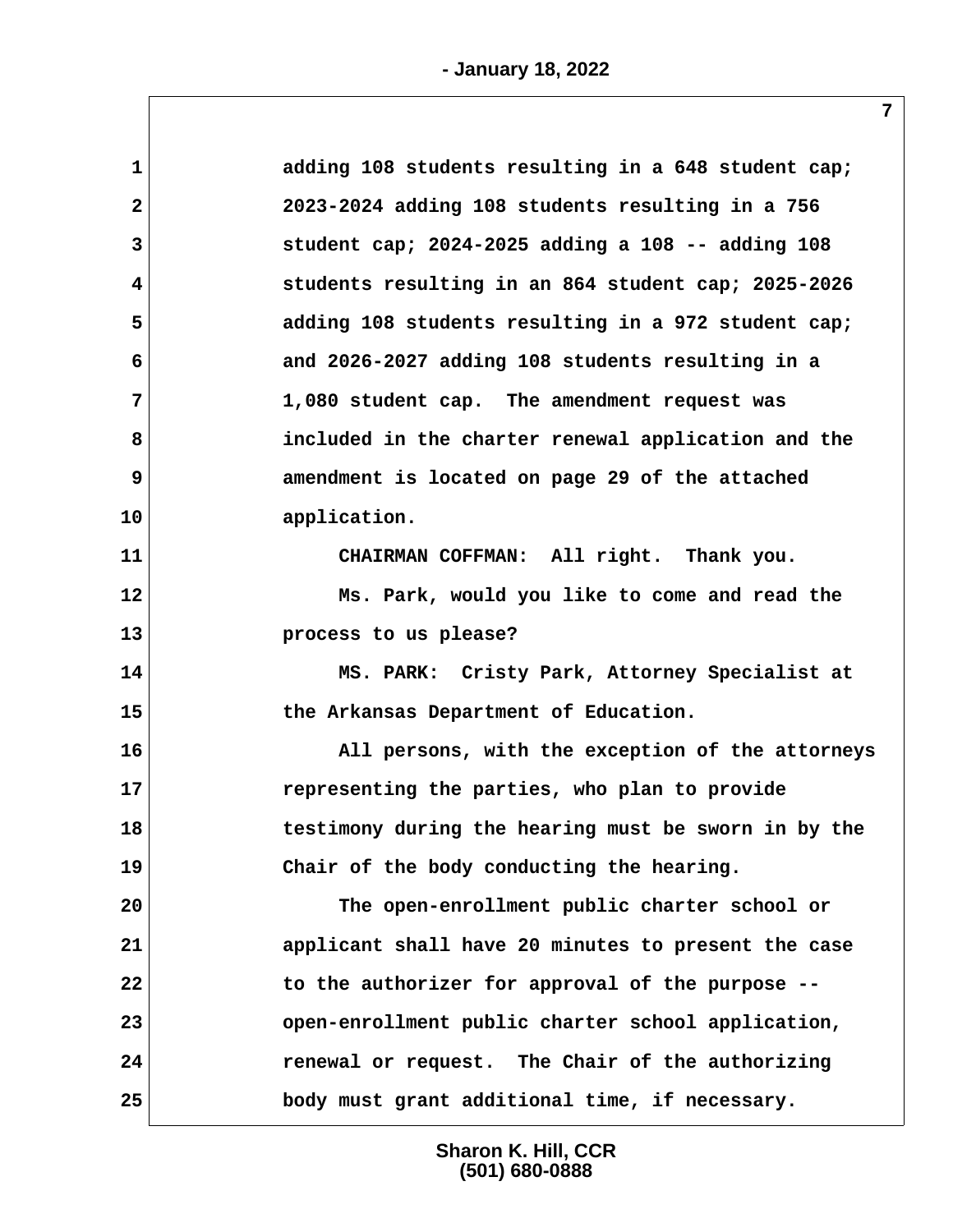adding 108 students resulting in a 648 student cap; 2023-2024 adding 108 students resulting in a 756 student cap; 2024-2025 adding a 108 -- adding 108 students resulting in an 864 student cap; 2025-2026 adding 108 students resulting in a 972 student cap; and 2026-2027 adding 108 students resulting in a 1,080 student cap. The amendment request was included in the charter renewal application and the amendment is located on page 29 of the attached application.

CHAIRMAN COFFMAN: All right. Thank you.

Ms. Park, would you like to come and read the process to us please?

MS. PARK: Cristy Park, Attorney Specialist at the Arkansas Department of Education.

All persons, with the exception of the attorneys representing the parties, who plan to provide testimony during the hearing must be sworn in by the Chair of the body conducting the hearing.

The open-enrollment public charter school or applicant shall have 20 minutes to present the case to the authorizer for approval of the purpose -- open-enrollment public charter school application, renewal or request. The Chair of the authorizing body must grant additional time, if necessary.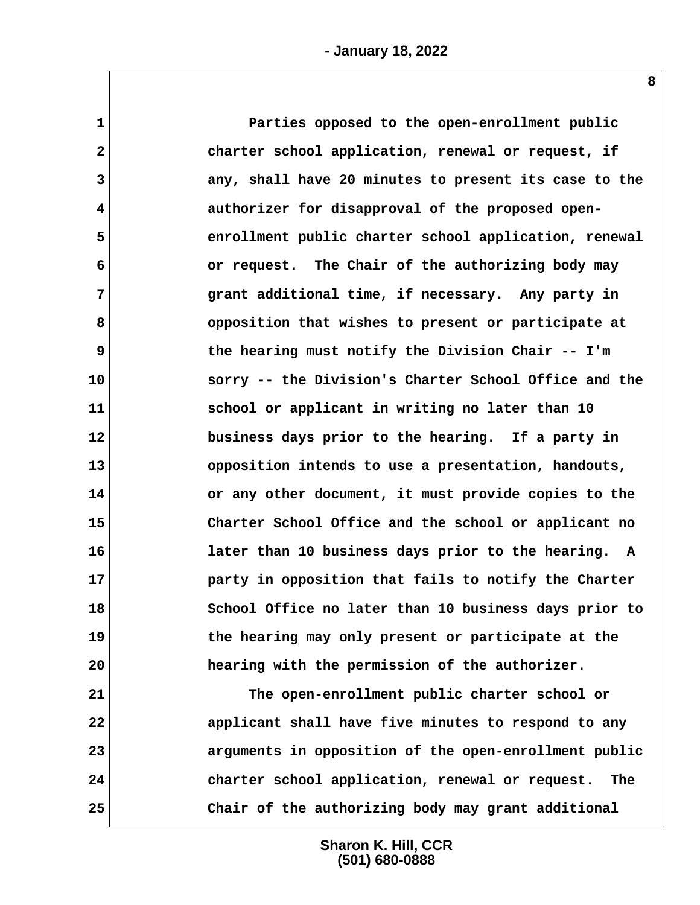Parties opposed to the open-enrollment public charter school application, renewal or request, if any, shall have 20 minutes to present its case to the authorizer for disapproval of the proposed open-enrollment public charter school application, renewal or request. The Chair of the authorizing body may grant additional time, if necessary. Any party in opposition that wishes to present or participate at the hearing must notify the Division Chair -- I'm sorry -- the Division's Charter School Office and the school or applicant in writing no later than 10 business days prior to the hearing. If a party in opposition intends to use a presentation, handouts, or any other document, it must provide copies to the Charter School Office and the school or applicant no later than 10 business days prior to the hearing. A party in opposition that fails to notify the Charter School Office no later than 10 business days prior to the hearing may only present or participate at the hearing with the permission of the authorizer.

The open-enrollment public charter school or applicant shall have five minutes to respond to any arguments in opposition of the open-enrollment public charter school application, renewal or request. The Chair of the authorizing body may grant additional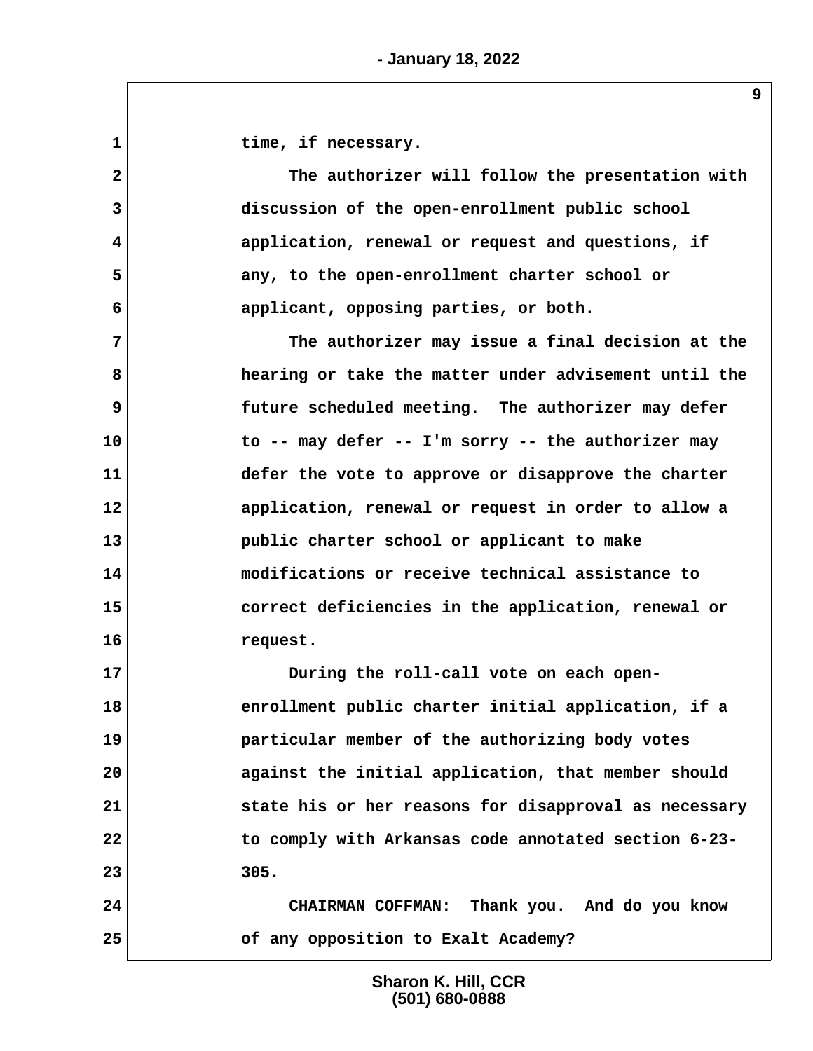time, if necessary.

The authorizer will follow the presentation with discussion of the open-enrollment public school application, renewal or request and questions, if any, to the open-enrollment charter school or applicant, opposing parties, or both.

The authorizer may issue a final decision at the hearing or take the matter under advisement until the future scheduled meeting. The authorizer may defer to -- may defer -- I'm sorry -- the authorizer may defer the vote to approve or disapprove the charter application, renewal or request in order to allow a public charter school or applicant to make modifications or receive technical assistance to correct deficiencies in the application, renewal or request.

During the roll-call vote on each open-enrollment public charter initial application, if a particular member of the authorizing body votes against the initial application, that member should state his or her reasons for disapproval as necessary to comply with Arkansas code annotated section 6-23-305.

CHAIRMAN COFFMAN: Thank you. And do you know of any opposition to Exalt Academy?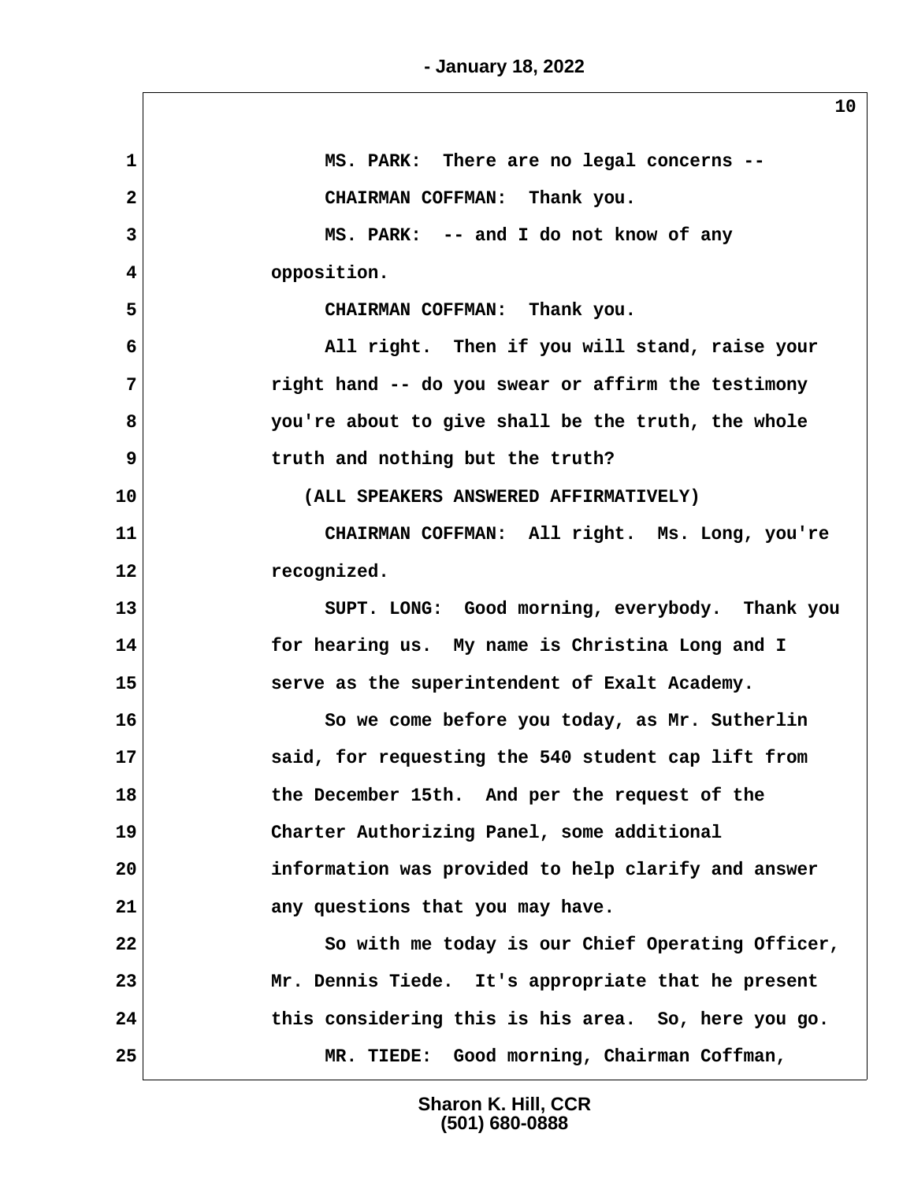MS. PARK: There are no legal concerns --

CHAIRMAN COFFMAN: Thank you.

MS. PARK: -- and I do not know of any opposition.

CHAIRMAN COFFMAN: Thank you.

All right. Then if you will stand, raise your right hand -- do you swear or affirm the testimony you're about to give shall be the truth, the whole truth and nothing but the truth?

(ALL SPEAKERS ANSWERED AFFIRMATIVELY)

CHAIRMAN COFFMAN: All right. Ms. Long, you're recognized.

SUPT. LONG: Good morning, everybody. Thank you for hearing us. My name is Christina Long and I serve as the superintendent of Exalt Academy.

So we come before you today, as Mr. Sutherlin said, for requesting the 540 student cap lift from the December 15th. And per the request of the Charter Authorizing Panel, some additional information was provided to help clarify and answer any questions that you may have.

So with me today is our Chief Operating Officer, Mr. Dennis Tiede. It's appropriate that he present this considering this is his area. So, here you go.

MR. TIEDE: Good morning, Chairman Coffman,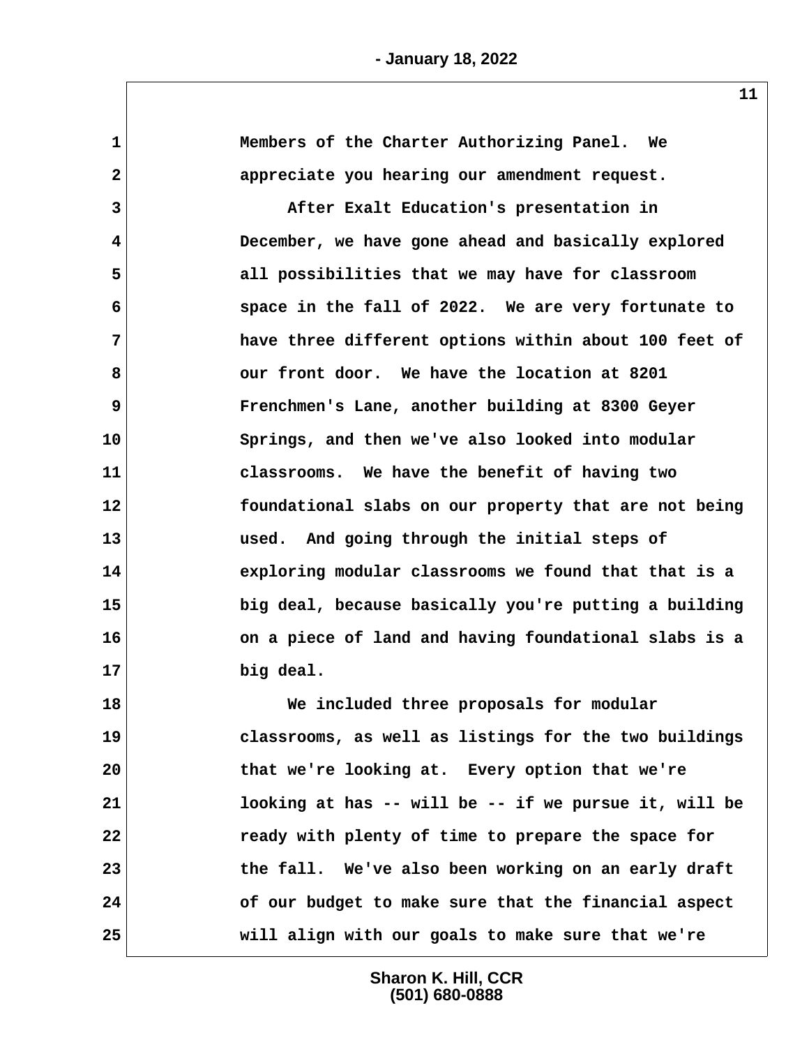Members of the Charter Authorizing Panel. We appreciate you hearing our amendment request.

After Exalt Education's presentation in December, we have gone ahead and basically explored all possibilities that we may have for classroom space in the fall of 2022. We are very fortunate to have three different options within about 100 feet of our front door. We have the location at 8201 Frenchmen's Lane, another building at 8300 Geyer Springs, and then we've also looked into modular classrooms. We have the benefit of having two foundational slabs on our property that are not being used. And going through the initial steps of exploring modular classrooms we found that that is a big deal, because basically you're putting a building on a piece of land and having foundational slabs is a big deal.

We included three proposals for modular classrooms, as well as listings for the two buildings that we're looking at. Every option that we're looking at has -- will be -- if we pursue it, will be ready with plenty of time to prepare the space for the fall. We've also been working on an early draft of our budget to make sure that the financial aspect will align with our goals to make sure that we're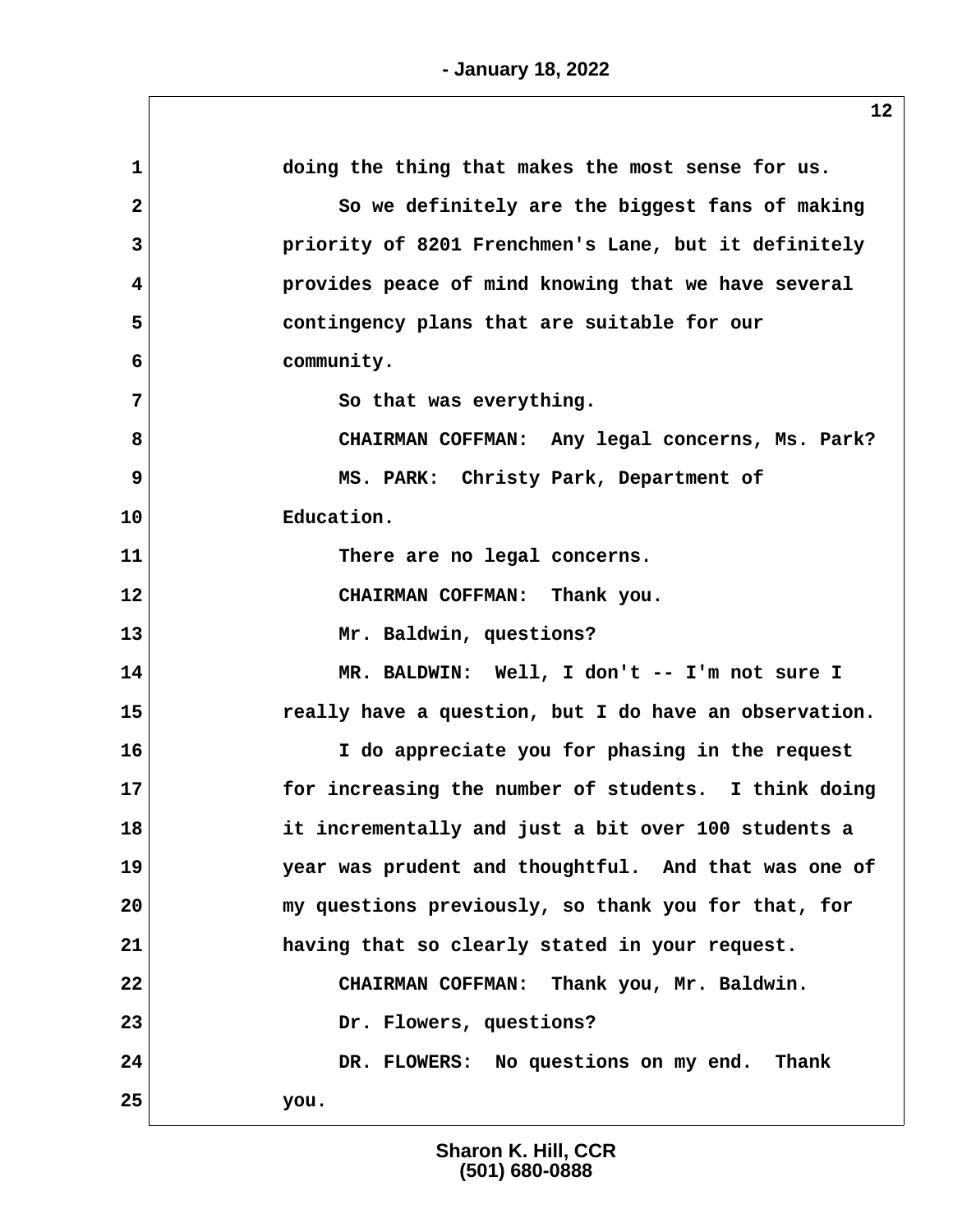doing the thing that makes the most sense for us.

So we definitely are the biggest fans of making priority of 8201 Frenchmen's Lane, but it definitely provides peace of mind knowing that we have several contingency plans that are suitable for our community.

So that was everything.

CHAIRMAN COFFMAN: Any legal concerns, Ms. Park?

MS. PARK: Christy Park, Department of Education.

There are no legal concerns.

CHAIRMAN COFFMAN: Thank you.

Mr. Baldwin, questions?

MR. BALDWIN: Well, I don't -- I'm not sure I really have a question, but I do have an observation.

I do appreciate you for phasing in the request for increasing the number of students. I think doing it incrementally and just a bit over 100 students a year was prudent and thoughtful. And that was one of my questions previously, so thank you for that, for having that so clearly stated in your request.

CHAIRMAN COFFMAN: Thank you, Mr. Baldwin.

Dr. Flowers, questions?

DR. FLOWERS: No questions on my end. Thank you.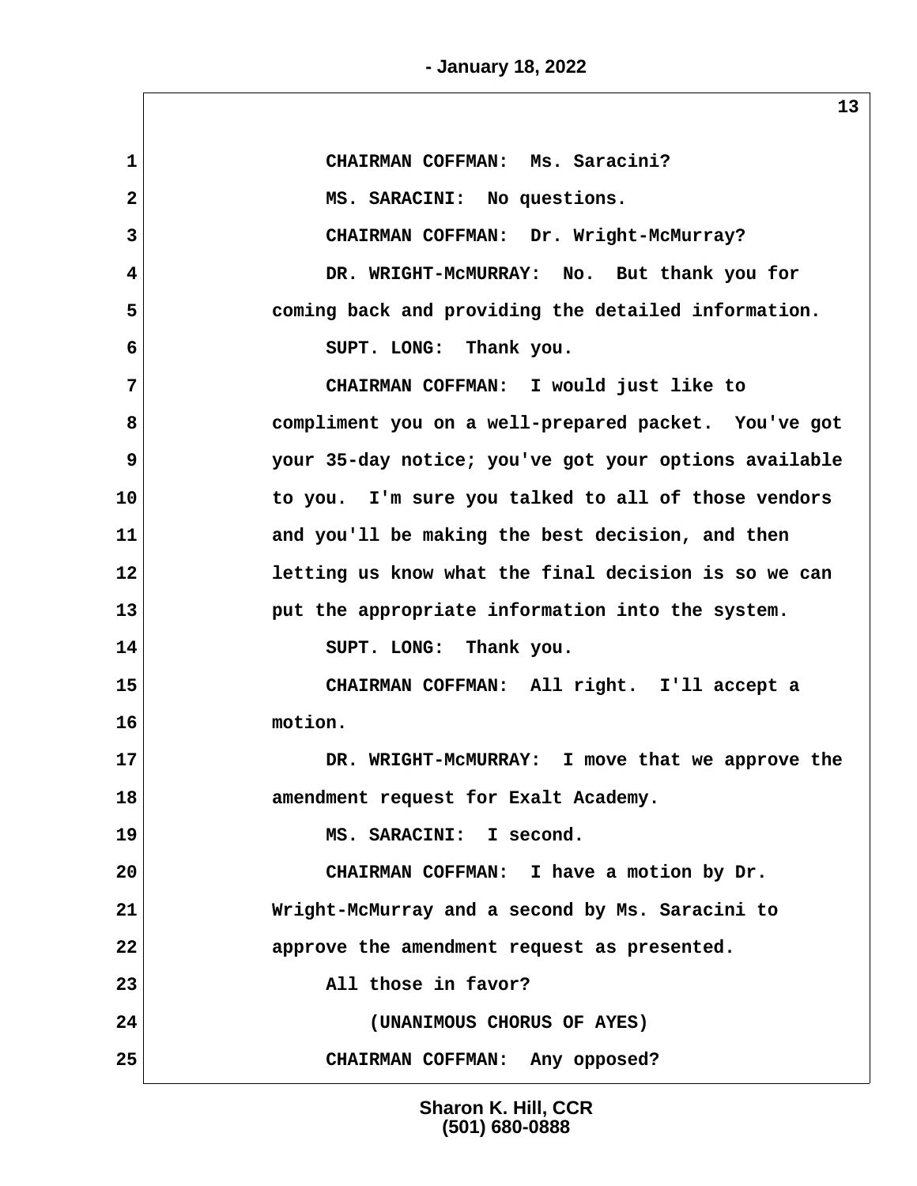CHAIRMAN COFFMAN: Ms. Saracini?

MS. SARACINI: No questions.

CHAIRMAN COFFMAN: Dr. Wright-McMurray?

DR. WRIGHT-McMURRAY: No. But thank you for coming back and providing the detailed information.

SUPT. LONG: Thank you.

CHAIRMAN COFFMAN: I would just like to compliment you on a well-prepared packet. You've got your 35-day notice; you've got your options available to you. I'm sure you talked to all of those vendors and you'll be making the best decision, and then letting us know what the final decision is so we can put the appropriate information into the system.

SUPT. LONG: Thank you.

CHAIRMAN COFFMAN: All right. I'll accept a motion.

DR. WRIGHT-McMURRAY: I move that we approve the amendment request for Exalt Academy.

MS. SARACINI: I second.

CHAIRMAN COFFMAN: I have a motion by Dr. Wright-McMurray and a second by Ms. Saracini to approve the amendment request as presented.

All those in favor?

(UNANIMOUS CHORUS OF AYES)

CHAIRMAN COFFMAN: Any opposed?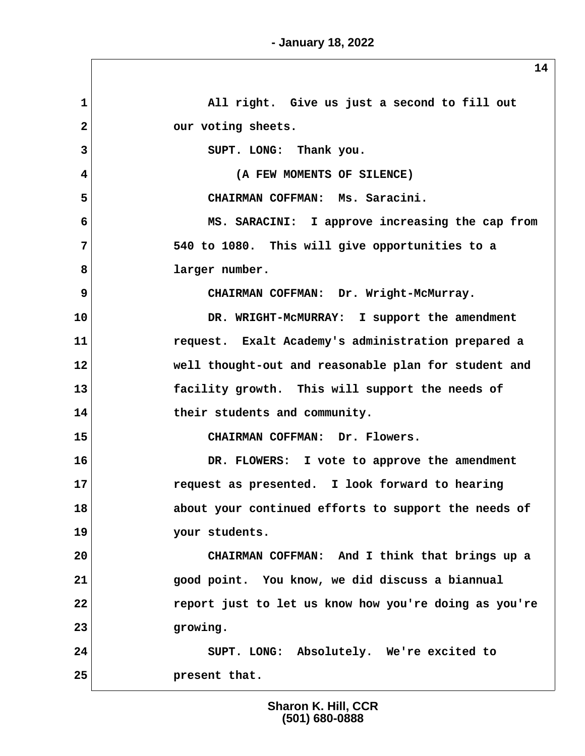All right. Give us just a second to fill out our voting sheets.

SUPT. LONG: Thank you.

(A FEW MOMENTS OF SILENCE)

CHAIRMAN COFFMAN: Ms. Saracini.

MS. SARACINI: I approve increasing the cap from 540 to 1080. This will give opportunities to a larger number.

CHAIRMAN COFFMAN: Dr. Wright-McMurray.

DR. WRIGHT-McMURRAY: I support the amendment request. Exalt Academy's administration prepared a well thought-out and reasonable plan for student and facility growth. This will support the needs of their students and community.

CHAIRMAN COFFMAN: Dr. Flowers.

DR. FLOWERS: I vote to approve the amendment request as presented. I look forward to hearing about your continued efforts to support the needs of your students.

CHAIRMAN COFFMAN: And I think that brings up a good point. You know, we did discuss a biannual report just to let us know how you're doing as you're growing.

SUPT. LONG: Absolutely. We're excited to present that.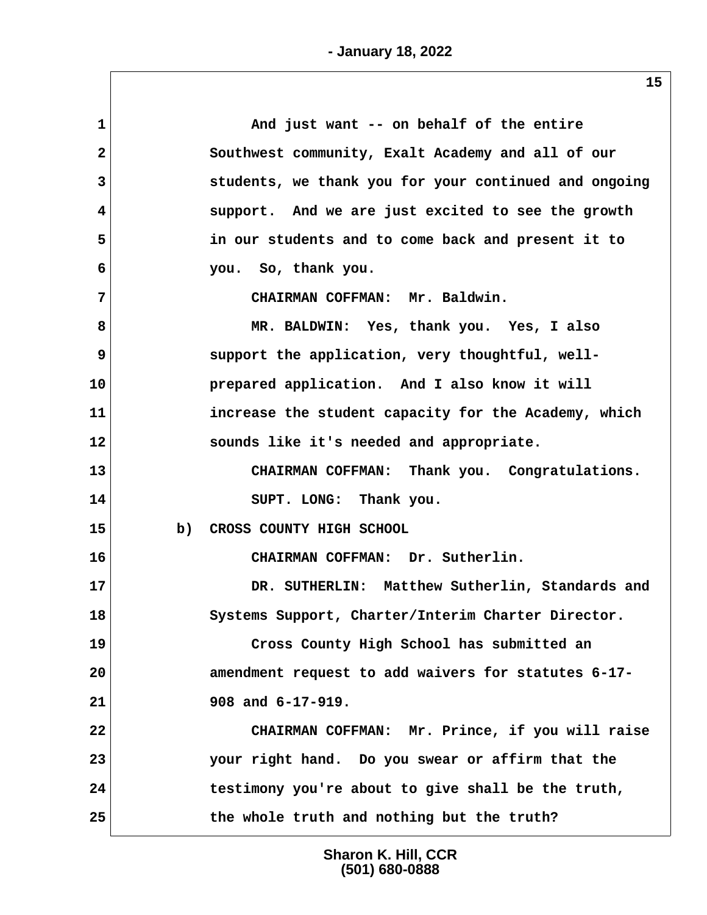And just want -- on behalf of the entire Southwest community, Exalt Academy and all of our students, we thank you for your continued and ongoing support. And we are just excited to see the growth in our students and to come back and present it to you. So, thank you.

CHAIRMAN COFFMAN: Mr. Baldwin.

MR. BALDWIN: Yes, thank you. Yes, I also support the application, very thoughtful, well-prepared application. And I also know it will increase the student capacity for the Academy, which sounds like it's needed and appropriate.

CHAIRMAN COFFMAN: Thank you. Congratulations.

SUPT. LONG: Thank you.

b) CROSS COUNTY HIGH SCHOOL

CHAIRMAN COFFMAN: Dr. Sutherlin.

DR. SUTHERLIN: Matthew Sutherlin, Standards and Systems Support, Charter/Interim Charter Director.

Cross County High School has submitted an amendment request to add waivers for statutes 6-17-908 and 6-17-919.

CHAIRMAN COFFMAN: Mr. Prince, if you will raise your right hand. Do you swear or affirm that the testimony you're about to give shall be the truth, the whole truth and nothing but the truth?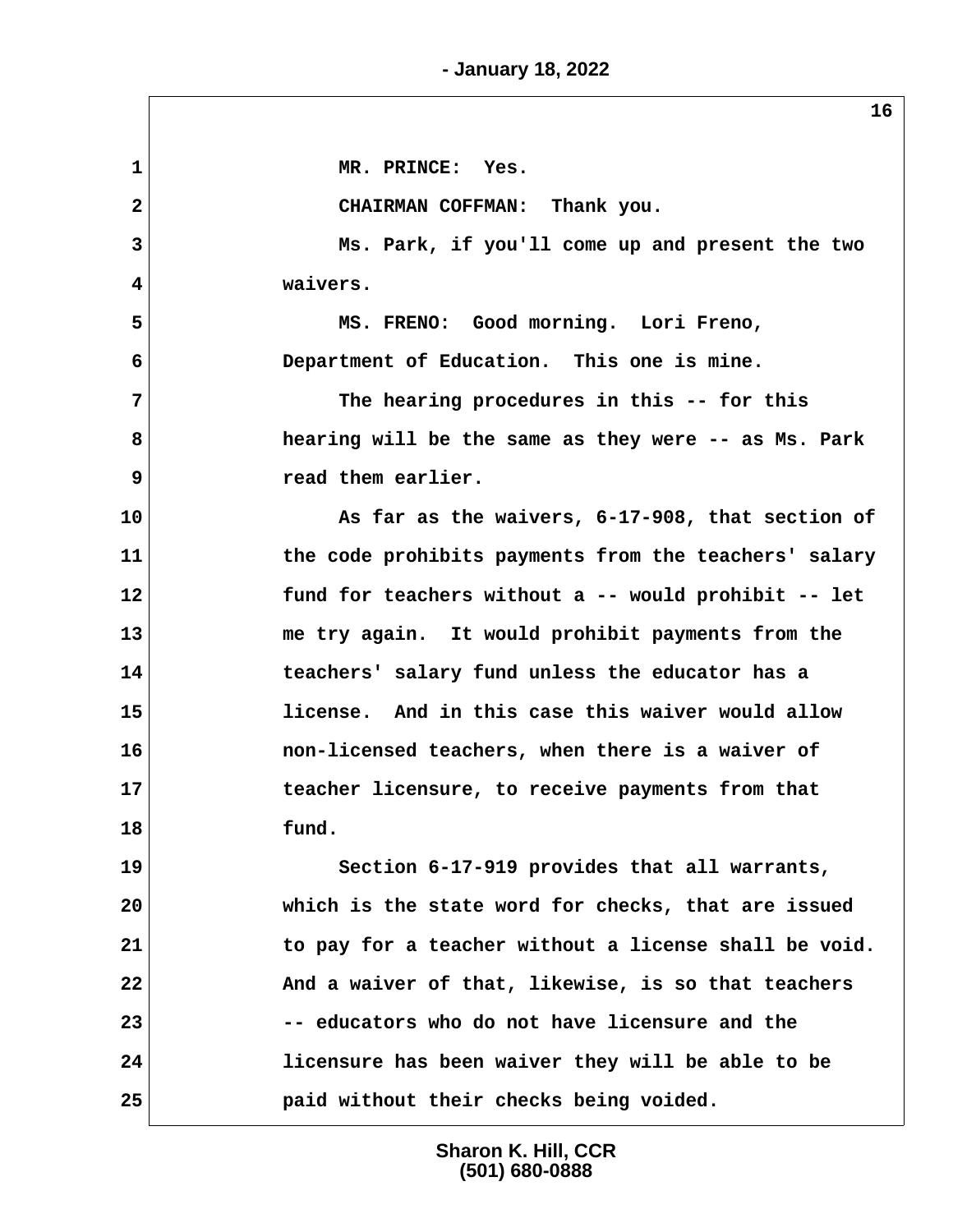MR. PRINCE: Yes.

CHAIRMAN COFFMAN: Thank you.

Ms. Park, if you'll come up and present the two waivers.

MS. FRENO: Good morning. Lori Freno, Department of Education. This one is mine.

The hearing procedures in this -- for this hearing will be the same as they were -- as Ms. Park read them earlier.

As far as the waivers, 6-17-908, that section of the code prohibits payments from the teachers' salary fund for teachers without a -- would prohibit -- let me try again. It would prohibit payments from the teachers' salary fund unless the educator has a license. And in this case this waiver would allow non-licensed teachers, when there is a waiver of teacher licensure, to receive payments from that fund.

Section 6-17-919 provides that all warrants, which is the state word for checks, that are issued to pay for a teacher without a license shall be void. And a waiver of that, likewise, is so that teachers -- educators who do not have licensure and the licensure has been waiver they will be able to be paid without their checks being voided.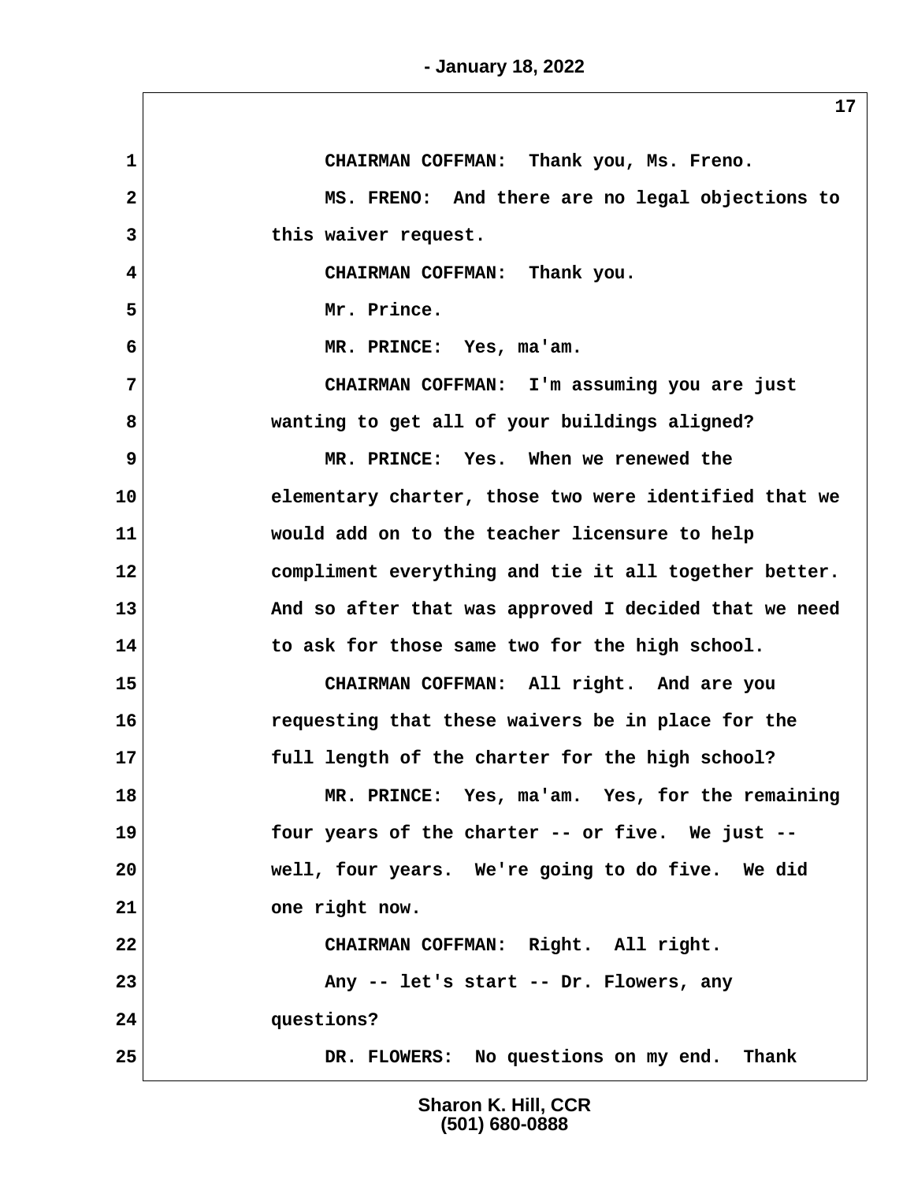CHAIRMAN COFFMAN: Thank you, Ms. Freno.

MS. FRENO: And there are no legal objections to this waiver request.

CHAIRMAN COFFMAN: Thank you.

Mr. Prince.

MR. PRINCE: Yes, ma'am.

CHAIRMAN COFFMAN: I'm assuming you are just wanting to get all of your buildings aligned?

MR. PRINCE: Yes. When we renewed the elementary charter, those two were identified that we would add on to the teacher licensure to help compliment everything and tie it all together better. And so after that was approved I decided that we need to ask for those same two for the high school.

CHAIRMAN COFFMAN: All right. And are you requesting that these waivers be in place for the full length of the charter for the high school?

MR. PRINCE: Yes, ma'am. Yes, for the remaining four years of the charter -- or five. We just -- well, four years. We're going to do five. We did one right now.

CHAIRMAN COFFMAN: Right. All right.

Any -- let's start -- Dr. Flowers, any questions?

DR. FLOWERS: No questions on my end. Thank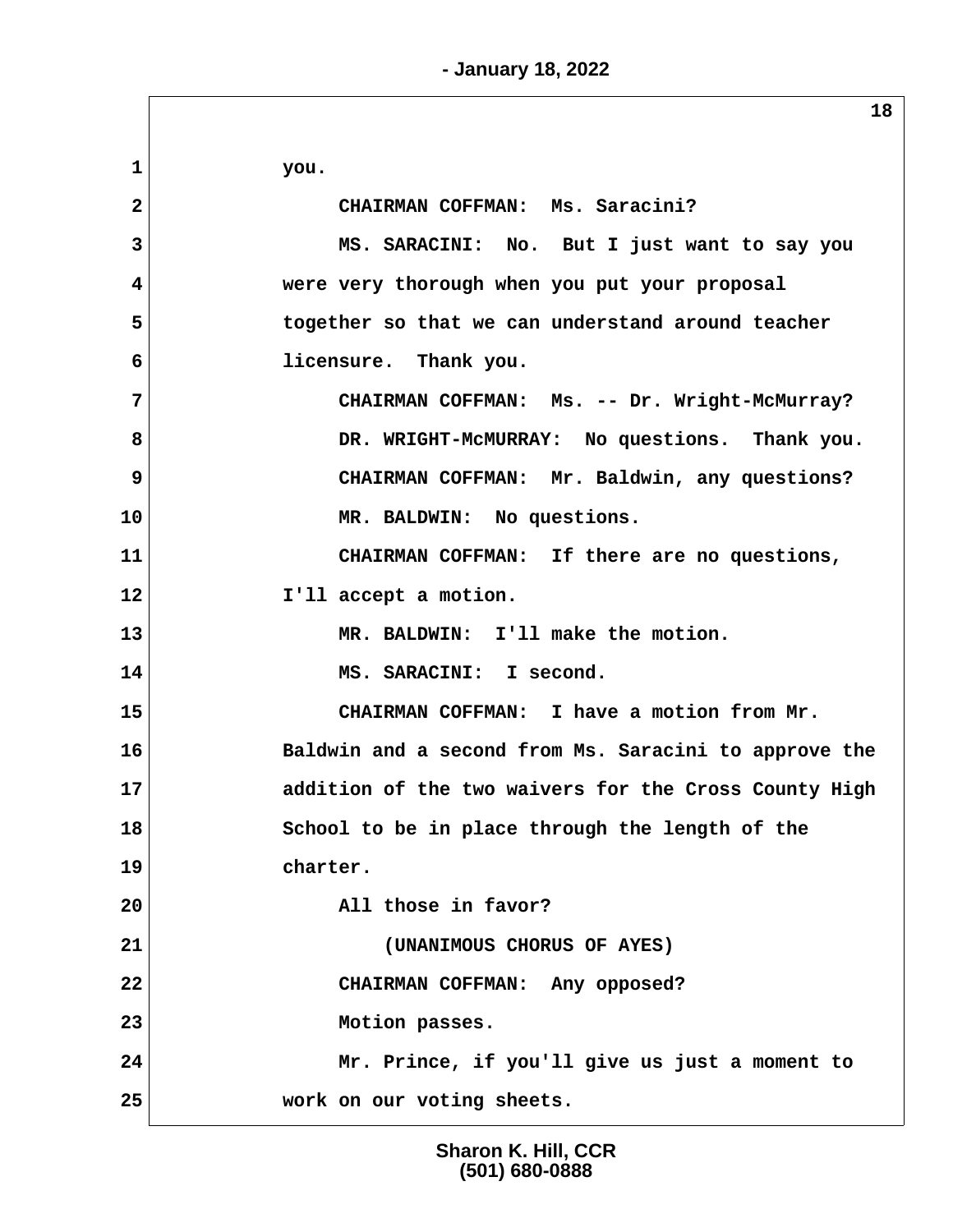you.

CHAIRMAN COFFMAN: Ms. Saracini?

MS. SARACINI: No. But I just want to say you were very thorough when you put your proposal together so that we can understand around teacher licensure. Thank you.

CHAIRMAN COFFMAN: Ms. -- Dr. Wright-McMurray?

DR. WRIGHT-McMURRAY: No questions. Thank you.

CHAIRMAN COFFMAN: Mr. Baldwin, any questions?

MR. BALDWIN: No questions.

CHAIRMAN COFFMAN: If there are no questions, I'll accept a motion.

MR. BALDWIN: I'll make the motion.

MS. SARACINI: I second.

CHAIRMAN COFFMAN: I have a motion from Mr. Baldwin and a second from Ms. Saracini to approve the addition of the two waivers for the Cross County High School to be in place through the length of the charter.

All those in favor?

(UNANIMOUS CHORUS OF AYES)

CHAIRMAN COFFMAN: Any opposed?

Motion passes.

Mr. Prince, if you'll give us just a moment to work on our voting sheets.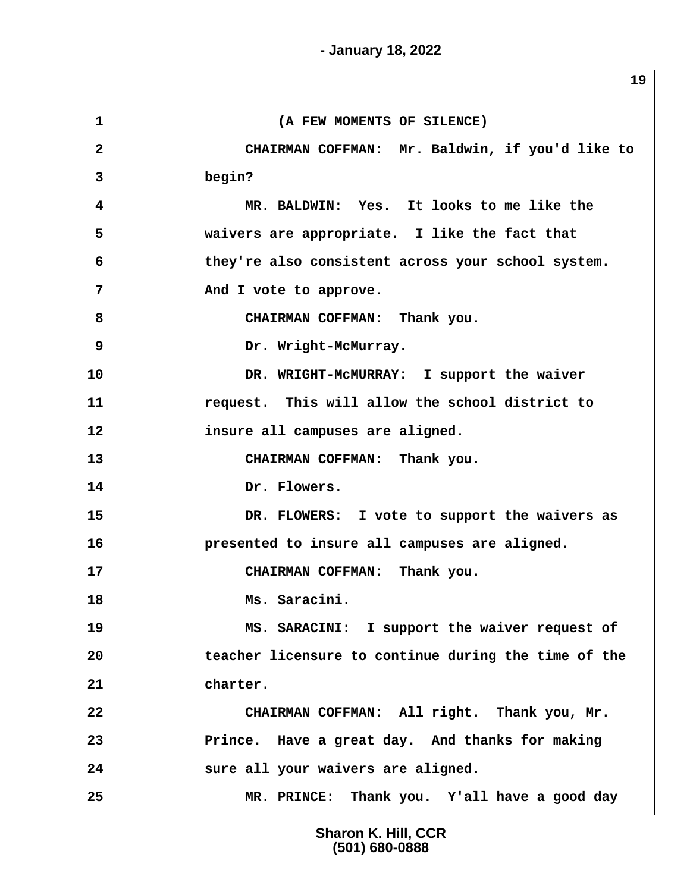(A FEW MOMENTS OF SILENCE)

CHAIRMAN COFFMAN: Mr. Baldwin, if you'd like to begin?

MR. BALDWIN: Yes. It looks to me like the waivers are appropriate. I like the fact that they're also consistent across your school system. And I vote to approve.

CHAIRMAN COFFMAN: Thank you.

Dr. Wright-McMurray.

DR. WRIGHT-McMURRAY: I support the waiver request. This will allow the school district to insure all campuses are aligned.

CHAIRMAN COFFMAN: Thank you.

Dr. Flowers.

DR. FLOWERS: I vote to support the waivers as presented to insure all campuses are aligned.

CHAIRMAN COFFMAN: Thank you.

Ms. Saracini.

MS. SARACINI: I support the waiver request of teacher licensure to continue during the time of the charter.

CHAIRMAN COFFMAN: All right. Thank you, Mr. Prince. Have a great day. And thanks for making sure all your waivers are aligned.

MR. PRINCE: Thank you. Y'all have a good day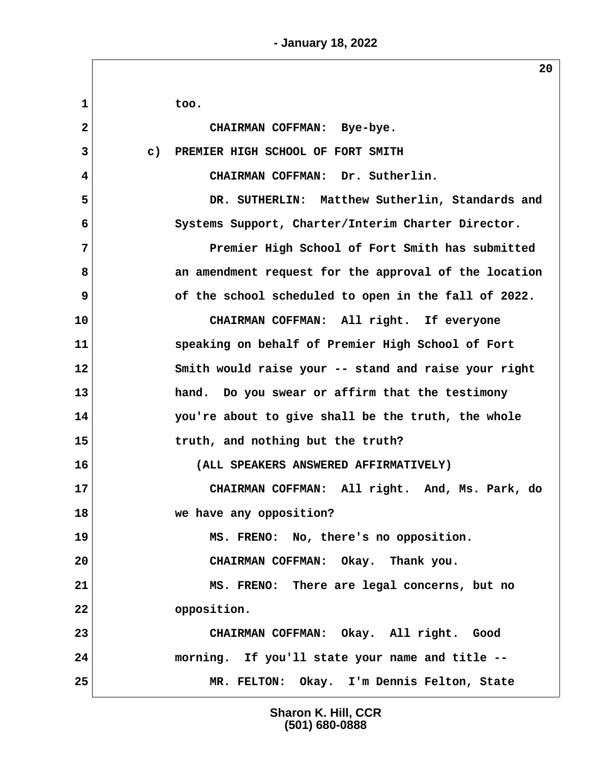1 too.

2 CHAIRMAN COFFMAN: Bye-bye.

3 c) PREMIER HIGH SCHOOL OF FORT SMITH

4 CHAIRMAN COFFMAN: Dr. Sutherlin.

5 DR. SUTHERLIN: Matthew Sutherlin, Standards and

6 Systems Support, Charter/Interim Charter Director.

7 Premier High School of Fort Smith has submitted

8 an amendment request for the approval of the location

9 of the school scheduled to open in the fall of 2022.

10 CHAIRMAN COFFMAN: All right. If everyone

11 speaking on behalf of Premier High School of Fort

12 Smith would raise your -- stand and raise your right

13 hand. Do you swear or affirm that the testimony

14 you're about to give shall be the truth, the whole

15 truth, and nothing but the truth?

16 (ALL SPEAKERS ANSWERED AFFIRMATIVELY)

17 CHAIRMAN COFFMAN: All right. And, Ms. Park, do

18 we have any opposition?

19 MS. FRENO: No, there's no opposition.

20 CHAIRMAN COFFMAN: Okay. Thank you.

21 MS. FRENO: There are legal concerns, but no

22 opposition.

23 CHAIRMAN COFFMAN: Okay. All right. Good

24 morning. If you'll state your name and title --

25 MR. FELTON: Okay. I'm Dennis Felton, State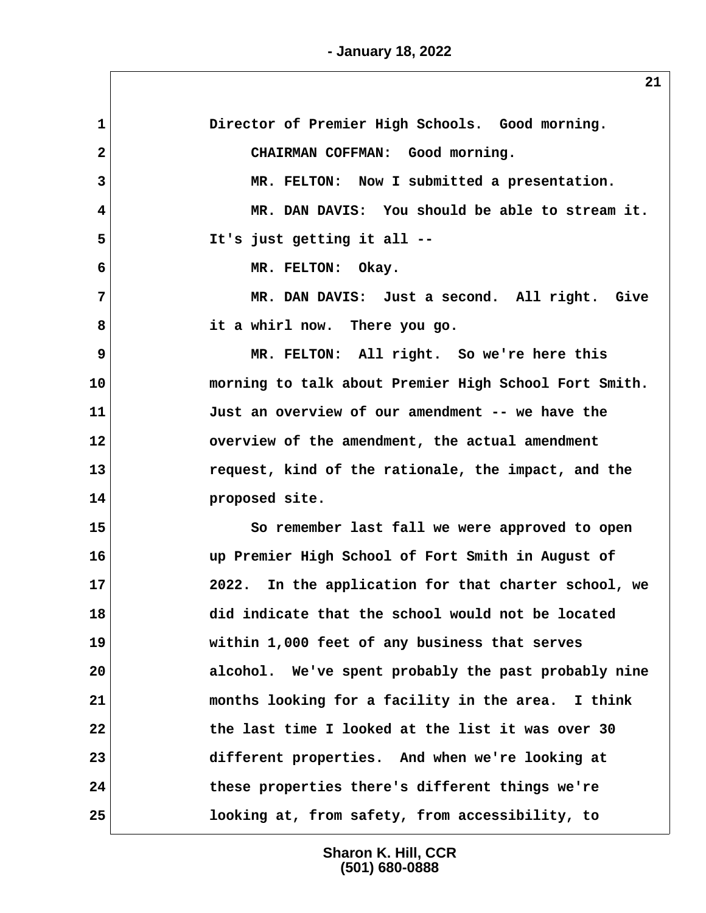Director of Premier High Schools. Good morning.

CHAIRMAN COFFMAN: Good morning.

MR. FELTON: Now I submitted a presentation.

MR. DAN DAVIS: You should be able to stream it. It's just getting it all --

MR. FELTON: Okay.

MR. DAN DAVIS: Just a second. All right. Give it a whirl now. There you go.

MR. FELTON: All right. So we're here this morning to talk about Premier High School Fort Smith. Just an overview of our amendment -- we have the overview of the amendment, the actual amendment request, kind of the rationale, the impact, and the proposed site.

So remember last fall we were approved to open up Premier High School of Fort Smith in August of 2022. In the application for that charter school, we did indicate that the school would not be located within 1,000 feet of any business that serves alcohol. We've spent probably the past probably nine months looking for a facility in the area. I think the last time I looked at the list it was over 30 different properties. And when we're looking at these properties there's different things we're looking at, from safety, from accessibility, to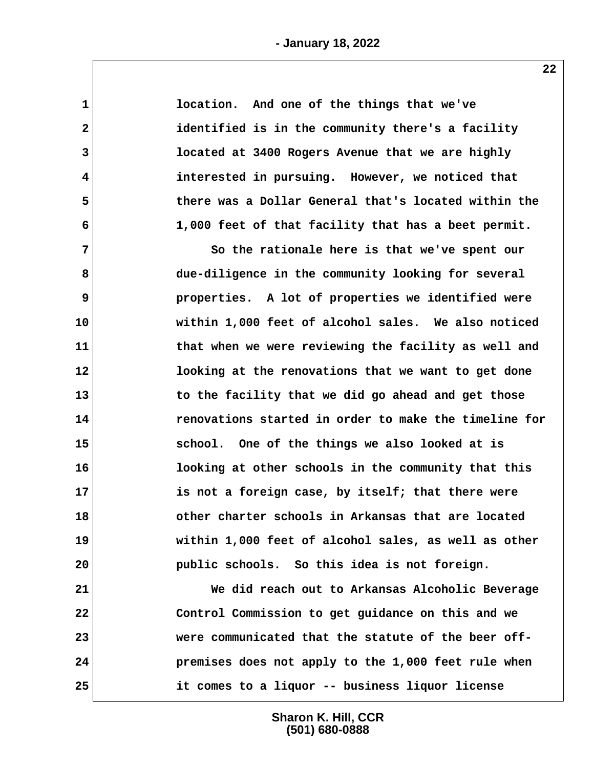location. And one of the things that we've identified is in the community there's a facility located at 3400 Rogers Avenue that we are highly interested in pursuing. However, we noticed that there was a Dollar General that's located within the 1,000 feet of that facility that has a beet permit.

So the rationale here is that we've spent our due-diligence in the community looking for several properties. A lot of properties we identified were within 1,000 feet of alcohol sales. We also noticed that when we were reviewing the facility as well and looking at the renovations that we want to get done to the facility that we did go ahead and get those renovations started in order to make the timeline for school. One of the things we also looked at is looking at other schools in the community that this is not a foreign case, by itself; that there were other charter schools in Arkansas that are located within 1,000 feet of alcohol sales, as well as other public schools. So this idea is not foreign.

We did reach out to Arkansas Alcoholic Beverage Control Commission to get guidance on this and we were communicated that the statute of the beer off-premises does not apply to the 1,000 feet rule when it comes to a liquor -- business liquor license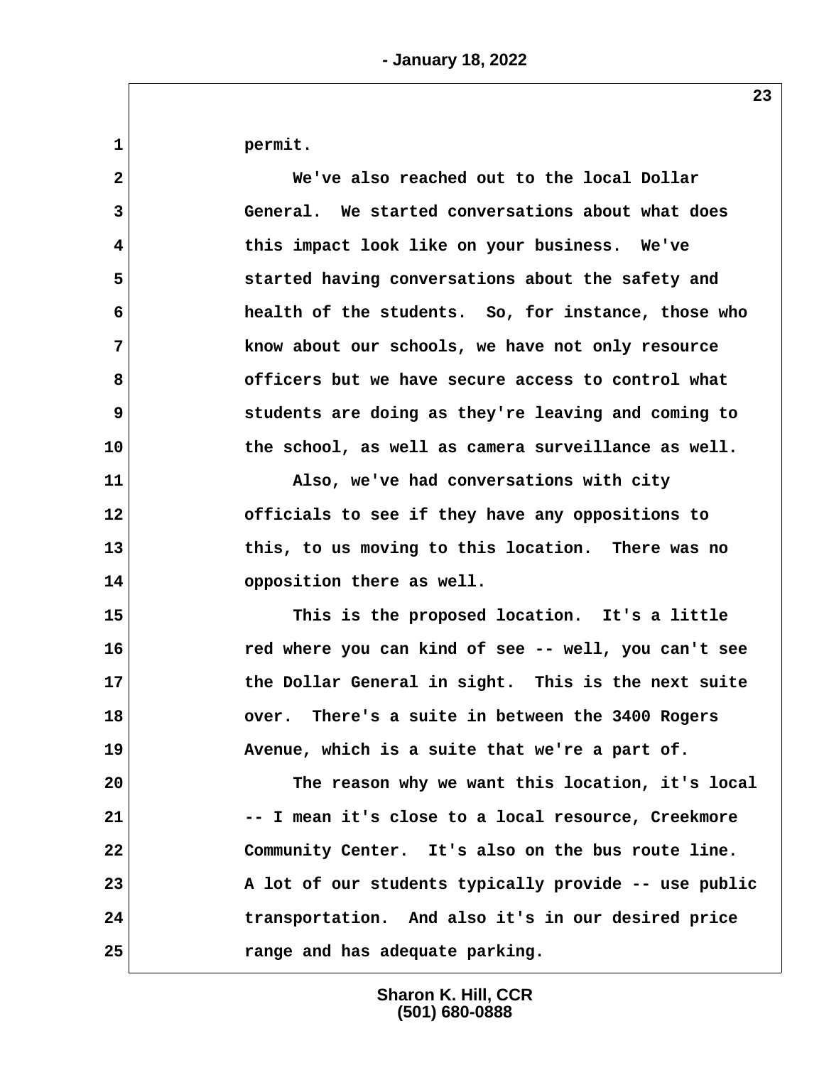permit.

We've also reached out to the local Dollar General. We started conversations about what does this impact look like on your business. We've started having conversations about the safety and health of the students. So, for instance, those who know about our schools, we have not only resource officers but we have secure access to control what students are doing as they're leaving and coming to the school, as well as camera surveillance as well.

Also, we've had conversations with city officials to see if they have any oppositions to this, to us moving to this location. There was no opposition there as well.

This is the proposed location. It's a little red where you can kind of see -- well, you can't see the Dollar General in sight. This is the next suite over. There's a suite in between the 3400 Rogers Avenue, which is a suite that we're a part of.

The reason why we want this location, it's local -- I mean it's close to a local resource, Creekmore Community Center. It's also on the bus route line. A lot of our students typically provide -- use public transportation. And also it's in our desired price range and has adequate parking.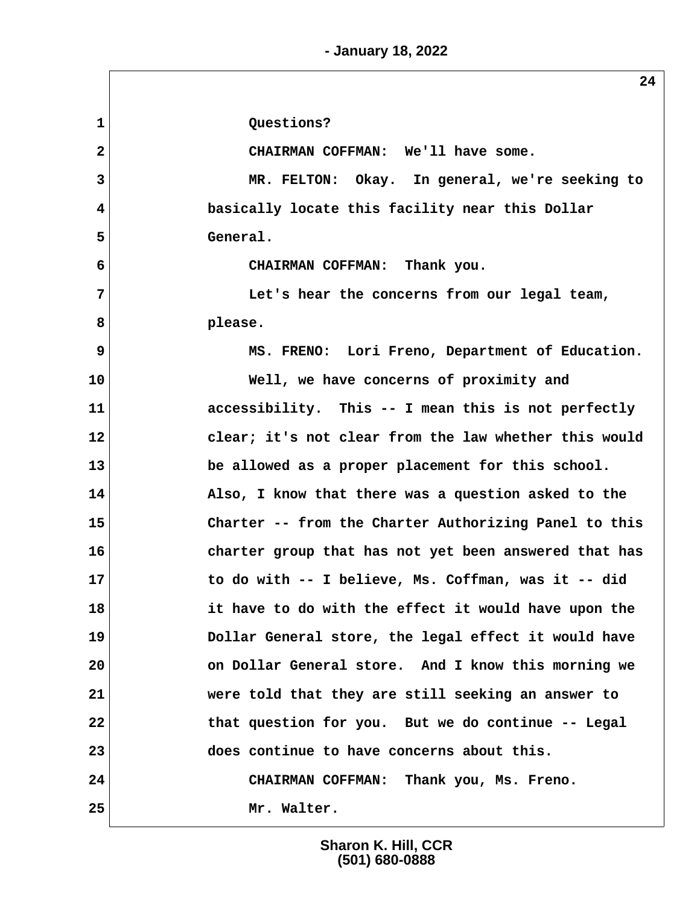Questions?

CHAIRMAN COFFMAN: We'll have some.

MR. FELTON: Okay. In general, we're seeking to basically locate this facility near this Dollar General.

CHAIRMAN COFFMAN: Thank you.

Let's hear the concerns from our legal team, please.

MS. FRENO: Lori Freno, Department of Education.

Well, we have concerns of proximity and accessibility. This -- I mean this is not perfectly clear; it's not clear from the law whether this would be allowed as a proper placement for this school. Also, I know that there was a question asked to the Charter -- from the Charter Authorizing Panel to this charter group that has not yet been answered that has to do with -- I believe, Ms. Coffman, was it -- did it have to do with the effect it would have upon the Dollar General store, the legal effect it would have on Dollar General store. And I know this morning we were told that they are still seeking an answer to that question for you. But we do continue -- Legal does continue to have concerns about this.

CHAIRMAN COFFMAN: Thank you, Ms. Freno.

Mr. Walter.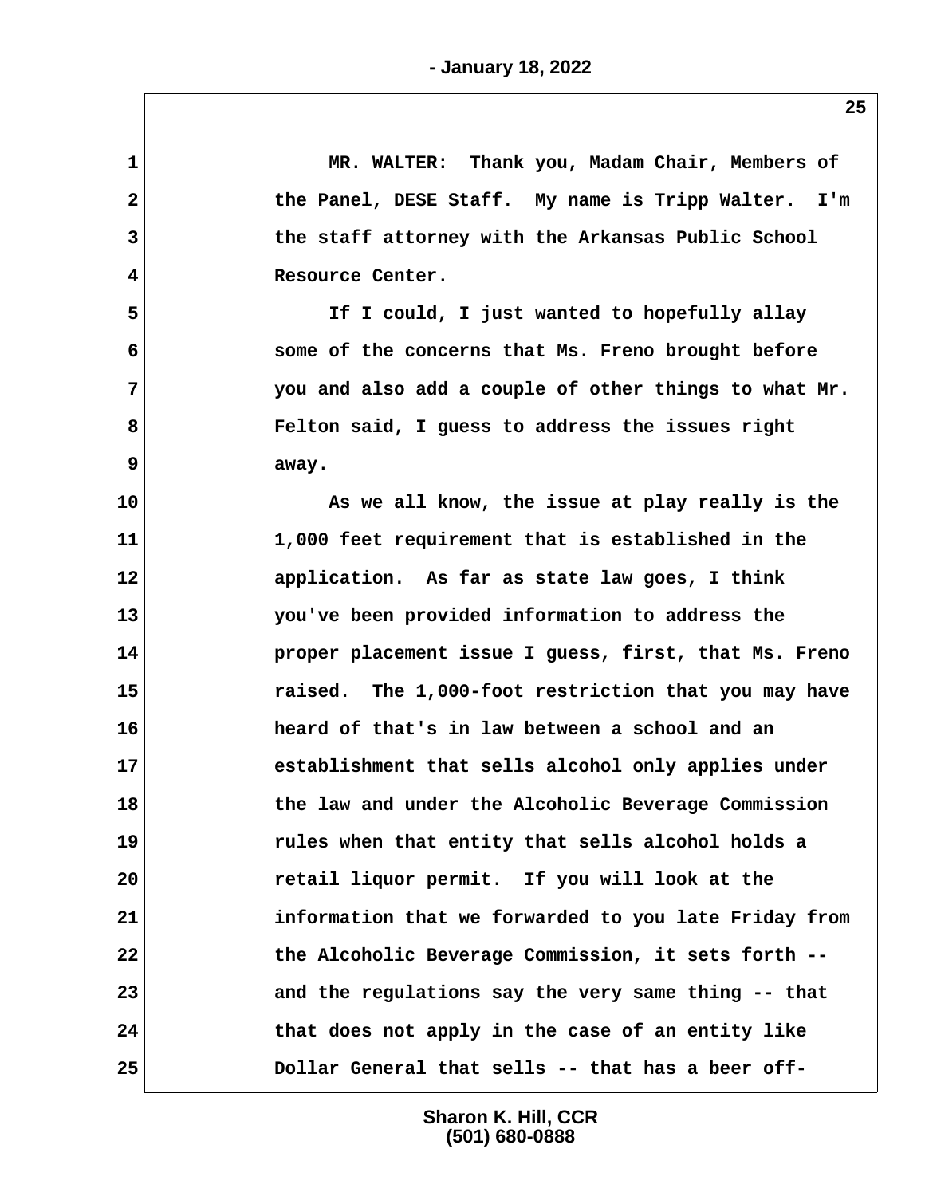MR. WALTER: Thank you, Madam Chair, Members of the Panel, DESE Staff. My name is Tripp Walter. I'm the staff attorney with the Arkansas Public School Resource Center.

If I could, I just wanted to hopefully allay some of the concerns that Ms. Freno brought before you and also add a couple of other things to what Mr. Felton said, I guess to address the issues right away.

As we all know, the issue at play really is the 1,000 feet requirement that is established in the application. As far as state law goes, I think you've been provided information to address the proper placement issue I guess, first, that Ms. Freno raised. The 1,000-foot restriction that you may have heard of that's in law between a school and an establishment that sells alcohol only applies under the law and under the Alcoholic Beverage Commission rules when that entity that sells alcohol holds a retail liquor permit. If you will look at the information that we forwarded to you late Friday from the Alcoholic Beverage Commission, it sets forth -- and the regulations say the very same thing -- that that does not apply in the case of an entity like Dollar General that sells -- that has a beer off-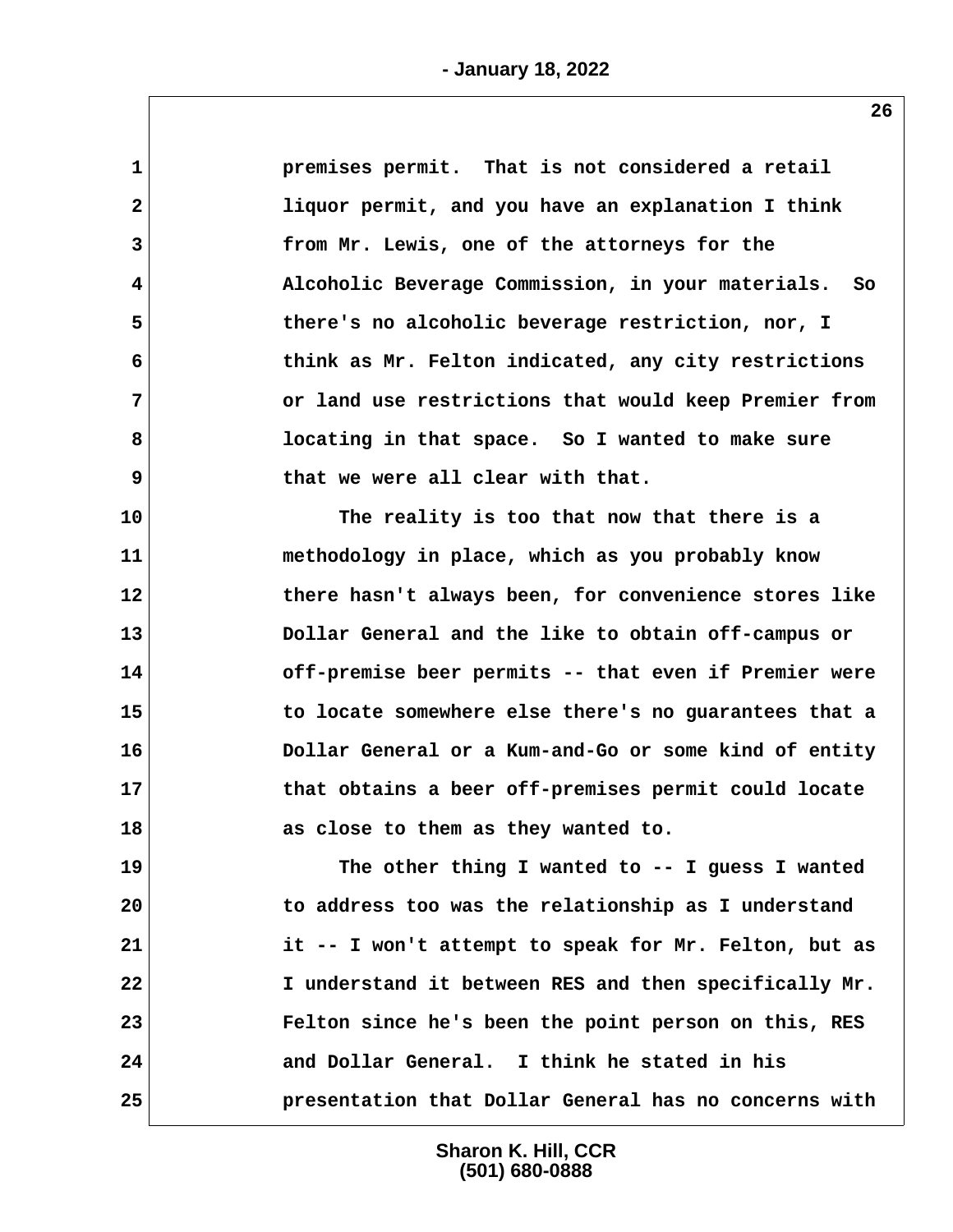premises permit. That is not considered a retail liquor permit, and you have an explanation I think from Mr. Lewis, one of the attorneys for the Alcoholic Beverage Commission, in your materials. So there's no alcoholic beverage restriction, nor, I think as Mr. Felton indicated, any city restrictions or land use restrictions that would keep Premier from locating in that space. So I wanted to make sure that we were all clear with that.

The reality is too that now that there is a methodology in place, which as you probably know there hasn't always been, for convenience stores like Dollar General and the like to obtain off-campus or off-premise beer permits -- that even if Premier were to locate somewhere else there's no guarantees that a Dollar General or a Kum-and-Go or some kind of entity that obtains a beer off-premises permit could locate as close to them as they wanted to.

The other thing I wanted to -- I guess I wanted to address too was the relationship as I understand it -- I won't attempt to speak for Mr. Felton, but as I understand it between RES and then specifically Mr. Felton since he's been the point person on this, RES and Dollar General. I think he stated in his presentation that Dollar General has no concerns with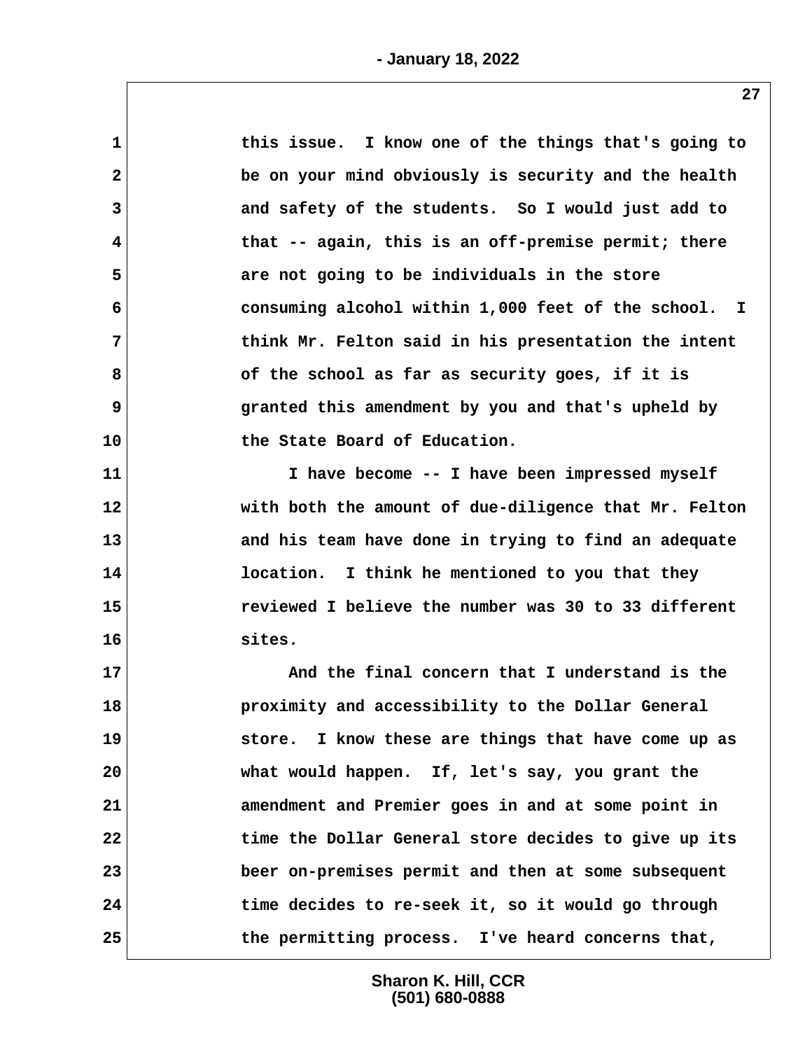this issue. I know one of the things that's going to be on your mind obviously is security and the health and safety of the students. So I would just add to that -- again, this is an off-premise permit; there are not going to be individuals in the store consuming alcohol within 1,000 feet of the school. I think Mr. Felton said in his presentation the intent of the school as far as security goes, if it is granted this amendment by you and that's upheld by the State Board of Education.

I have become -- I have been impressed myself with both the amount of due-diligence that Mr. Felton and his team have done in trying to find an adequate location. I think he mentioned to you that they reviewed I believe the number was 30 to 33 different sites.

And the final concern that I understand is the proximity and accessibility to the Dollar General store. I know these are things that have come up as what would happen. If, let's say, you grant the amendment and Premier goes in and at some point in time the Dollar General store decides to give up its beer on-premises permit and then at some subsequent time decides to re-seek it, so it would go through the permitting process. I've heard concerns that,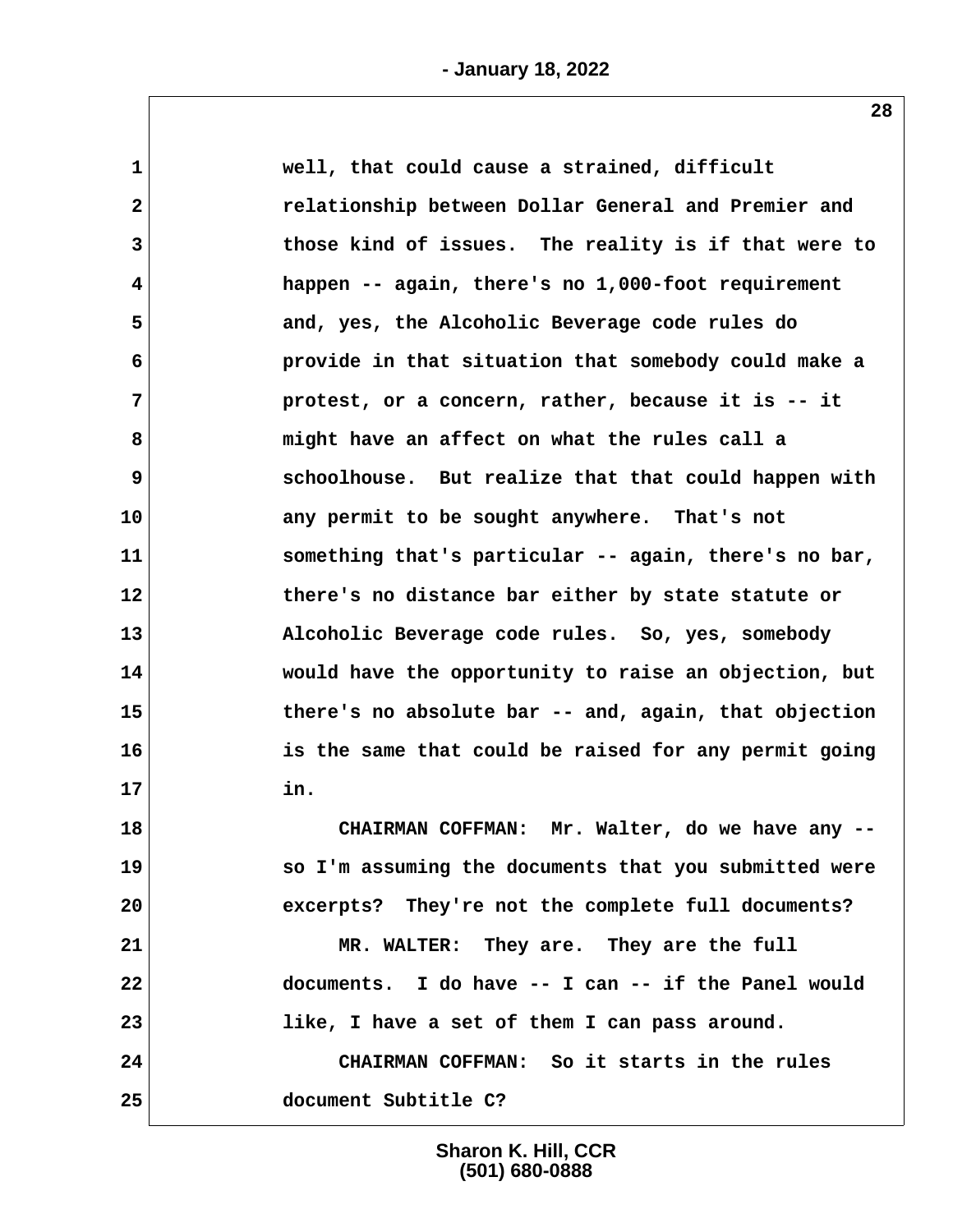well, that could cause a strained, difficult relationship between Dollar General and Premier and those kind of issues. The reality is if that were to happen -- again, there's no 1,000-foot requirement and, yes, the Alcoholic Beverage code rules do provide in that situation that somebody could make a protest, or a concern, rather, because it is -- it might have an affect on what the rules call a schoolhouse. But realize that that could happen with any permit to be sought anywhere. That's not something that's particular -- again, there's no bar, there's no distance bar either by state statute or Alcoholic Beverage code rules. So, yes, somebody would have the opportunity to raise an objection, but there's no absolute bar -- and, again, that objection is the same that could be raised for any permit going in.

CHAIRMAN COFFMAN: Mr. Walter, do we have any -- so I'm assuming the documents that you submitted were excerpts? They're not the complete full documents?

MR. WALTER: They are. They are the full documents. I do have -- I can -- if the Panel would like, I have a set of them I can pass around.

CHAIRMAN COFFMAN: So it starts in the rules document Subtitle C?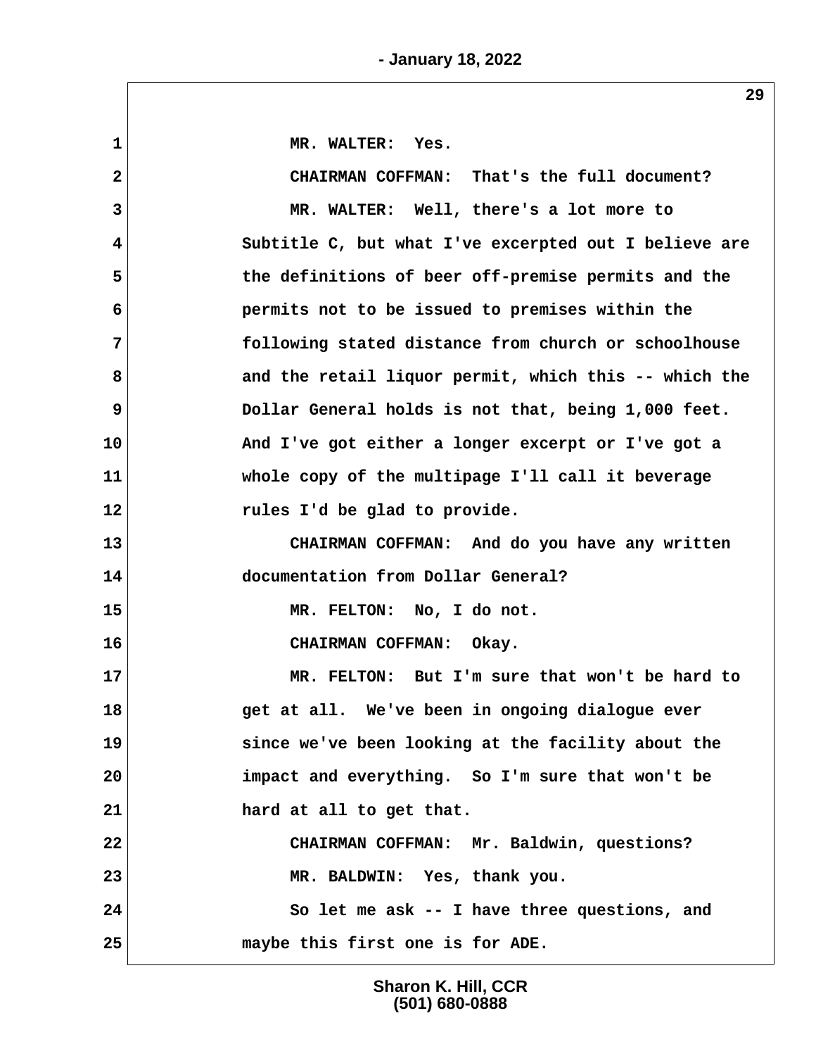MR. WALTER: Yes.

CHAIRMAN COFFMAN: That's the full document?

MR. WALTER: Well, there's a lot more to Subtitle C, but what I've excerpted out I believe are the definitions of beer off-premise permits and the permits not to be issued to premises within the following stated distance from church or schoolhouse and the retail liquor permit, which this -- which the Dollar General holds is not that, being 1,000 feet. And I've got either a longer excerpt or I've got a whole copy of the multipage I'll call it beverage rules I'd be glad to provide.

CHAIRMAN COFFMAN: And do you have any written documentation from Dollar General?

MR. FELTON: No, I do not.

CHAIRMAN COFFMAN: Okay.

MR. FELTON: But I'm sure that won't be hard to get at all. We've been in ongoing dialogue ever since we've been looking at the facility about the impact and everything. So I'm sure that won't be hard at all to get that.

CHAIRMAN COFFMAN: Mr. Baldwin, questions?

MR. BALDWIN: Yes, thank you.

So let me ask -- I have three questions, and maybe this first one is for ADE.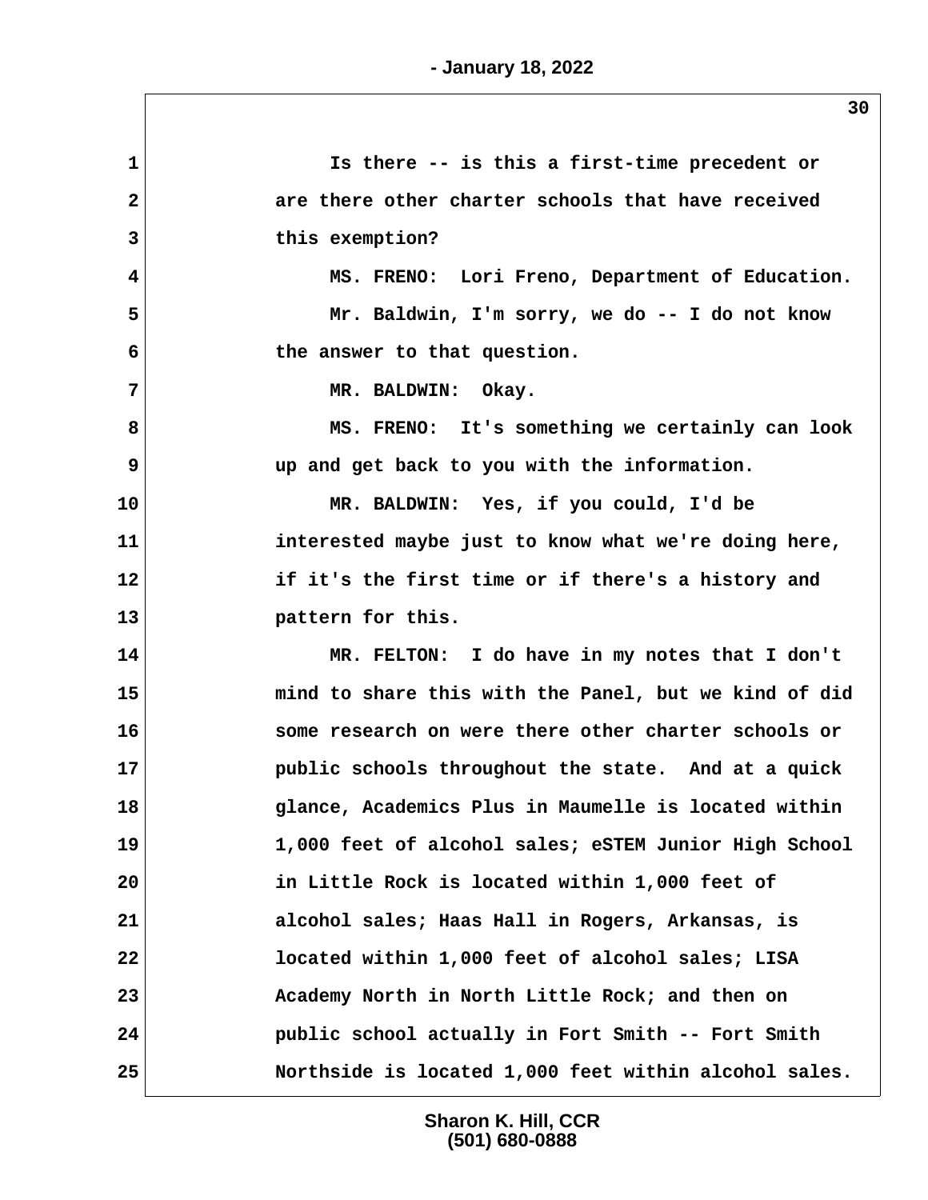Is there -- is this a first-time precedent or are there other charter schools that have received this exemption?

MS. FRENO: Lori Freno, Department of Education.

Mr. Baldwin, I'm sorry, we do -- I do not know the answer to that question.

MR. BALDWIN: Okay.

MS. FRENO: It's something we certainly can look up and get back to you with the information.

MR. BALDWIN: Yes, if you could, I'd be interested maybe just to know what we're doing here, if it's the first time or if there's a history and pattern for this.

MR. FELTON: I do have in my notes that I don't mind to share this with the Panel, but we kind of did some research on were there other charter schools or public schools throughout the state. And at a quick glance, Academics Plus in Maumelle is located within 1,000 feet of alcohol sales; eSTEM Junior High School in Little Rock is located within 1,000 feet of alcohol sales; Haas Hall in Rogers, Arkansas, is located within 1,000 feet of alcohol sales; LISA Academy North in North Little Rock; and then on public school actually in Fort Smith -- Fort Smith Northside is located 1,000 feet within alcohol sales.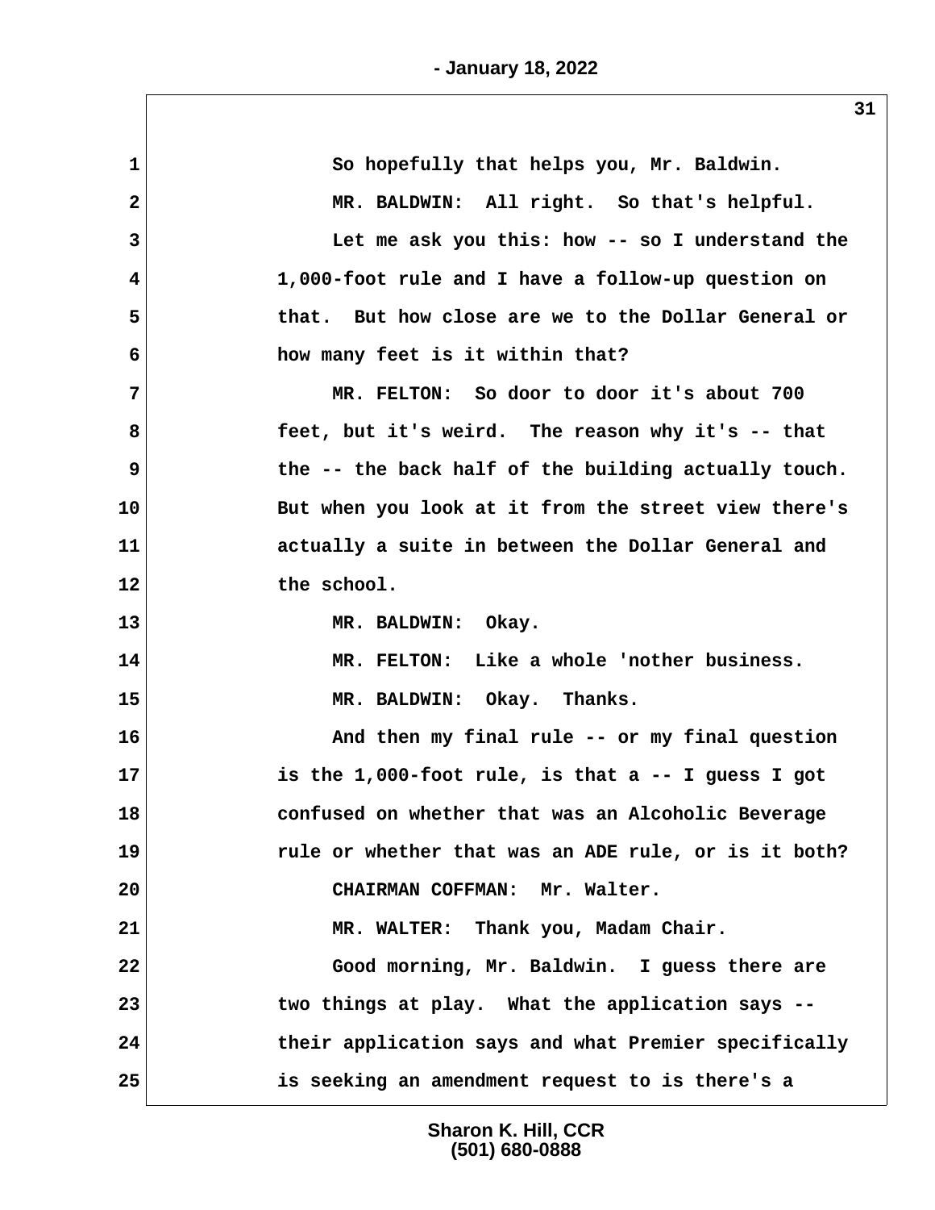1 So hopefully that helps you, Mr. Baldwin.

2 MR. BALDWIN: All right. So that's helpful.

3 Let me ask you this: how -- so I understand the

4 1,000-foot rule and I have a follow-up question on

5 that. But how close are we to the Dollar General or

6 how many feet is it within that?

7 MR. FELTON: So door to door it's about 700

8 feet, but it's weird. The reason why it's -- that

9 the -- the back half of the building actually touch.

10 But when you look at it from the street view there's

11 actually a suite in between the Dollar General and

12 the school.

13 MR. BALDWIN: Okay.

14 MR. FELTON: Like a whole 'nother business.

15 MR. BALDWIN: Okay. Thanks.

16 And then my final rule -- or my final question

17 is the 1,000-foot rule, is that a -- I guess I got

18 confused on whether that was an Alcoholic Beverage

19 rule or whether that was an ADE rule, or is it both?

20 CHAIRMAN COFFMAN: Mr. Walter.

21 MR. WALTER: Thank you, Madam Chair.

22 Good morning, Mr. Baldwin. I guess there are

23 two things at play. What the application says --

24 their application says and what Premier specifically

25 is seeking an amendment request to is there's a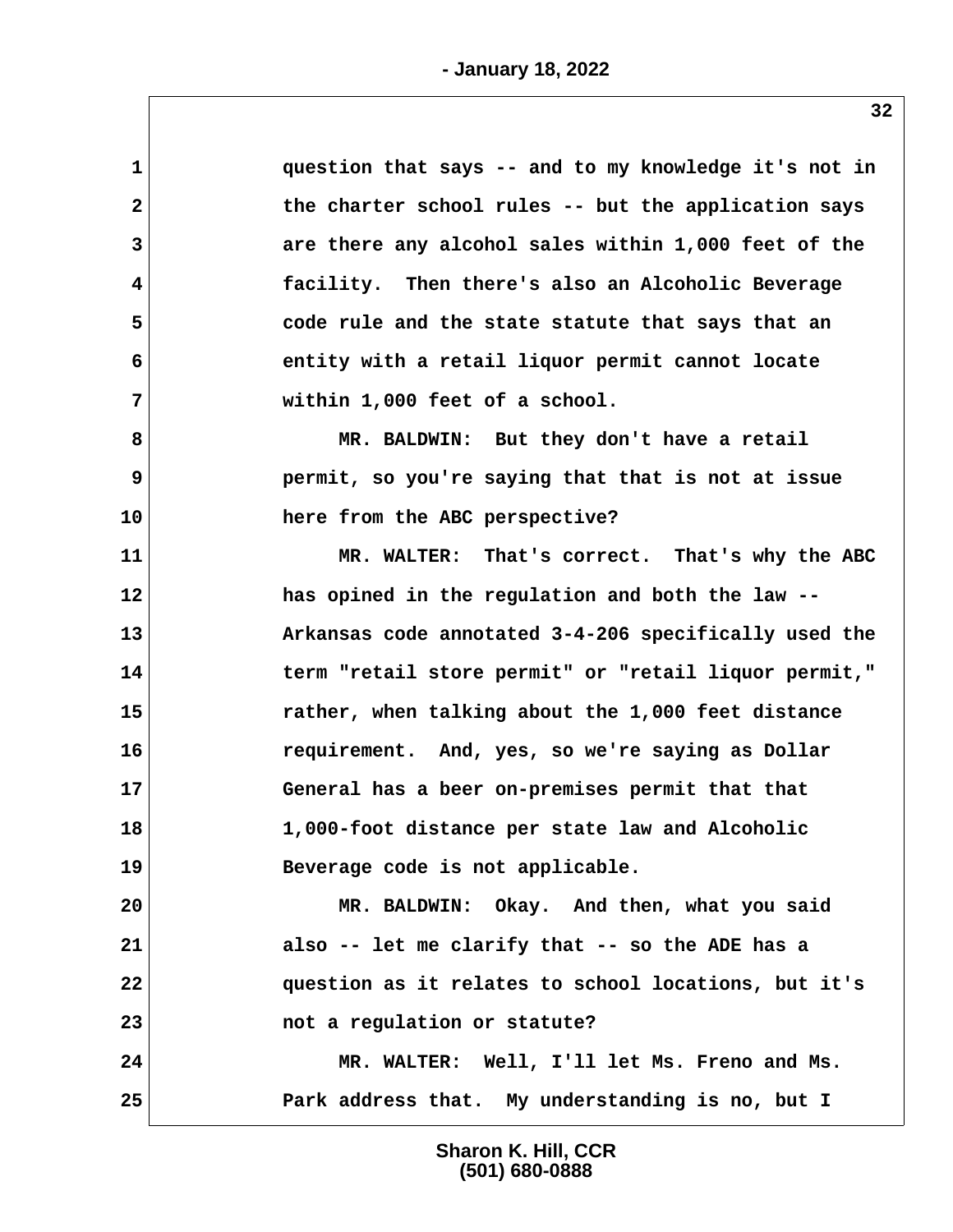1 question that says -- and to my knowledge it's not in
2 the charter school rules -- but the application says
3 are there any alcohol sales within 1,000 feet of the
4 facility. Then there's also an Alcoholic Beverage
5 code rule and the state statute that says that an
6 entity with a retail liquor permit cannot locate
7 within 1,000 feet of a school.
8 MR. BALDWIN: But they don't have a retail
9 permit, so you're saying that that is not at issue
10 here from the ABC perspective?
11 MR. WALTER: That's correct. That's why the ABC
12 has opined in the regulation and both the law --
13 Arkansas code annotated 3-4-206 specifically used the
14 term "retail store permit" or "retail liquor permit,"
15 rather, when talking about the 1,000 feet distance
16 requirement. And, yes, so we're saying as Dollar
17 General has a beer on-premises permit that that
18 1,000-foot distance per state law and Alcoholic
19 Beverage code is not applicable.
20 MR. BALDWIN: Okay. And then, what you said
21 also -- let me clarify that -- so the ADE has a
22 question as it relates to school locations, but it's
23 not a regulation or statute?
24 MR. WALTER: Well, I'll let Ms. Freno and Ms.
25 Park address that. My understanding is no, but I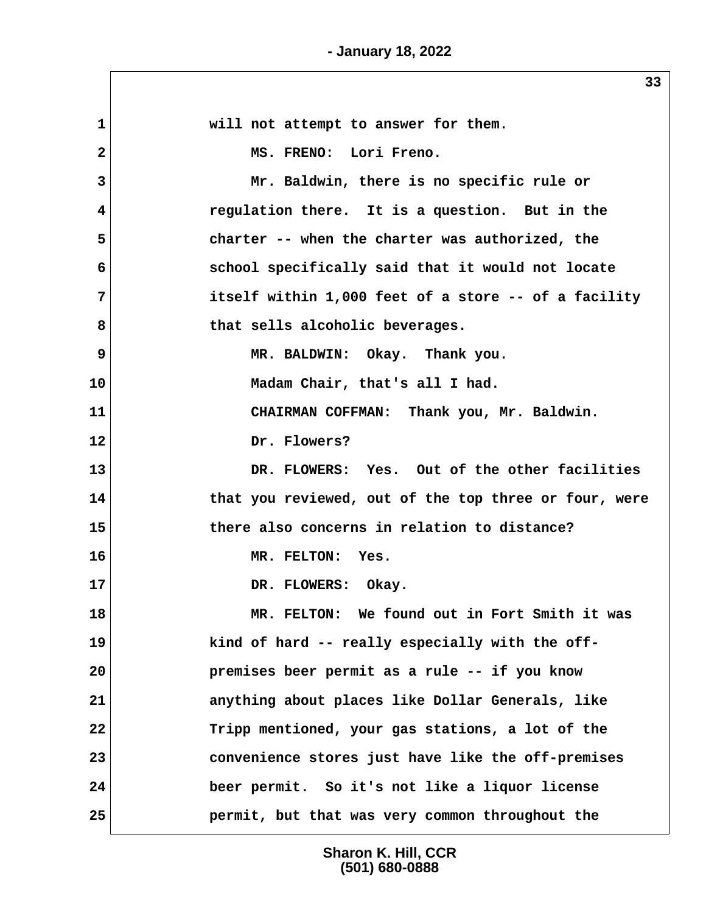will not attempt to answer for them.

MS. FRENO: Lori Freno.

Mr. Baldwin, there is no specific rule or regulation there. It is a question. But in the charter -- when the charter was authorized, the school specifically said that it would not locate itself within 1,000 feet of a store -- of a facility that sells alcoholic beverages.

MR. BALDWIN: Okay. Thank you.

Madam Chair, that's all I had.

CHAIRMAN COFFMAN: Thank you, Mr. Baldwin.

Dr. Flowers?

DR. FLOWERS: Yes. Out of the other facilities that you reviewed, out of the top three or four, were there also concerns in relation to distance?

MR. FELTON: Yes.

DR. FLOWERS: Okay.

MR. FELTON: We found out in Fort Smith it was kind of hard -- really especially with the off-premises beer permit as a rule -- if you know anything about places like Dollar Generals, like Tripp mentioned, your gas stations, a lot of the convenience stores just have like the off-premises beer permit. So it's not like a liquor license permit, but that was very common throughout the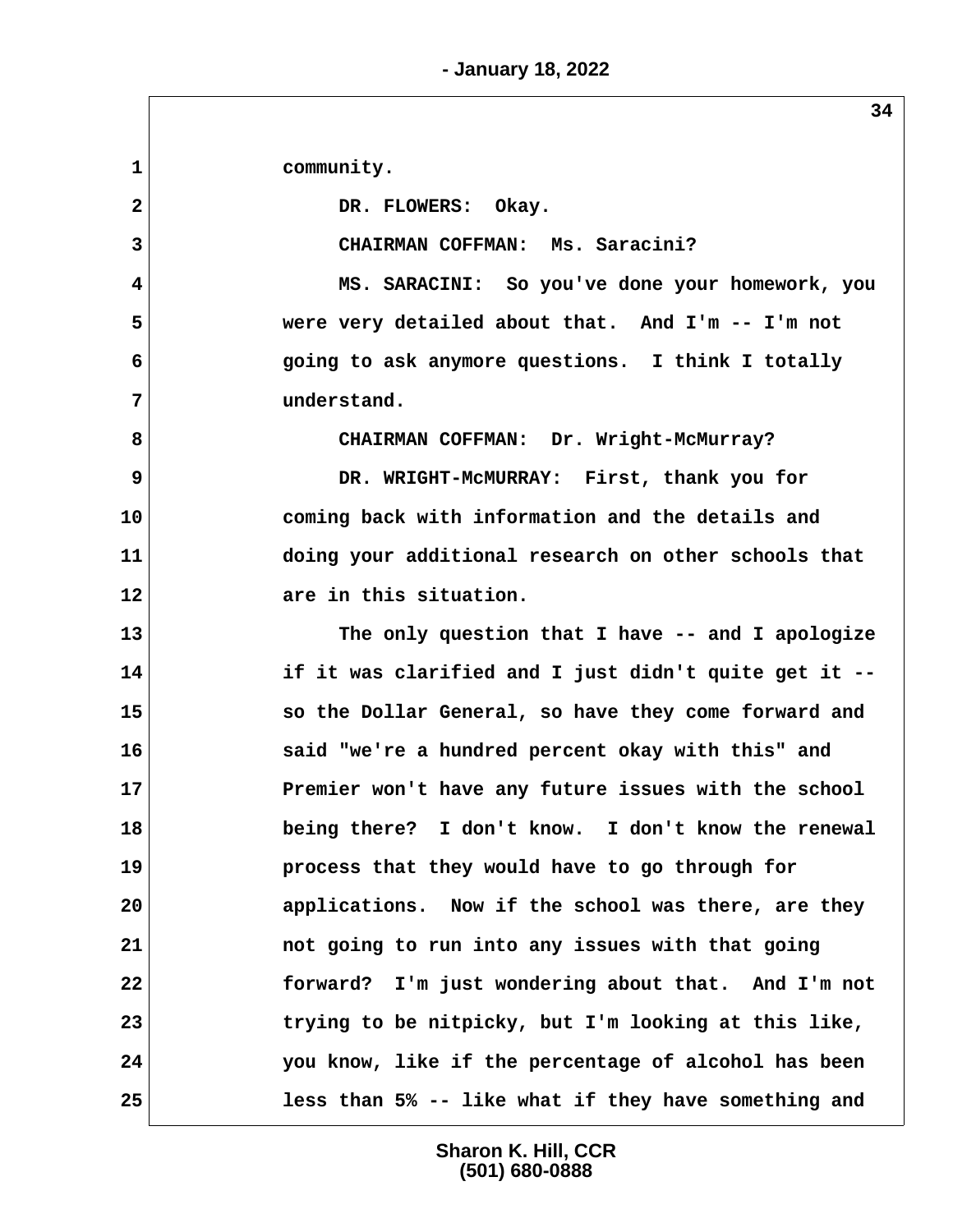community.

DR. FLOWERS: Okay.

CHAIRMAN COFFMAN: Ms. Saracini?

MS. SARACINI: So you've done your homework, you were very detailed about that. And I'm -- I'm not going to ask anymore questions. I think I totally understand.

CHAIRMAN COFFMAN: Dr. Wright-McMurray?

DR. WRIGHT-McMURRAY: First, thank you for coming back with information and the details and doing your additional research on other schools that are in this situation.

The only question that I have -- and I apologize if it was clarified and I just didn't quite get it -- so the Dollar General, so have they come forward and said "we're a hundred percent okay with this" and Premier won't have any future issues with the school being there? I don't know. I don't know the renewal process that they would have to go through for applications. Now if the school was there, are they not going to run into any issues with that going forward? I'm just wondering about that. And I'm not trying to be nitpicky, but I'm looking at this like, you know, like if the percentage of alcohol has been less than 5% -- like what if they have something and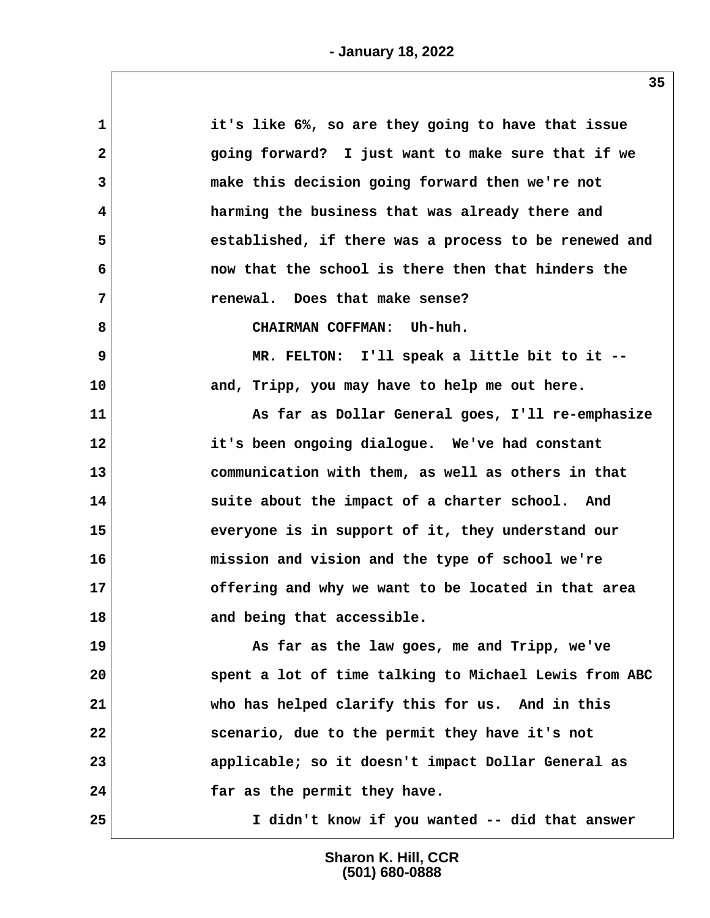1 it's like 6%, so are they going to have that issue
2 going forward? I just want to make sure that if we
3 make this decision going forward then we're not
4 harming the business that was already there and
5 established, if there was a process to be renewed and
6 now that the school is there then that hinders the
7 renewal. Does that make sense?
8 CHAIRMAN COFFMAN: Uh-huh.
9 MR. FELTON: I'll speak a little bit to it --
10 and, Tripp, you may have to help me out here.
11 As far as Dollar General goes, I'll re-emphasize
12 it's been ongoing dialogue. We've had constant
13 communication with them, as well as others in that
14 suite about the impact of a charter school. And
15 everyone is in support of it, they understand our
16 mission and vision and the type of school we're
17 offering and why we want to be located in that area
18 and being that accessible.
19 As far as the law goes, me and Tripp, we've
20 spent a lot of time talking to Michael Lewis from ABC
21 who has helped clarify this for us. And in this
22 scenario, due to the permit they have it's not
23 applicable; so it doesn't impact Dollar General as
24 far as the permit they have.
25 I didn't know if you wanted -- did that answer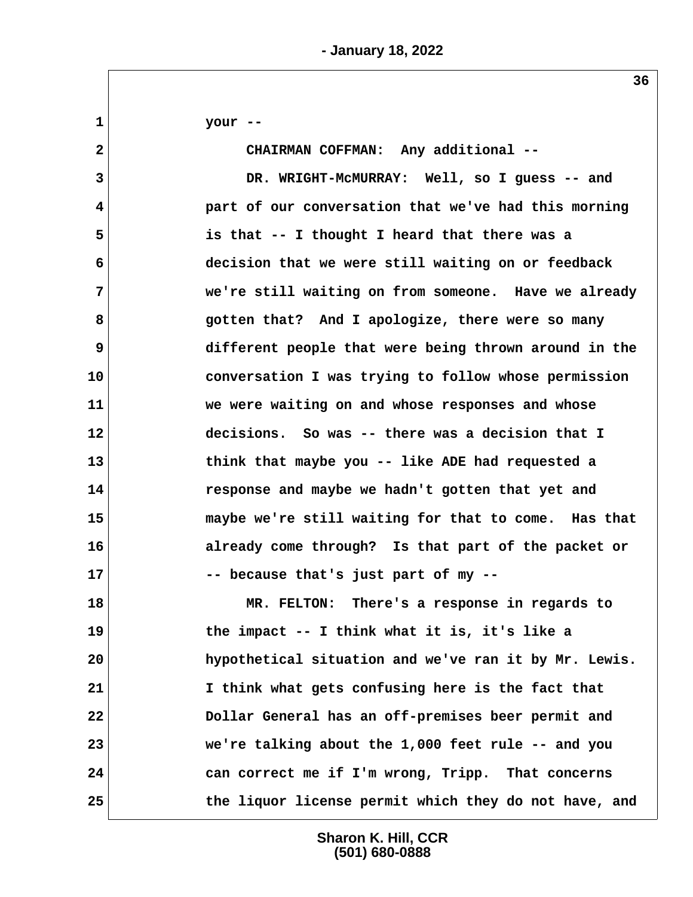1 your --

2 CHAIRMAN COFFMAN: Any additional --

3 DR. WRIGHT-McMURRAY: Well, so I guess -- and

4 part of our conversation that we've had this morning

5 is that -- I thought I heard that there was a

6 decision that we were still waiting on or feedback

7 we're still waiting on from someone. Have we already

8 gotten that? And I apologize, there were so many

9 different people that were being thrown around in the

10 conversation I was trying to follow whose permission

11 we were waiting on and whose responses and whose

12 decisions. So was -- there was a decision that I

13 think that maybe you -- like ADE had requested a

14 response and maybe we hadn't gotten that yet and

15 maybe we're still waiting for that to come. Has that

16 already come through? Is that part of the packet or

17 -- because that's just part of my --

18 MR. FELTON: There's a response in regards to

19 the impact -- I think what it is, it's like a

20 hypothetical situation and we've ran it by Mr. Lewis.

21 I think what gets confusing here is the fact that

22 Dollar General has an off-premises beer permit and

23 we're talking about the 1,000 feet rule -- and you

24 can correct me if I'm wrong, Tripp. That concerns

25 the liquor license permit which they do not have, and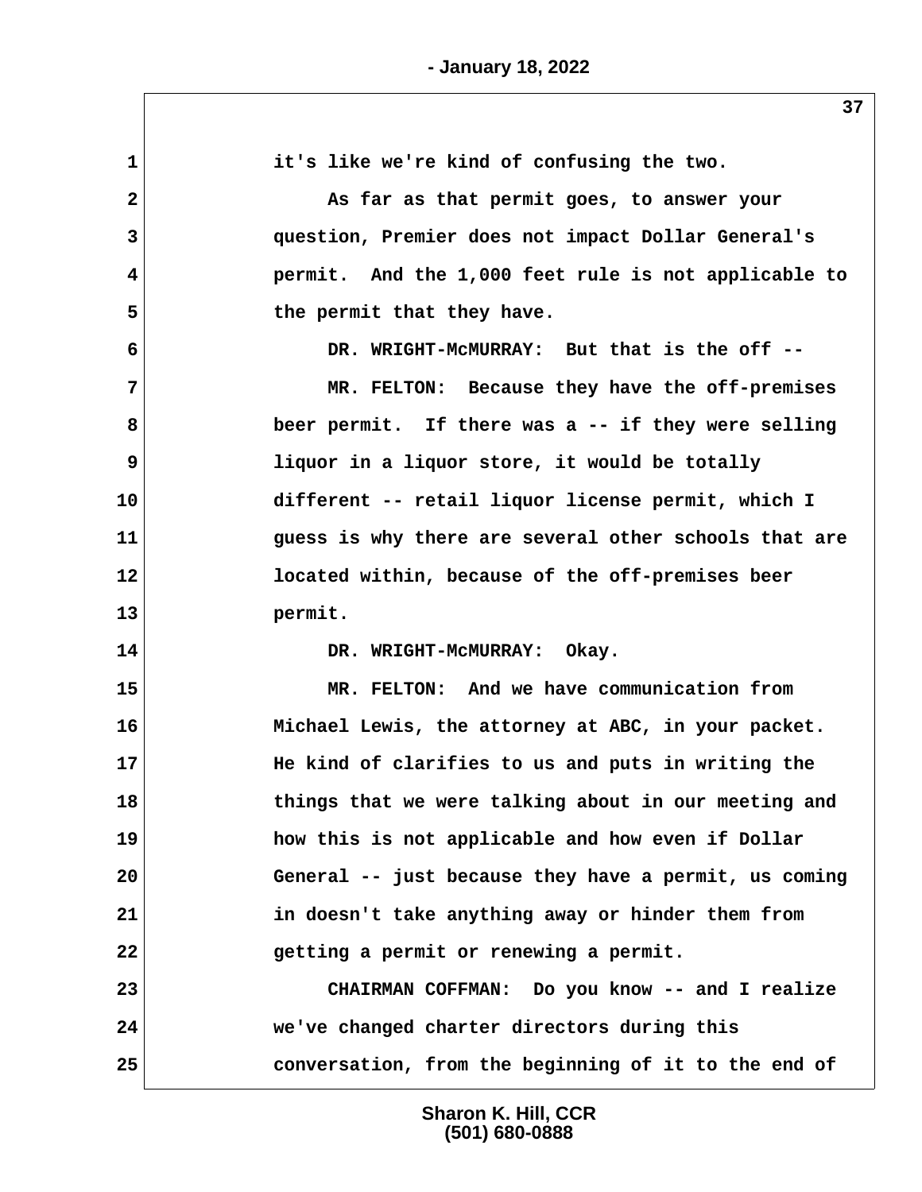it's like we're kind of confusing the two.

As far as that permit goes, to answer your question, Premier does not impact Dollar General's permit. And the 1,000 feet rule is not applicable to the permit that they have.

DR. WRIGHT-McMURRAY: But that is the off --

MR. FELTON: Because they have the off-premises beer permit. If there was a -- if they were selling liquor in a liquor store, it would be totally different -- retail liquor license permit, which I guess is why there are several other schools that are located within, because of the off-premises beer permit.

DR. WRIGHT-McMURRAY: Okay.

MR. FELTON: And we have communication from Michael Lewis, the attorney at ABC, in your packet. He kind of clarifies to us and puts in writing the things that we were talking about in our meeting and how this is not applicable and how even if Dollar General -- just because they have a permit, us coming in doesn't take anything away or hinder them from getting a permit or renewing a permit.

CHAIRMAN COFFMAN: Do you know -- and I realize we've changed charter directors during this conversation, from the beginning of it to the end of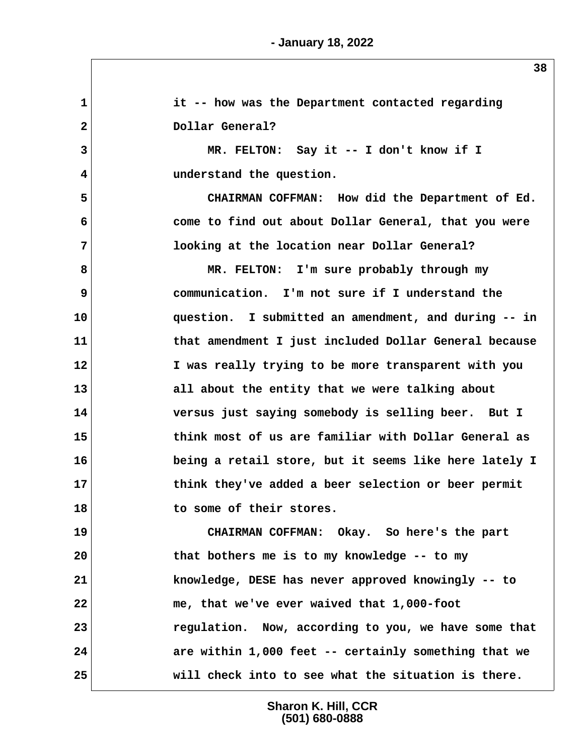it -- how was the Department contacted regarding Dollar General?

MR. FELTON: Say it -- I don't know if I understand the question.

CHAIRMAN COFFMAN: How did the Department of Ed. come to find out about Dollar General, that you were looking at the location near Dollar General?

MR. FELTON: I'm sure probably through my communication. I'm not sure if I understand the question. I submitted an amendment, and during -- in that amendment I just included Dollar General because I was really trying to be more transparent with you all about the entity that we were talking about versus just saying somebody is selling beer. But I think most of us are familiar with Dollar General as being a retail store, but it seems like here lately I think they've added a beer selection or beer permit to some of their stores.

CHAIRMAN COFFMAN: Okay. So here's the part that bothers me is to my knowledge -- to my knowledge, DESE has never approved knowingly -- to me, that we've ever waived that 1,000-foot regulation. Now, according to you, we have some that are within 1,000 feet -- certainly something that we will check into to see what the situation is there.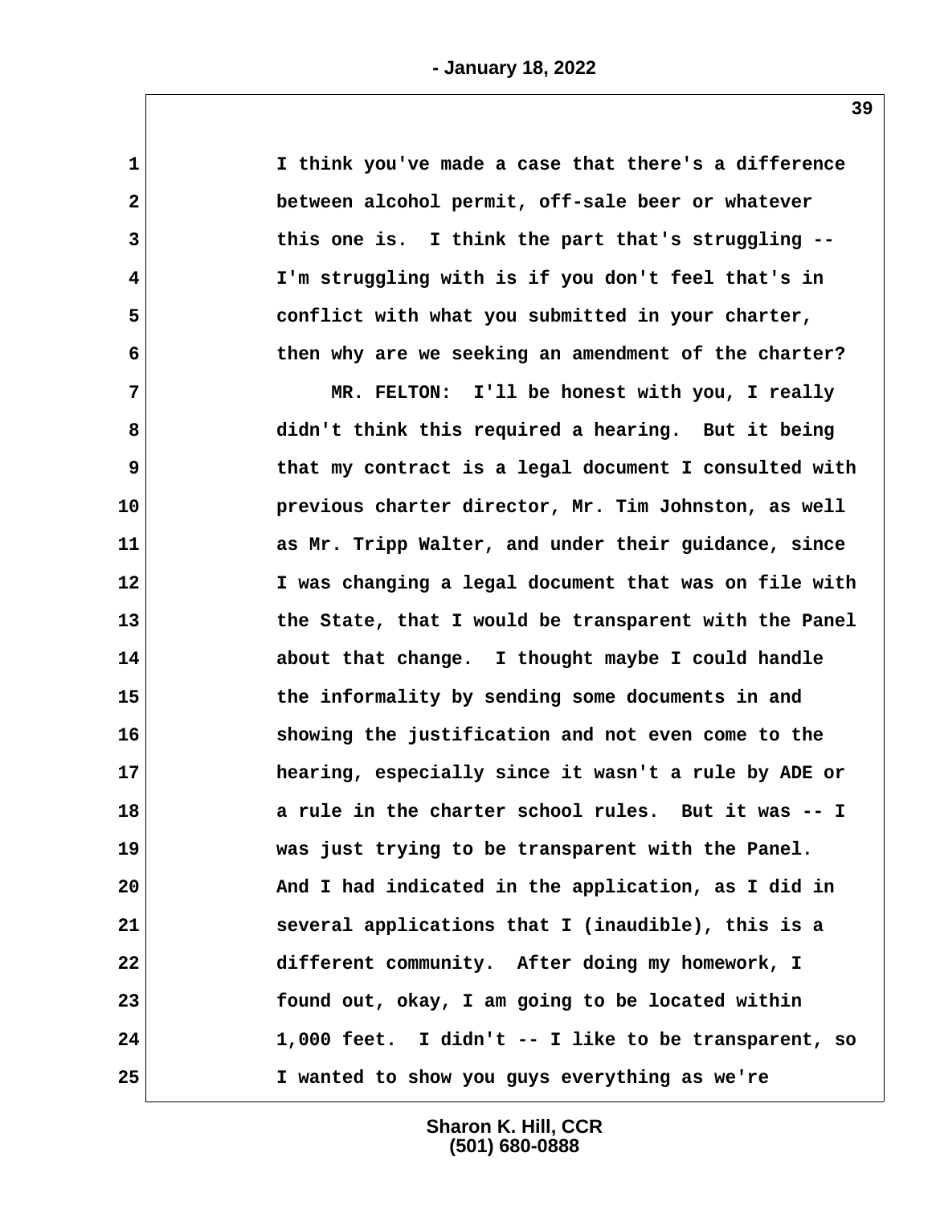I think you've made a case that there's a difference between alcohol permit, off-sale beer or whatever this one is. I think the part that's struggling -- I'm struggling with is if you don't feel that's in conflict with what you submitted in your charter, then why are we seeking an amendment of the charter?

MR. FELTON: I'll be honest with you, I really didn't think this required a hearing. But it being that my contract is a legal document I consulted with previous charter director, Mr. Tim Johnston, as well as Mr. Tripp Walter, and under their guidance, since I was changing a legal document that was on file with the State, that I would be transparent with the Panel about that change. I thought maybe I could handle the informality by sending some documents in and showing the justification and not even come to the hearing, especially since it wasn't a rule by ADE or a rule in the charter school rules. But it was -- I was just trying to be transparent with the Panel. And I had indicated in the application, as I did in several applications that I (inaudible), this is a different community. After doing my homework, I found out, okay, I am going to be located within 1,000 feet. I didn't -- I like to be transparent, so I wanted to show you guys everything as we're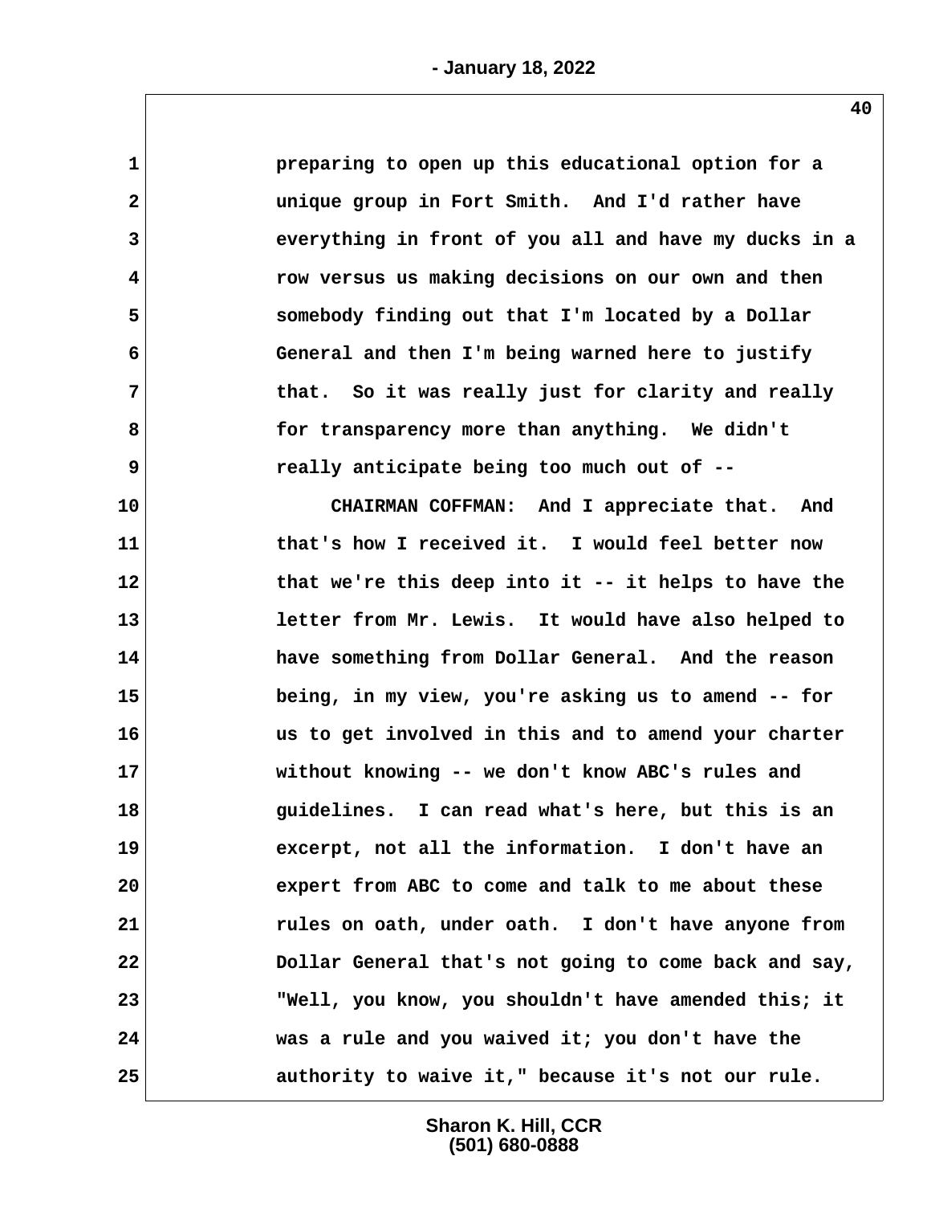preparing to open up this educational option for a unique group in Fort Smith. And I'd rather have everything in front of you all and have my ducks in a row versus us making decisions on our own and then somebody finding out that I'm located by a Dollar General and then I'm being warned here to justify that. So it was really just for clarity and really for transparency more than anything. We didn't really anticipate being too much out of --

CHAIRMAN COFFMAN: And I appreciate that. And that's how I received it. I would feel better now that we're this deep into it -- it helps to have the letter from Mr. Lewis. It would have also helped to have something from Dollar General. And the reason being, in my view, you're asking us to amend -- for us to get involved in this and to amend your charter without knowing -- we don't know ABC's rules and guidelines. I can read what's here, but this is an excerpt, not all the information. I don't have an expert from ABC to come and talk to me about these rules on oath, under oath. I don't have anyone from Dollar General that's not going to come back and say, "Well, you know, you shouldn't have amended this; it was a rule and you waived it; you don't have the authority to waive it," because it's not our rule.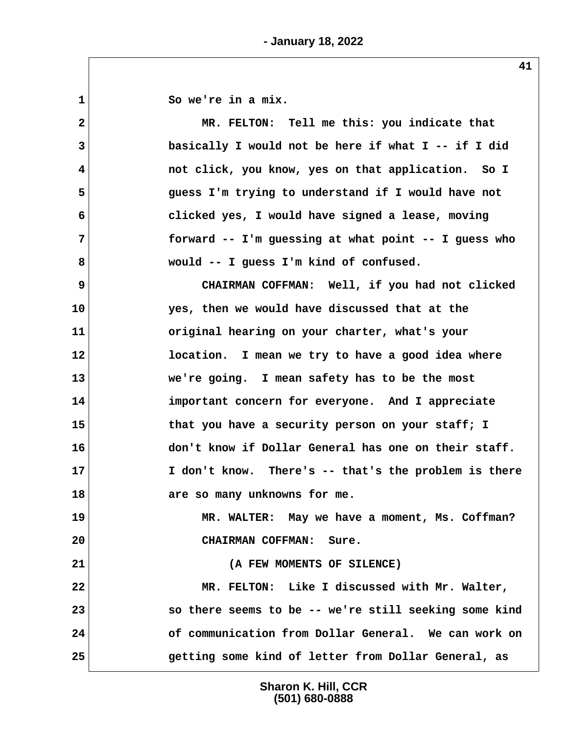So we're in a mix.

MR. FELTON: Tell me this: you indicate that basically I would not be here if what I -- if I did not click, you know, yes on that application. So I guess I'm trying to understand if I would have not clicked yes, I would have signed a lease, moving forward -- I'm guessing at what point -- I guess who would -- I guess I'm kind of confused.

CHAIRMAN COFFMAN: Well, if you had not clicked yes, then we would have discussed that at the original hearing on your charter, what's your location. I mean we try to have a good idea where we're going. I mean safety has to be the most important concern for everyone. And I appreciate that you have a security person on your staff; I don't know if Dollar General has one on their staff. I don't know. There's -- that's the problem is there are so many unknowns for me.

MR. WALTER: May we have a moment, Ms. Coffman?

CHAIRMAN COFFMAN: Sure.

(A FEW MOMENTS OF SILENCE)

MR. FELTON: Like I discussed with Mr. Walter, so there seems to be -- we're still seeking some kind of communication from Dollar General. We can work on getting some kind of letter from Dollar General, as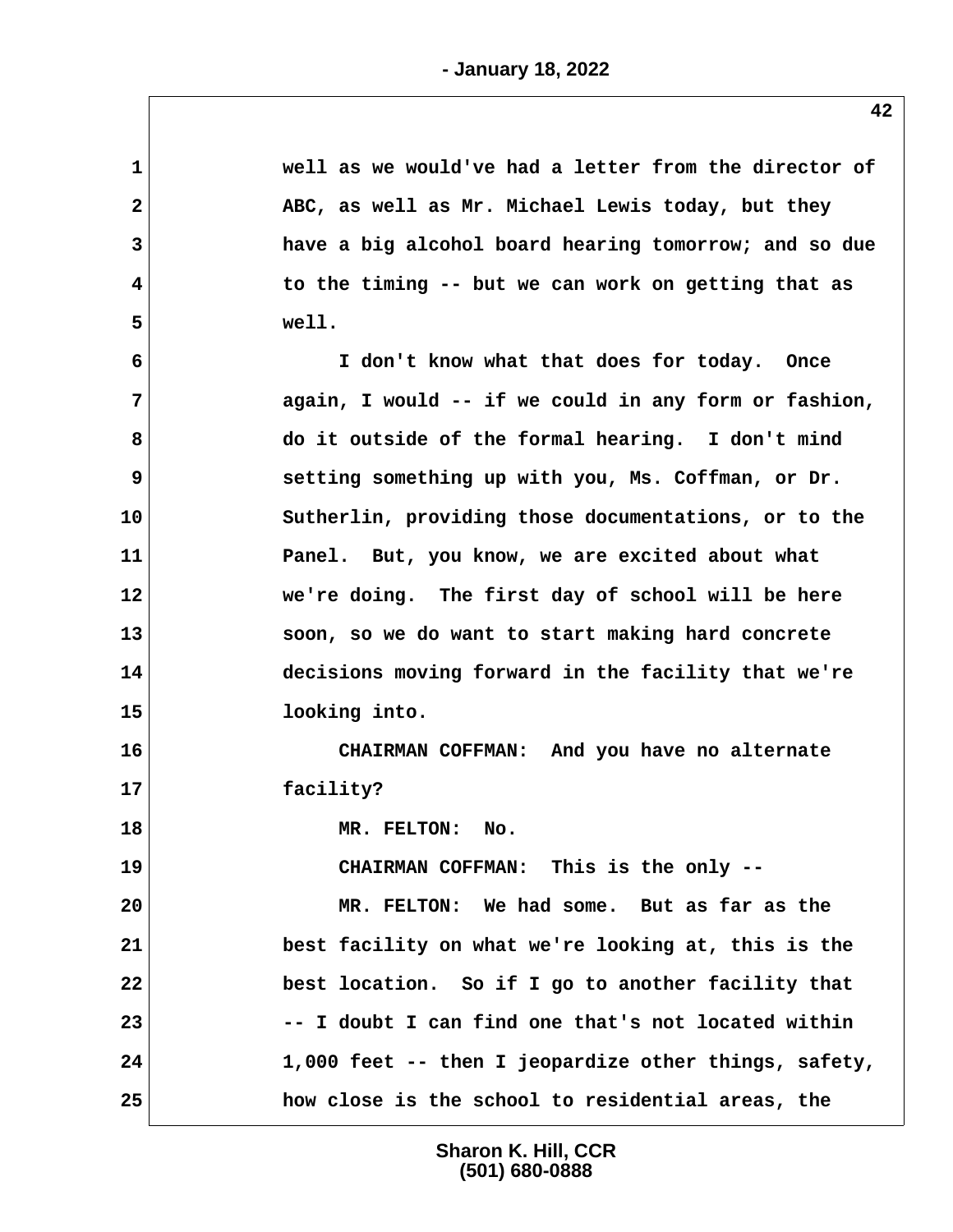well as we would've had a letter from the director of ABC, as well as Mr. Michael Lewis today, but they have a big alcohol board hearing tomorrow; and so due to the timing -- but we can work on getting that as well.

I don't know what that does for today. Once again, I would -- if we could in any form or fashion, do it outside of the formal hearing. I don't mind setting something up with you, Ms. Coffman, or Dr. Sutherlin, providing those documentations, or to the Panel. But, you know, we are excited about what we're doing. The first day of school will be here soon, so we do want to start making hard concrete decisions moving forward in the facility that we're looking into.

CHAIRMAN COFFMAN: And you have no alternate facility?

MR. FELTON: No.

CHAIRMAN COFFMAN: This is the only --

MR. FELTON: We had some. But as far as the best facility on what we're looking at, this is the best location. So if I go to another facility that -- I doubt I can find one that's not located within 1,000 feet -- then I jeopardize other things, safety, how close is the school to residential areas, the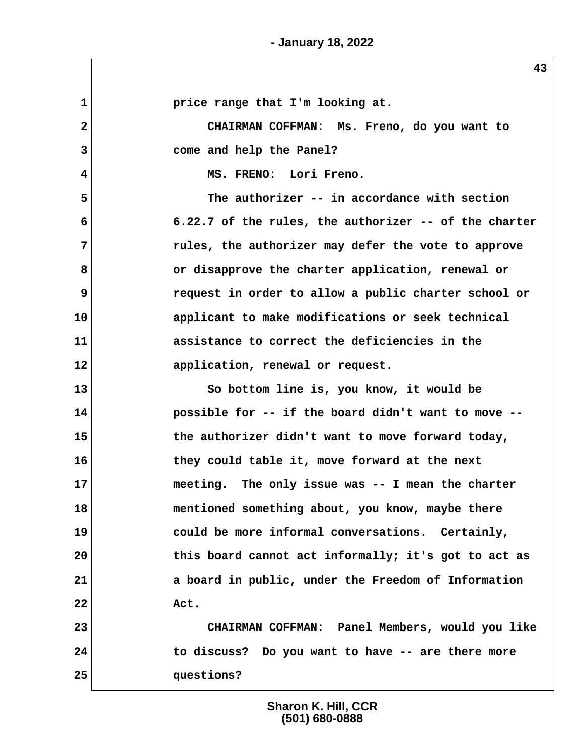price range that I'm looking at.

CHAIRMAN COFFMAN: Ms. Freno, do you want to come and help the Panel?

MS. FRENO: Lori Freno.

The authorizer -- in accordance with section 6.22.7 of the rules, the authorizer -- of the charter rules, the authorizer may defer the vote to approve or disapprove the charter application, renewal or request in order to allow a public charter school or applicant to make modifications or seek technical assistance to correct the deficiencies in the application, renewal or request.

So bottom line is, you know, it would be possible for -- if the board didn't want to move -- the authorizer didn't want to move forward today, they could table it, move forward at the next meeting. The only issue was -- I mean the charter mentioned something about, you know, maybe there could be more informal conversations. Certainly, this board cannot act informally; it's got to act as a board in public, under the Freedom of Information Act.

CHAIRMAN COFFMAN: Panel Members, would you like to discuss? Do you want to have -- are there more questions?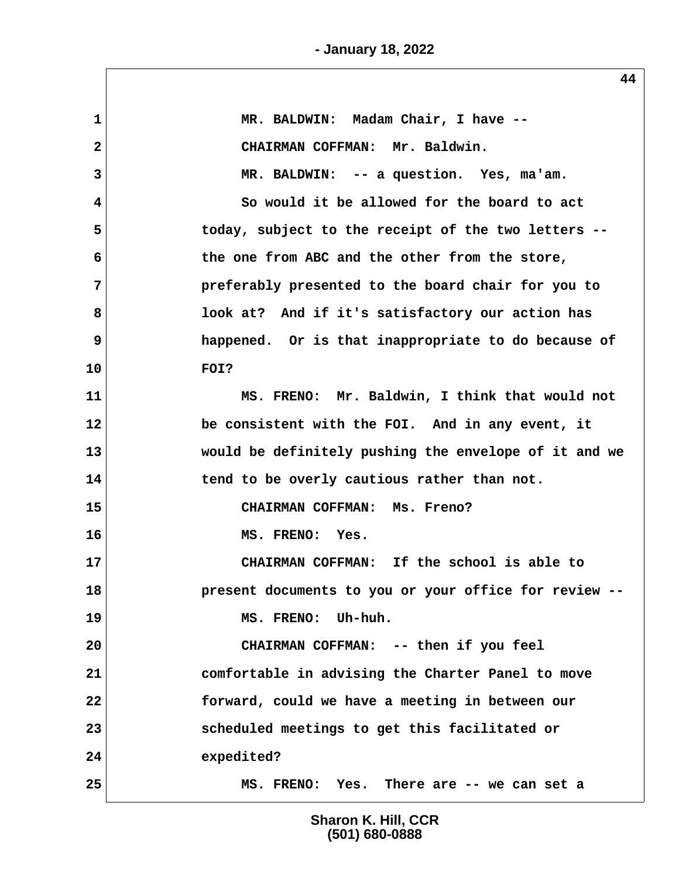MR. BALDWIN: Madam Chair, I have --

CHAIRMAN COFFMAN: Mr. Baldwin.

MR. BALDWIN: -- a question. Yes, ma'am.

So would it be allowed for the board to act today, subject to the receipt of the two letters -- the one from ABC and the other from the store, preferably presented to the board chair for you to look at? And if it's satisfactory our action has happened. Or is that inappropriate to do because of FOI?

MS. FRENO: Mr. Baldwin, I think that would not be consistent with the FOI. And in any event, it would be definitely pushing the envelope of it and we tend to be overly cautious rather than not.

CHAIRMAN COFFMAN: Ms. Freno?

MS. FRENO: Yes.

CHAIRMAN COFFMAN: If the school is able to present documents to you or your office for review --

MS. FRENO: Uh-huh.

CHAIRMAN COFFMAN: -- then if you feel comfortable in advising the Charter Panel to move forward, could we have a meeting in between our scheduled meetings to get this facilitated or expedited?

MS. FRENO: Yes. There are -- we can set a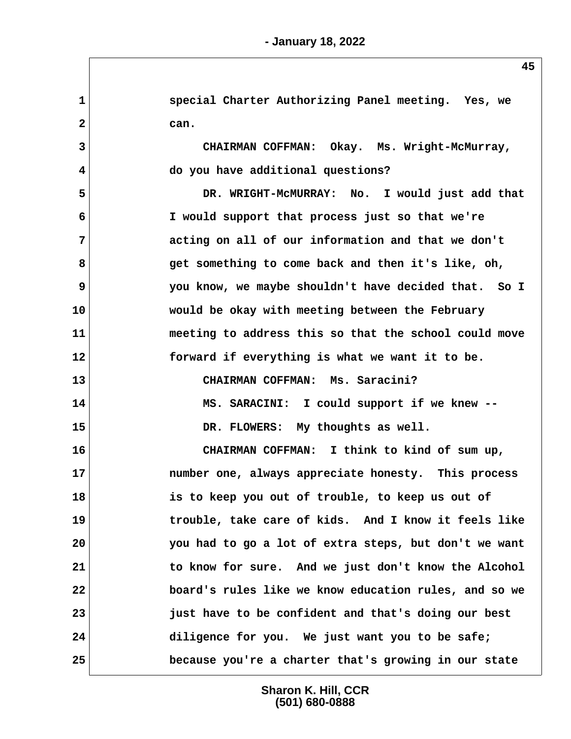1 special Charter Authorizing Panel meeting. Yes, we
2 can.
3 CHAIRMAN COFFMAN: Okay. Ms. Wright-McMurray,
4 do you have additional questions?
5 DR. WRIGHT-McMURRAY: No. I would just add that
6 I would support that process just so that we're
7 acting on all of our information and that we don't
8 get something to come back and then it's like, oh,
9 you know, we maybe shouldn't have decided that. So I
10 would be okay with meeting between the February
11 meeting to address this so that the school could move
12 forward if everything is what we want it to be.
13 CHAIRMAN COFFMAN: Ms. Saracini?
14 MS. SARACINI: I could support if we knew --
15 DR. FLOWERS: My thoughts as well.
16 CHAIRMAN COFFMAN: I think to kind of sum up,
17 number one, always appreciate honesty. This process
18 is to keep you out of trouble, to keep us out of
19 trouble, take care of kids. And I know it feels like
20 you had to go a lot of extra steps, but don't we want
21 to know for sure. And we just don't know the Alcohol
22 board's rules like we know education rules, and so we
23 just have to be confident and that's doing our best
24 diligence for you. We just want you to be safe;
25 because you're a charter that's growing in our state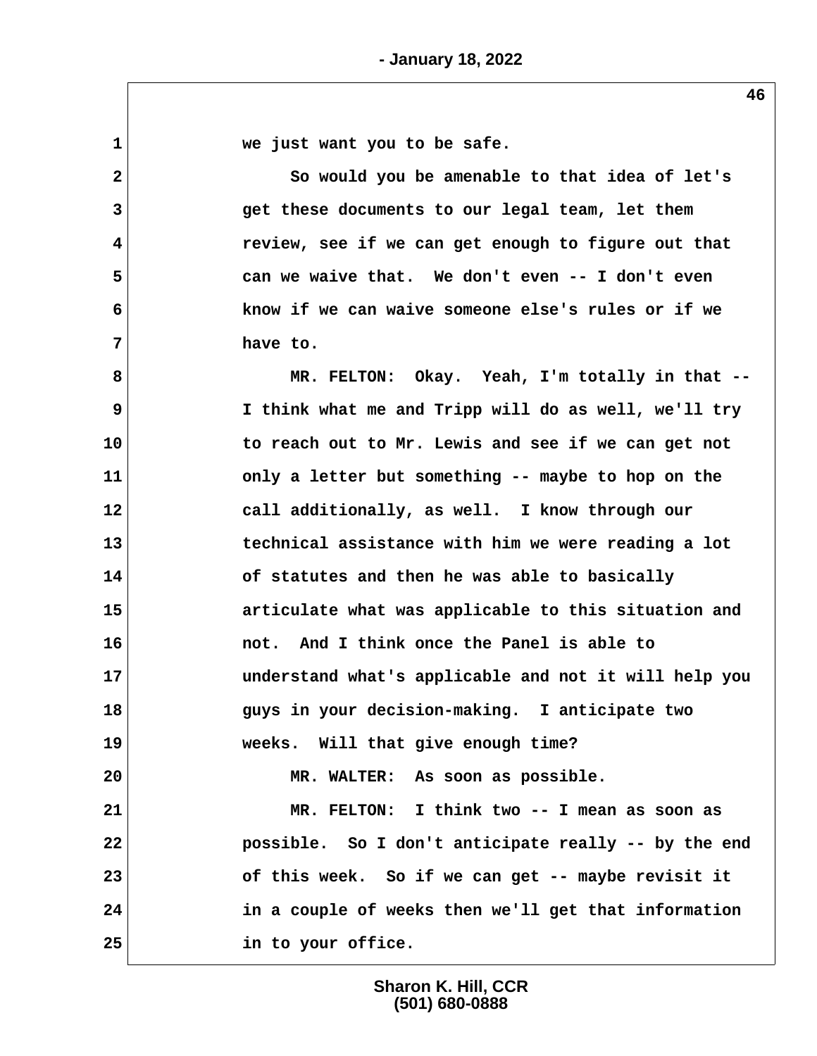we just want you to be safe.

So would you be amenable to that idea of let's get these documents to our legal team, let them review, see if we can get enough to figure out that can we waive that. We don't even -- I don't even know if we can waive someone else's rules or if we have to.

MR. FELTON: Okay. Yeah, I'm totally in that -- I think what me and Tripp will do as well, we'll try to reach out to Mr. Lewis and see if we can get not only a letter but something -- maybe to hop on the call additionally, as well. I know through our technical assistance with him we were reading a lot of statutes and then he was able to basically articulate what was applicable to this situation and not. And I think once the Panel is able to understand what's applicable and not it will help you guys in your decision-making. I anticipate two weeks. Will that give enough time?

MR. WALTER: As soon as possible.

MR. FELTON: I think two -- I mean as soon as possible. So I don't anticipate really -- by the end of this week. So if we can get -- maybe revisit it in a couple of weeks then we'll get that information in to your office.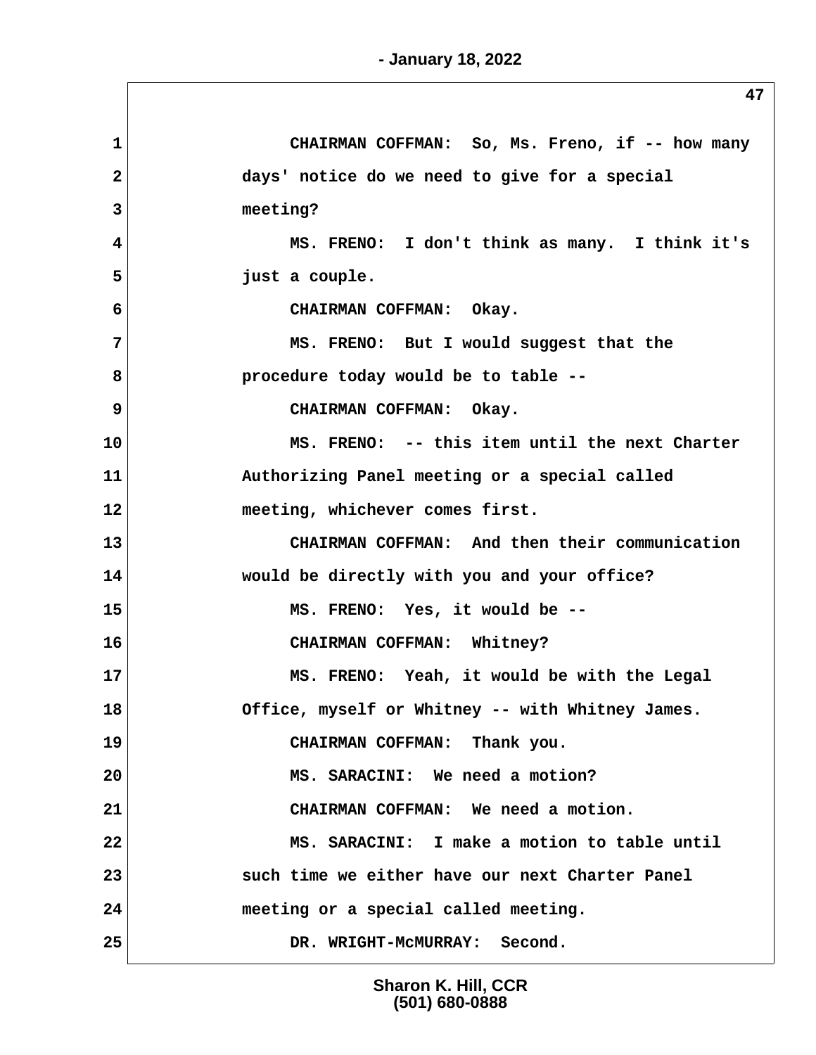CHAIRMAN COFFMAN: So, Ms. Freno, if -- how many days' notice do we need to give for a special meeting?

MS. FRENO: I don't think as many. I think it's just a couple.

CHAIRMAN COFFMAN: Okay.

MS. FRENO: But I would suggest that the procedure today would be to table --

CHAIRMAN COFFMAN: Okay.

MS. FRENO: -- this item until the next Charter Authorizing Panel meeting or a special called meeting, whichever comes first.

CHAIRMAN COFFMAN: And then their communication would be directly with you and your office?

MS. FRENO: Yes, it would be --

CHAIRMAN COFFMAN: Whitney?

MS. FRENO: Yeah, it would be with the Legal Office, myself or Whitney -- with Whitney James.

CHAIRMAN COFFMAN: Thank you.

MS. SARACINI: We need a motion?

CHAIRMAN COFFMAN: We need a motion.

MS. SARACINI: I make a motion to table until such time we either have our next Charter Panel meeting or a special called meeting.

DR. WRIGHT-McMURRAY: Second.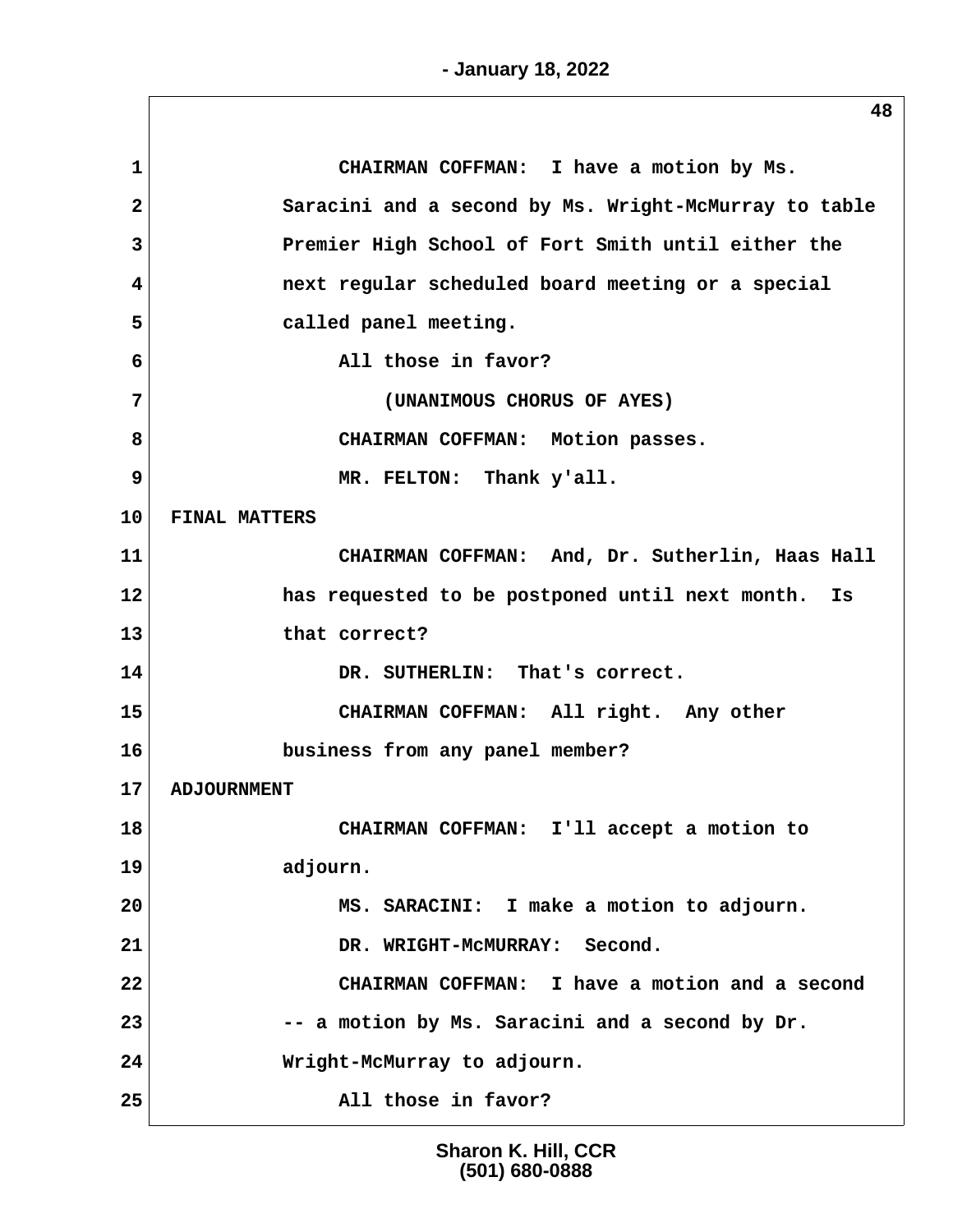CHAIRMAN COFFMAN: I have a motion by Ms. Saracini and a second by Ms. Wright-McMurray to table Premier High School of Fort Smith until either the next regular scheduled board meeting or a special called panel meeting.

All those in favor?

(UNANIMOUS CHORUS OF AYES)

CHAIRMAN COFFMAN: Motion passes.

MR. FELTON: Thank y'all.

**FINAL MATTERS**

CHAIRMAN COFFMAN: And, Dr. Sutherlin, Haas Hall has requested to be postponed until next month. Is that correct?

DR. SUTHERLIN: That's correct.

CHAIRMAN COFFMAN: All right. Any other business from any panel member?

**ADJOURNMENT**

CHAIRMAN COFFMAN: I'll accept a motion to adjourn.

MS. SARACINI: I make a motion to adjourn.

DR. WRIGHT-McMURRAY: Second.

CHAIRMAN COFFMAN: I have a motion and a second -- a motion by Ms. Saracini and a second by Dr. Wright-McMurray to adjourn.

All those in favor?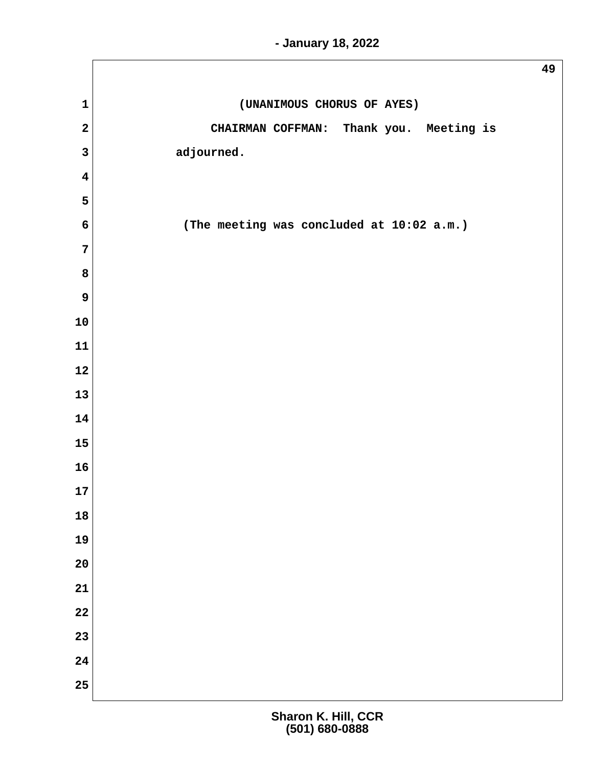(UNANIMOUS CHORUS OF AYES)

CHAIRMAN COFFMAN: Thank you. Meeting is adjourned.

(The meeting was concluded at 10:02 a.m.)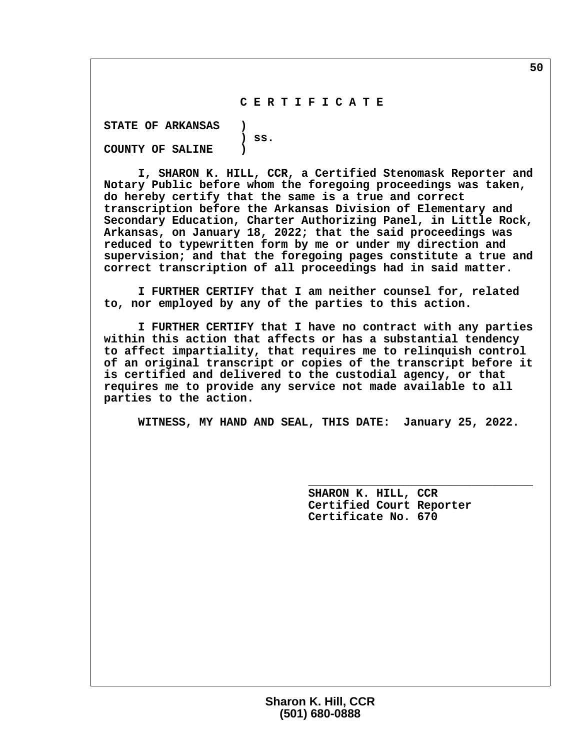# C E R T I F I C A T E

STATE OF ARKANSAS )
) ss.
COUNTY OF SALINE )

I, SHARON K. HILL, CCR, a Certified Stenomask Reporter and Notary Public before whom the foregoing proceedings was taken, do hereby certify that the same is a true and correct transcription before the Arkansas Division of Elementary and Secondary Education, Charter Authorizing Panel, in Little Rock, Arkansas, on January 18, 2022; that the said proceedings was reduced to typewritten form by me or under my direction and supervision; and that the foregoing pages constitute a true and correct transcription of all proceedings had in said matter.

I FURTHER CERTIFY that I am neither counsel for, related to, nor employed by any of the parties to this action.

I FURTHER CERTIFY that I have no contract with any parties within this action that affects or has a substantial tendency to affect impartiality, that requires me to relinquish control of an original transcript or copies of the transcript before it is certified and delivered to the custodial agency, or that requires me to provide any service not made available to all parties to the action.

WITNESS, MY HAND AND SEAL, THIS DATE: January 25, 2022.

\_\_\_\_\_\_\_\_\_\_\_\_\_\_\_\_\_\_\_\_\_\_\_\_\_\_\_\_\_\_\_\_\_\_
SHARON K. HILL, CCR
Certified Court Reporter
Certificate No. 670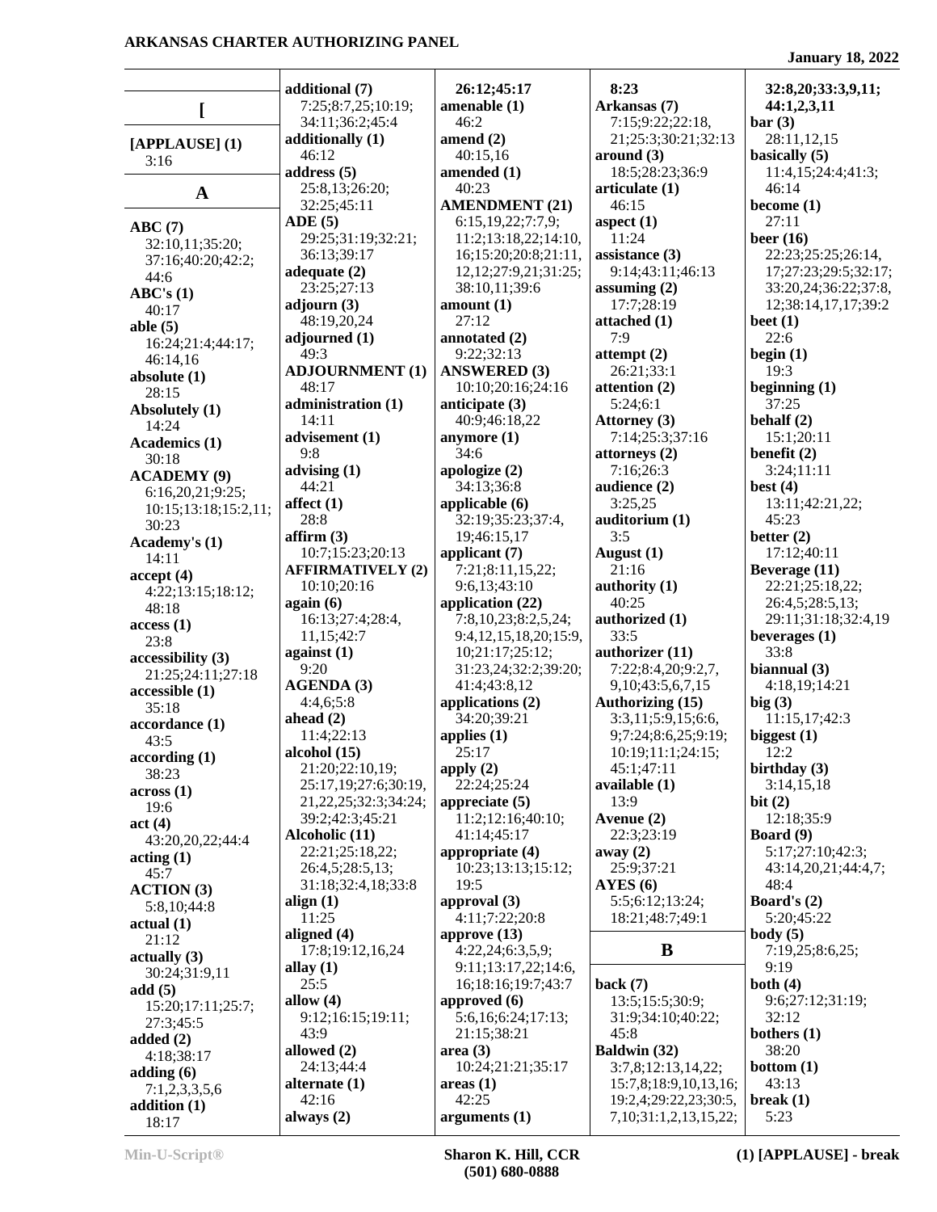**[**

**[APPLAUSE] (1)**
3:16

**A**

**ABC (7)**
32:10,11;35:20;
37:16;40:20;42:2;
44:6
**ABC's (1)**
40:17
**able (5)**
16:24;21:4;44:17;
46:14,16
**absolute (1)**
28:15
**Absolutely (1)**
14:24
**Academics (1)**
30:18
**ACADEMY (9)**
6:16,20,21;9:25;
10:15;13:18;15:2,11;
30:23
**Academy's (1)**
14:11
**accept (4)**
4:22;13:15;18:12;
48:18
**access (1)**
23:8
**accessibility (3)**
21:25;24:11;27:18
**accessible (1)**
35:18
**accordance (1)**
43:5
**according (1)**
38:23
**across (1)**
19:6
**act (4)**
43:20,20,22;44:4
**acting (1)**
45:7
**ACTION (3)**
5:8,10;44:8
**actual (1)**
21:12
**actually (3)**
30:24;31:9,11
**add (5)**
15:20;17:11;25:7;
27:3;45:5
**added (2)**
4:18;38:17
**adding (6)**
7:1,2,3,3,5,6
**addition (1)**
18:17
**additional (7)**
7:25;8:7,25;10:19;
34:11;36:2;45:4
**additionally (1)**
46:12
**address (5)**
25:8,13;26:20;
32:25;45:11
**ADE (5)**
29:25;31:19;32:21;
36:13;39:17
**adequate (2)**
23:25;27:13
**adjourn (3)**
48:19,20,24
**adjourned (1)**
49:3
**ADJOURNMENT (1)**
48:17
**administration (1)**
14:11
**advisement (1)**
9:8
**advising (1)**
44:21
**affect (1)**
28:8
**affirm (3)**
10:7;15:23;20:13
**AFFIRMATIVELY (2)**
10:10;20:16
**again (6)**
16:13;27:4;28:4,
11,15;42:7
**against (1)**
9:20
**AGENDA (3)**
4:4,6;5:8
**ahead (2)**
11:4;22:13
**alcohol (15)**
21:20;22:10,19;
25:17,19;27:6;30:19,
21,22,25;32:3;34:24;
39:2;42:3;45:21
**Alcoholic (11)**
22:21;25:18,22;
26:4,5;28:5,13;
31:18;32:4,18;33:8
**align (1)**
11:25
**aligned (4)**
17:8;19:12,16,24
**allay (1)**
25:5
**allow (4)**
9:12;16:15;19:11;
43:9
**allowed (2)**
24:13;44:4
**alternate (1)**
42:16
**always (2)**
26:12;45:17
**amenable (1)**
46:2
**amend (2)**
40:15,16
**amended (1)**
40:23
**AMENDMENT (21)**
6:15,19,22;7:7,9;
11:2;13:18,22;14:10,
16;15:20;20:8;21:11,
12,12;27:9,21;31:25;
38:10,11;39:6
**amount (1)**
27:12
**annotated (2)**
9:22;32:13
**ANSWERED (3)**
10:10;20:16;24:16
**anticipate (3)**
40:9;46:18,22
**anymore (1)**
34:6
**apologize (2)**
34:13;36:8
**applicable (6)**
32:19;35:23;37:4,
19;46:15,17
**applicant (7)**
7:21;8:11,15,22;
9:6,13;43:10
**application (22)**
7:8,10,23;8:2,5,24;
9:4,12,15,18,20;15:9,
10;21:17;25:12;
31:23,24;32:2;39:20;
41:4;43:8,12
**applications (2)**
34:20;39:21
**applies (1)**
25:17
**apply (2)**
22:24;25:24
**appreciate (5)**
11:2;12:16;40:10;
41:14;45:17
**appropriate (4)**
10:23;13:13;15:12;
19:5
**approval (3)**
4:11;7:22;20:8
**approve (13)**
4:22,24;6:3,5,9;
9:11;13:17,22;14:6,
16;18:16;19:7;43:7
**approved (6)**
5:6,16;6:24;17:13;
21:15;38:21
**area (3)**
10:24;21:21;35:17
**areas (1)**
42:25
**arguments (1)**
8:23
**Arkansas (7)**
7:15;9:22;22:18,
21;25:3;30:21;32:13
**around (3)**
18:5;28:23;36:9
**articulate (1)**
46:15
**aspect (1)**
11:24
**assistance (3)**
9:14;43:11;46:13
**assuming (2)**
17:7;28:19
**attached (1)**
7:9
**attempt (2)**
26:21;33:1
**attention (2)**
5:24;6:1
**Attorney (3)**
7:14;25:3;37:16
**attorneys (2)**
7:16;26:3
**audience (2)**
3:25,25
**auditorium (1)**
3:5
**August (1)**
21:16
**authority (1)**
40:25
**authorized (1)**
33:5
**authorizer (11)**
7:22;8:4,20;9:2,7,
9,10;43:5,6,7,15
**Authorizing (15)**
3:3,11;5:9,15;6:6,
9;7:24;8:6,25;9:19;
10:19;11:1;24:15;
45:1;47:11
**available (1)**
13:9
**Avenue (2)**
22:3;23:19
**away (2)**
25:9;37:21
**AYES (6)**
5:5;6:12;13:24;
18:21;48:7;49:1

**B**

**back (7)**
13:5;15:5;30:9;
31:9;34:10;40:22;
45:8
**Baldwin (32)**
3:7,8;12:13,14,22;
15:7,8;18:9,10,13,16;
19:2,4;29:22,23;30:5,
7,10;31:1,2,13,15,22;
32:8,20;33:3,9,11;
44:1,2,3,11
**bar (3)**
28:11,12,15
**basically (5)**
11:4,15;24:4;41:3;
46:14
**become (1)**
27:11
**beer (16)**
22:23;25:25;26:14,
17;27:23;29:5;32:17;
33:20,24;36:22;37:8,
12;38:14,17,17;39:2
**beet (1)**
22:6
**begin (1)**
19:3
**beginning (1)**
37:25
**behalf (2)**
15:1;20:11
**benefit (2)**
3:24;11:11
**best (4)**
13:11;42:21,22;
45:23
**better (2)**
17:12;40:11
**Beverage (11)**
22:21;25:18,22;
26:4,5;28:5,13;
29:11;31:18;32:4,19
**beverages (1)**
33:8
**biannual (3)**
4:18,19;14:21
**big (3)**
11:15,17;42:3
**biggest (1)**
12:2
**birthday (3)**
3:14,15,18
**bit (2)**
12:18;35:9
**Board (9)**
5:17;27:10;42:3;
43:14,20,21;44:4,7;
48:4
**Board's (2)**
5:20;45:22
**body (5)**
7:19,25;8:6,25;
9:19
**both (4)**
9:6;27:12;31:19;
32:12
**bothers (1)**
38:20
**bottom (1)**
43:13
**break (1)**
5:23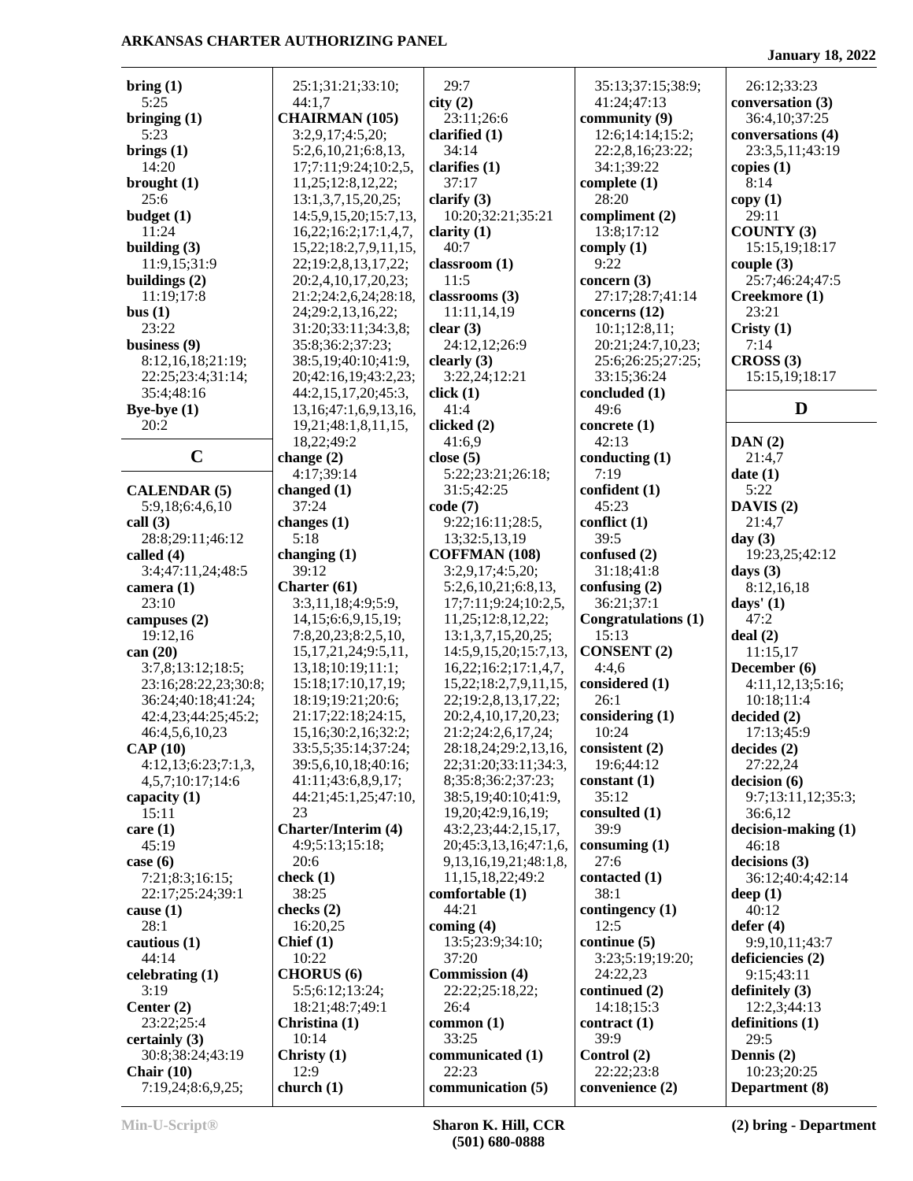**bring (1)**
5:25
**bringing (1)**
5:23
**brings (1)**
14:20
**brought (1)**
25:6
**budget (1)**
11:24
**building (3)**
11:9,15;31:9
**buildings (2)**
11:19;17:8
**bus (1)**
23:22
**business (9)**
8:12,16,18;21:19;
22:25;23:4;31:14;
35:4;48:16
**Bye-bye (1)**
20:2

## C

**CALENDAR (5)**
5:9,18;6:4,6,10
**call (3)**
28:8;29:11;46:12
**called (4)**
3:4;47:11,24;48:5
**camera (1)**
23:10
**campuses (2)**
19:12,16
**can (20)**
3:7,8;13:12;18:5;
23:16;28:22,23;30:8;
36:24;40:18;41:24;
42:4,23;44:25;45:2;
46:4,5,6,10,23
**CAP (10)**
4:12,13;6:23;7:1,3,
4,5,7;10:17;14:6
**capacity (1)**
15:11
**care (1)**
45:19
**case (6)**
7:21;8:3;16:15;
22:17;25:24;39:1
**cause (1)**
28:1
**cautious (1)**
44:14
**celebrating (1)**
3:19
**Center (2)**
23:22;25:4
**certainly (3)**
30:8;38:24;43:19
**Chair (10)**
7:19,24;8:6,9,25;
25:1;31:21;33:10;
44:1,7
**CHAIRMAN (105)**
3:2,9,17;4:5,20;
5:2,6,10,21;6:8,13,
17;7:11;9:24;10:2,5,
11,25;12:8,12,22;
13:1,3,7,15,20,25;
14:5,9,15,20;15:7,13,
16,22;16:2;17:1,4,7,
15,22;18:2,7,9,11,15,
22;19:2,8,13,17,22;
20:2,4,10,17,20,23;
21:2;24:2,6,24;28:18,
24;29:2,13,16,22;
31:20;33:11;34:3,8;
35:8;36:2;37:23;
38:5,19;40:10;41:9,
20;42:16,19;43:2,23;
44:2,15,17,20;45:3,
13,16;47:1,6,9,13,16,
19,21;48:1,8,11,15,
18,22;49:2
**change (2)**
4:17;39:14
**changed (1)**
37:24
**changes (1)**
5:18
**changing (1)**
39:12
**Charter (61)**
3:3,11,18;4:9;5:9,
14,15;6:6,9,15,19;
7:8,20,23;8:2,5,10,
15,17,21,24;9:5,11,
13,18;10:19;11:1;
15:18;17:10,17,19;
18:19;19:21;20:6;
21:17;22:18;24:15,
15,16;30:2,16;32:2;
33:5,5;35:14;37:24;
39:5,6,10,18;40:16;
41:11;43:6,8,9,17;
44:21;45:1,25;47:10,
23
**Charter/Interim (4)**
4:9;5:13;15:18;
20:6
**check (1)**
38:25
**checks (2)**
16:20,25
**Chief (1)**
10:22
**CHORUS (6)**
5:5;6:12;13:24;
18:21;48:7;49:1
**Christina (1)**
10:14
**Christy (1)**
12:9
**church (1)**
29:7
**city (2)**
23:11;26:6
**clarified (1)**
34:14
**clarifies (1)**
37:17
**clarify (3)**
10:20;32:21;35:21
**clarity (1)**
40:7
**classroom (1)**
11:5
**classrooms (3)**
11:11,14,19
**clear (3)**
24:12,12;26:9
**clearly (3)**
3:22,24;12:21
**click (1)**
41:4
**clicked (2)**
41:6,9
**close (5)**
5:22;23:21;26:18;
31:5;42:25
**code (7)**
9:22;16:11;28:5,
13;32:5,13,19
**COFFMAN (108)**
3:2,9,17;4:5,20;
5:2,6,10,21;6:8,13,
17;7:11;9:24;10:2,5,
11,25;12:8,12,22;
13:1,3,7,15,20,25;
14:5,9,15,20;15:7,13,
16,22;16:2;17:1,4,7,
15,22;18:2,7,9,11,15,
22;19:2,8,13,17,22;
20:2,4,10,17,20,23;
21:2;24:2,6,17,24;
28:18,24;29:2,13,16,
22;31:20;33:11;34:3,
8;35:8;36:2;37:23;
38:5,19,20;40:10;41:9,
19,20;42:9,16,19;
43:2,23;44:2,15,17,
20;45:3,13,16;47:1,6,
9,13,16,19,21;48:1,8,
11,15,18,22;49:2
**comfortable (1)**
44:21
**coming (4)**
13:5;23:9;34:10;
37:20
**Commission (4)**
22:22;25:18,22;
26:4
**common (1)**
33:25
**communicated (1)**
22:23
**communication (5)**
35:13;37:15;38:9;
41:24;47:13
**community (9)**
12:6;14:14;15:2;
22:2,8,16;23:22;
34:1;39:22
**complete (1)**
28:20
**compliment (2)**
13:8;17:12
**comply (1)**
9:22
**concern (3)**
27:17;28:7;41:14
**concerns (12)**
10:1;12:8,11;
20:21;24:7,10,23;
25:6;26:25;27:25;
33:15;36:24
**concluded (1)**
49:6
**concrete (1)**
42:13
**conducting (1)**
7:19
**confident (1)**
45:23
**conflict (1)**
39:5
**confused (2)**
31:18;41:8
**confusing (2)**
36:21;37:1
**Congratulations (1)**
15:13
**CONSENT (2)**
4:4,6
**considered (1)**
26:1
**considering (1)**
10:24
**consistent (2)**
19:6;44:12
**constant (1)**
35:12
**consulted (1)**
39:9
**consuming (1)**
27:6
**contacted (1)**
38:1
**contingency (1)**
12:5
**continue (5)**
3:23;5:19;19:20;
24:22,23
**continued (2)**
14:18;15:3
**contract (1)**
39:9
**Control (2)**
22:22;23:8
**convenience (2)**
26:12;33:23
**conversation (3)**
36:4,10;37:25
**conversations (4)**
23:3,5,11;43:19
**copies (1)**
8:14
**copy (1)**
29:11
**COUNTY (3)**
15:15,19;18:17
**couple (3)**
25:7;46:24;47:5
**Creekmore (1)**
23:21
**Cristy (1)**
7:14
**CROSS (3)**
15:15,19;18:17

## D

**DAN (2)**
21:4,7
**date (1)**
5:22
**DAVIS (2)**
21:4,7
**day (3)**
19:23,25;42:12
**days (3)**
8:12,16,18
**days' (1)**
47:2
**deal (2)**
11:15,17
**December (6)**
4:11,12,13;5:16;
10:18;11:4
**decided (2)**
17:13;45:9
**decides (2)**
27:22,24
**decision (6)**
9:7;13:11,12;35:3;
36:6,12
**decision-making (1)**
46:18
**decisions (3)**
36:12;40:4;42:14
**deep (1)**
40:12
**defer (4)**
9:9,10,11;43:7
**deficiencies (2)**
9:15;43:11
**definitely (3)**
12:2,3;44:13
**definitions (1)**
29:5
**Dennis (2)**
10:23;20:25
**Department (8)**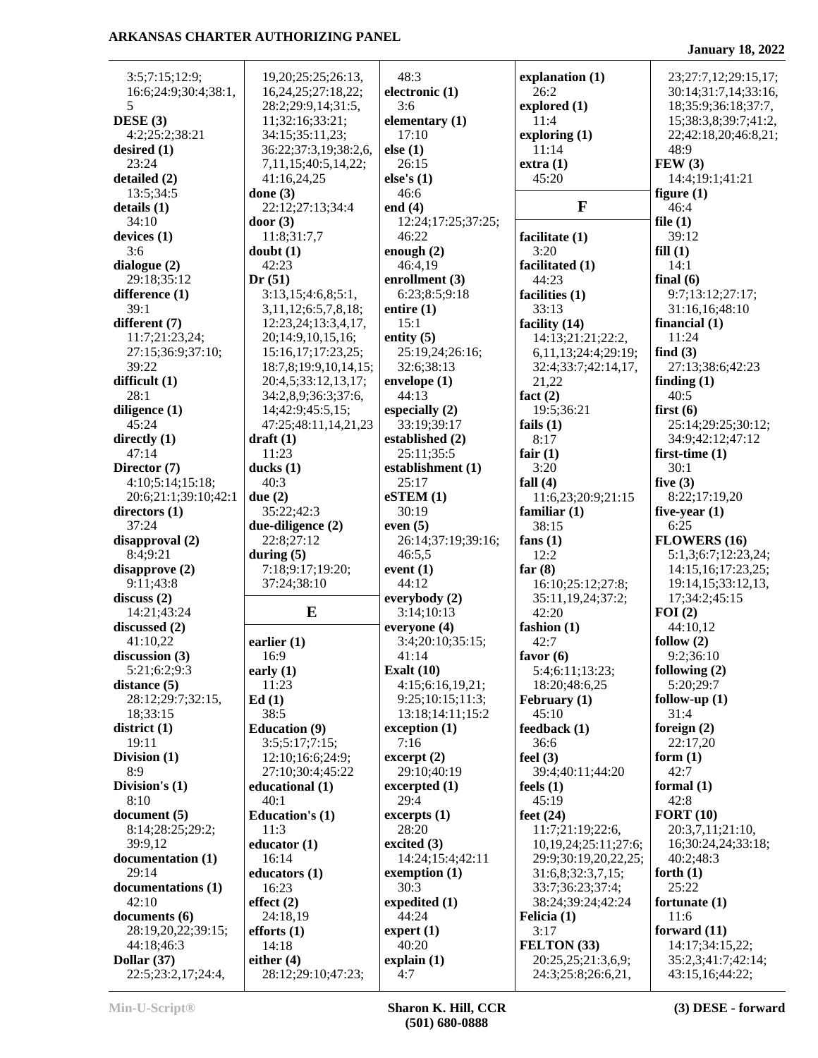3:5;7:15;12:9;
16:6;24:9;30:4;38:1,
5

**DESE (3)**
4:2;25:2;38:21

**desired (1)**
23:24

**detailed (2)**
13:5;34:5

**details (1)**
34:10

**devices (1)**
3:6

**dialogue (2)**
29:18;35:12

**difference (1)**
39:1

**different (7)**
11:7;21:23,24;
27:15;36:9;37:10;
39:22

**difficult (1)**
28:1

**diligence (1)**
45:24

**directly (1)**
47:14

**Director (7)**
4:10;5:14;15:18;
20:6;21:1;39:10;42:1

**directors (1)**
37:24

**disapproval (2)**
8:4;9:21

**disapprove (2)**
9:11;43:8

**discuss (2)**
14:21;43:24

**discussed (2)**
41:10,22

**discussion (3)**
5:21;6:2;9:3

**distance (5)**
28:12;29:7;32:15,
18;33:15

**district (1)**
19:11

**Division (1)**
8:9

**Division's (1)**
8:10

**document (5)**
8:14;28:25;29:2;
39:9,12

**documentation (1)**
29:14

**documentations (1)**
42:10

**documents (6)**
28:19,20,22;39:15;
44:18;46:3

**Dollar (37)**
22:5;23:2,17;24:4,
19,20;25:25;26:13,
16,24,25;27:18,22;
28:2;29:9,14;31:5,
11;32:16;33:21;
34:15;35:11,23;
36:22;37:3,19;38:2,6,
7,11,15;40:5,14,22;
41:16,24,25

**done (3)**
22:12;27:13;34:4

**door (3)**
11:8;31:7,7

**doubt (1)**
42:23

**Dr (51)**
3:13,15;4:6,8;5:1,
3,11,12;6:5,7,8,18;
12:23,24;13:3,4,17,
20;14:9,10,15,16;
15:16,17;17:23,25;
18:7,8;19:9,10,14,15;
20:4,5;33:12,13,17;
34:2,8,9;36:3;37:6,
14;42:9;45:5,15;
47:25;48:11,14,21,23

**draft (1)**
11:23

**ducks (1)**
40:3

**due (2)**
35:22;42:3

**due-diligence (2)**
22:8;27:12

**during (5)**
7:18;9:17;19:20;
37:24;38:10

## E

**earlier (1)**
16:9

**early (1)**
11:23

**Ed (1)**
38:5

**Education (9)**
3:5;5:17;7:15;
12:10;16:6;24:9;
27:10;30:4;45:22

**educational (1)**
40:1

**Education's (1)**
11:3

**educator (1)**
16:14

**educators (1)**
16:23

**effect (2)**
24:18,19

**efforts (1)**
14:18

**either (4)**
28:12;29:10;47:23;
48:3

**electronic (1)**
3:6

**elementary (1)**
17:10

**else (1)**
26:15

**else's (1)**
46:6

**end (4)**
12:24;17:25;37:25;
46:22

**enough (2)**
46:4,19

**enrollment (3)**
6:23;8:5;9:18

**entire (1)**
15:1

**entity (5)**
25:19,24;26:16;
32:6;38:13

**envelope (1)**
44:13

**especially (2)**
33:19;39:17

**established (2)**
25:11;35:5

**establishment (1)**
25:17

**eSTEM (1)**
30:19

**even (5)**
26:14;37:19;39:16;
46:5,5

**event (1)**
44:12

**everybody (2)**
3:14;10:13

**everyone (4)**
3:4;20:10;35:15;
41:14

**Exalt (10)**
4:15;6:16,19,21;
9:25;10:15;11:3;
13:18;14:11;15:2

**exception (1)**
7:16

**excerpt (2)**
29:10;40:19

**excerpted (1)**
29:4

**excerpts (1)**
28:20

**excited (3)**
14:24;15:4;42:11

**exemption (1)**
30:3

**expedited (1)**
44:24

**expert (1)**
40:20

**explain (1)**
4:7

**explanation (1)**
26:2

**explored (1)**
11:4

**exploring (1)**
11:14

**extra (1)**
45:20

## F

**facilitate (1)**
3:20

**facilitated (1)**
44:23

**facilities (1)**
33:13

**facility (14)**
14:13;21:21;22:2,
6,11,13;24:4;29:19;
32:4;33:7;42:14,17,
21,22

**fact (2)**
19:5;36:21

**fails (1)**
8:17

**fair (1)**
3:20

**fall (4)**
11:6,23;20:9;21:15

**familiar (1)**
38:15

**fans (1)**
12:2

**far (8)**
16:10;25:12;27:8;
35:11,19,24;37:2;
42:20

**fashion (1)**
42:7

**favor (6)**
5:4;6:11;13:23;
18:20;48:6,25

**February (1)**
45:10

**feedback (1)**
36:6

**feel (3)**
39:4;40:11;44:20

**feels (1)**
45:19

**feet (24)**
11:7;21:19;22:6,
10,19,24;25:11;27:6;
29:9;30:19,20,22,25;
31:6,8;32:3,7,15;
33:7;36:23;37:4;
38:24;39:24;42:24

**Felicia (1)**
3:17

**FELTON (33)**
20:25,25;21:3,6,9;
24:3;25:8;26:6,21,
23;27:7,12;29:15,17;
30:14;31:7,14;33:16,
18;35:9;36:18;37:7,
15;38:3,8;39:7;41:2,
22;42:18,20;46:8,21;
48:9

**FEW (3)**
14:4;19:1;41:21

**figure (1)**
46:4

**file (1)**
39:12

**fill (1)**
14:1

**final (6)**
9:7;13:12;27:17;
31:16,16;48:10

**financial (1)**
11:24

**find (3)**
27:13;38:6;42:23

**finding (1)**
40:5

**first (6)**
25:14;29:25;30:12;
34:9;42:12;47:12

**first-time (1)**
30:1

**five (3)**
8:22;17:19,20

**five-year (1)**
6:25

**FLOWERS (16)**
5:1,3;6:7;12:23,24;
14:15,16;17:23,25;
19:14,15;33:12,13,
17;34:2;45:15

**FOI (2)**
44:10,12

**follow (2)**
9:2;36:10

**following (2)**
5:20;29:7

**follow-up (1)**
31:4

**foreign (2)**
22:17,20

**form (1)**
42:7

**formal (1)**
42:8

**FORT (10)**
20:3,7,11;21:10,
16;30:24,24;33:18;
40:2;48:3

**forth (1)**
25:22

**fortunate (1)**
11:6

**forward (11)**
14:17;34:15,22;
35:2,3;41:7;42:14;
43:15,16;44:22;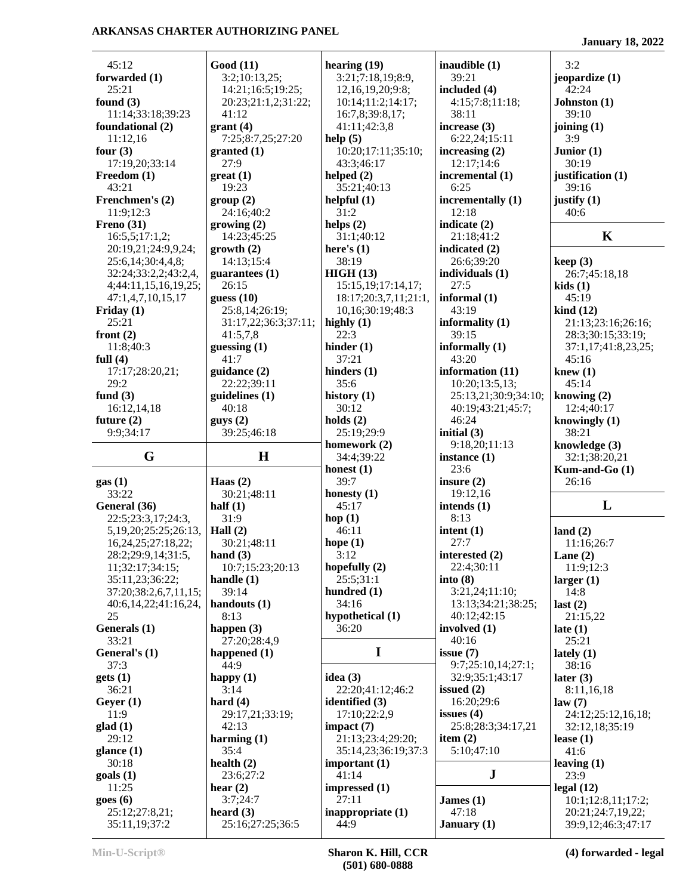45:12
**forwarded (1)**
25:21
**found (3)**
11:14;33:18;39:23
**foundational (2)**
11:12,16
**four (3)**
17:19,20;33:14
**Freedom (1)**
43:21
**Frenchmen's (2)**
11:9;12:3
**Freno (31)**
16:5,5;17:1,2;
20:19,21;24:9,9,24;
25:6,14;30:4,4,8;
32:24;33:2,2;43:2,4,
4;44:11,15,16,19,25;
47:1,4,7,10,15,17
**Friday (1)**
25:21
**front (2)**
11:8;40:3
**full (4)**
17:17;28:20,21;
29:2
**fund (3)**
16:12,14,18
**future (2)**
9:9;34:17

## G

**gas (1)**
33:22
**General (36)**
22:5;23:3,17;24:3,
5,19,20;25:25;26:13,
16,24,25;27:18,22;
28:2;29:9,14;31:5,
11;32:17;34:15;
35:11,23;36:22;
37:20;38:2,6,7,11,15;
40:6,14,22;41:16,24,
25
**Generals (1)**
33:21
**General's (1)**
37:3
**gets (1)**
36:21
**Geyer (1)**
11:9
**glad (1)**
29:12
**glance (1)**
30:18
**goals (1)**
11:25
**goes (6)**
25:12;27:8,21;
35:11,19;37:2

**Good (11)**
3:2;10:13,25;
14:21;16:5;19:25;
20:23;21:1,2;31:22;
41:12
**grant (4)**
7:25;8:7,25;27:20
**granted (1)**
27:9
**great (1)**
19:23
**group (2)**
24:16;40:2
**growing (2)**
14:23;45:25
**growth (2)**
14:13;15:4
**guarantees (1)**
26:15
**guess (10)**
25:8,14;26:19;
31:17,22;36:3;37:11;
41:5,7,8
**guessing (1)**
41:7
**guidance (2)**
22:22;39:11
**guidelines (1)**
40:18
**guys (2)**
39:25;46:18

## H

**Haas (2)**
30:21;48:11
**half (1)**
31:9
**Hall (2)**
30:21;48:11
**hand (3)**
10:7;15:23;20:13
**handle (1)**
39:14
**handouts (1)**
8:13
**happen (3)**
27:20;28:4,9
**happened (1)**
44:9
**happy (1)**
3:14
**hard (4)**
29:17,21;33:19;
42:13
**harming (1)**
35:4
**health (2)**
23:6;27:2
**hear (2)**
3:7;24:7
**heard (3)**
25:16;27:25;36:5

**hearing (19)**
3:21;7:18,19;8:9,
12,16,19,20;9:8;
10:14;11:2;14:17;
16:7,8;39:8,17;
41:11;42:3,8
**help (5)**
10:20;17:11;35:10;
43:3;46:17
**helped (2)**
35:21;40:13
**helpful (1)**
31:2
**helps (2)**
31:1;40:12
**here's (1)**
38:19
**HIGH (13)**
15:15,19;17:14,17;
18:17;20:3,7,11;21:1,
10,16;30:19;48:3
**highly (1)**
22:3
**hinder (1)**
37:21
**hinders (1)**
35:6
**history (1)**
30:12
**holds (2)**
25:19;29:9
**homework (2)**
34:4;39:22
**honest (1)**
39:7
**honesty (1)**
45:17
**hop (1)**
46:11
**hope (1)**
3:12
**hopefully (2)**
25:5;31:1
**hundred (1)**
34:16
**hypothetical (1)**
36:20

## I

**idea (3)**
22:20;41:12;46:2
**identified (3)**
17:10;22:2,9
**impact (7)**
21:13;23:4;29:20;
35:14,23;36:19;37:3
**important (1)**
41:14
**impressed (1)**
27:11
**inappropriate (1)**
44:9

**inaudible (1)**
39:21
**included (4)**
4:15;7:8;11:18;
38:11
**increase (3)**
6:22,24;15:11
**increasing (2)**
12:17;14:6
**incremental (1)**
6:25
**incrementally (1)**
12:18
**indicate (2)**
21:18;41:2
**indicated (2)**
26:6;39:20
**individuals (1)**
27:5
**informal (1)**
43:19
**informality (1)**
39:15
**informally (1)**
43:20
**information (11)**
10:20;13:5,13;
25:13,21;30:9;34:10;
40:19;43:21;45:7;
46:24
**initial (3)**
9:18,20;11:13
**instance (1)**
23:6
**insure (2)**
19:12,16
**intends (1)**
8:13
**intent (1)**
27:7
**interested (2)**
22:4;30:11
**into (8)**
3:21,24;11:10;
13:13;34:21;38:25;
40:12;42:15
**involved (1)**
40:16
**issue (7)**
9:7;25:10,14;27:1;
32:9;35:1;43:17
**issued (2)**
16:20;29:6
**issues (4)**
25:8;28:3;34:17,21
**item (2)**
5:10;47:10

## J

**James (1)**
47:18
**January (1)**

3:2
**jeopardize (1)**
42:24
**Johnston (1)**
39:10
**joining (1)**
3:9
**Junior (1)**
30:19
**justification (1)**
39:16
**justify (1)**
40:6

## K

**keep (3)**
26:7;45:18,18
**kids (1)**
45:19
**kind (12)**
21:13;23:16;26:16;
28:3;30:15;33:19;
37:1,17;41:8,23,25;
45:16
**knew (1)**
45:14
**knowing (2)**
12:4;40:17
**knowingly (1)**
38:21
**knowledge (3)**
32:1;38:20,21
**Kum-and-Go (1)**
26:16

## L

**land (2)**
11:16;26:7
**Lane (2)**
11:9;12:3
**larger (1)**
14:8
**last (2)**
21:15,22
**late (1)**
25:21
**lately (1)**
38:16
**later (3)**
8:11,16,18
**law (7)**
24:12;25:12,16,18;
32:12,18;35:19
**lease (1)**
41:6
**leaving (1)**
23:9
**legal (12)**
10:1;12:8,11;17:2;
20:21;24:7,19,22;
39:9,12;46:3;47:17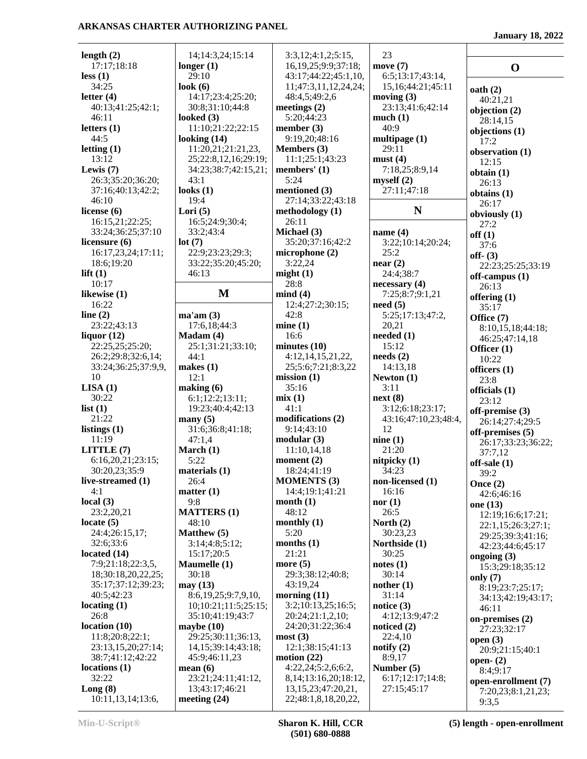**length (2)**
17:17;18:18
**less (1)**
34:25
**letter (4)**
40:13;41:25;42:1;
46:11
**letters (1)**
44:5
**letting (1)**
13:12
**Lewis (7)**
26:3;35:20;36:20;
37:16;40:13;42:2;
46:10
**license (6)**
16:15,21;22:25;
33:24;36:25;37:10
**licensure (6)**
16:17,23,24;17:11;
18:6;19:20
**lift (1)**
10:17
**likewise (1)**
16:22
**line (2)**
23:22;43:13
**liquor (12)**
22:25,25;25:20;
26:2;29:8;32:6,14;
33:24;36:25;37:9,9,
10
**LISA (1)**
30:22
**list (1)**
21:22
**listings (1)**
11:19
**LITTLE (7)**
6:16,20,21;23:15;
30:20,23;35:9
**live-streamed (1)**
4:1
**local (3)**
23:2,20,21
**locate (5)**
24:4;26:15,17;
32:6;33:6
**located (14)**
7:9;21:18;22:3,5,
18;30:18,20,22,25;
35:17;37:12;39:23;
40:5;42:23
**locating (1)**
26:8
**location (10)**
11:8;20:8;22:1;
23:13,15,20;27:14;
38:7;41:12;42:22
**locations (1)**
32:22
**Long (8)**
10:11,13,14;13:6,
14;14:3,24;15:14
**longer (1)**
29:10
**look (6)**
14:17;23:4;25:20;
30:8;31:10;44:8
**looked (3)**
11:10;21:22;22:15
**looking (14)**
11:20,21;21:21,23,
25;22:8,12,16;29:19;
34:23;38:7;42:15,21;
43:1
**looks (1)**
19:4
**Lori (5)**
16:5;24:9;30:4;
33:2;43:4
**lot (7)**
22:9;23:23;29:3;
33:22;35:20;45:20;
46:13

## M

**ma'am (3)**
17:6,18;44:3
**Madam (4)**
25:1;31:21;33:10;
44:1
**makes (1)**
12:1
**making (6)**
6:1;12:2;13:11;
19:23;40:4;42:13
**many (5)**
31:6;36:8;41:18;
47:1,4
**March (1)**
5:22
**materials (1)**
26:4
**matter (1)**
9:8
**MATTERS (1)**
48:10
**Matthew (5)**
3:14;4:8;5:12;
15:17;20:5
**Maumelle (1)**
30:18
**may (13)**
8:6,19,25;9:7,9,10,
10;10:21;11:5;25:15;
35:10;41:19;43:7
**maybe (10)**
29:25;30:11;36:13,
14,15;39:14;43:18;
45:9;46:11,23
**mean (6)**
23:21;24:11;41:12,
13;43:17;46:21
**meeting (24)**
3:3,12;4:1,2;5:15,
16,19,25;9:9;37:18;
43:17;44:22;45:1,10,
11;47:3,11,12,24,24;
48:4,5;49:2,6
**meetings (2)**
5:20;44:23
**member (3)**
9:19,20;48:16
**Members (3)**
11:1;25:1;43:23
**members' (1)**
5:24
**mentioned (3)**
27:14;33:22;43:18
**methodology (1)**
26:11
**Michael (3)**
35:20;37:16;42:2
**microphone (2)**
3:22,24
**might (1)**
28:8
**mind (4)**
12:4;27:2;30:15;
42:8
**mine (1)**
16:6
**minutes (10)**
4:12,14,15,21,22,
25;5:6;7:21;8:3,22
**mission (1)**
35:16
**mix (1)**
41:1
**modifications (2)**
9:14;43:10
**modular (3)**
11:10,14,18
**moment (2)**
18:24;41:19
**MOMENTS (3)**
14:4;19:1;41:21
**month (1)**
48:12
**monthly (1)**
5:20
**months (1)**
21:21
**more (5)**
29:3;38:12;40:8;
43:19,24
**morning (11)**
3:2;10:13,25;16:5;
20:24;21:1,2,10;
24:20;31:22;36:4
**most (3)**
12:1;38:15;41:13
**motion (22)**
4:22,24;5:2,6;6:2,
8,14;13:16,20;18:12,
13,15,23;47:20,21,
22;48:1,8,18,20,22,
23
**move (7)**
6:5;13:17;43:14,
15,16;44:21;45:11
**moving (3)**
23:13;41:6;42:14
**much (1)**
40:9
**multipage (1)**
29:11
**must (4)**
7:18,25;8:9,14
**myself (2)**
27:11;47:18

## N

**name (4)**
3:22;10:14;20:24;
25:2
**near (2)**
24:4;38:7
**necessary (4)**
7:25;8:7;9:1,21
**need (5)**
5:25;17:13;47:2,
20,21
**needed (1)**
15:12
**needs (2)**
14:13,18
**Newton (1)**
3:11
**next (8)**
3:12;6:18;23:17;
43:16;47:10,23;48:4,
12
**nine (1)**
21:20
**nitpicky (1)**
34:23
**non-licensed (1)**
16:16
**nor (1)**
26:5
**North (2)**
30:23,23
**Northside (1)**
30:25
**notes (1)**
30:14
**nother (1)**
31:14
**notice (3)**
4:12;13:9;47:2
**noticed (2)**
22:4,10
**notify (2)**
8:9,17
**Number (5)**
6:17;12:17;14:8;
27:15;45:17

## O

**oath (2)**
40:21,21
**objection (2)**
28:14,15
**objections (1)**
17:2
**observation (1)**
12:15
**obtain (1)**
26:13
**obtains (1)**
26:17
**obviously (1)**
27:2
**off (1)**
37:6
**off- (3)**
22:23;25:25;33:19
**off-campus (1)**
26:13
**offering (1)**
35:17
**Office (7)**
8:10,15,18;44:18;
46:25;47:14,18
**Officer (1)**
10:22
**officers (1)**
23:8
**officials (1)**
23:12
**off-premise (3)**
26:14;27:4;29:5
**off-premises (5)**
26:17;33:23;36:22;
37:7,12
**off-sale (1)**
39:2
**Once (2)**
42:6;46:16
**one (13)**
12:19;16:6;17:21;
22:1,15;26:3;27:1;
29:25;39:3;41:16;
42:23;44:6;45:17
**ongoing (3)**
15:3;29:18;35:12
**only (7)**
8:19;23:7;25:17;
34:13;42:19;43:17;
46:11
**on-premises (2)**
27:23;32:17
**open (3)**
20:9;21:15;40:1
**open- (2)**
8:4;9:17
**open-enrollment (7)**
7:20,23;8:1,21,23;
9:3,5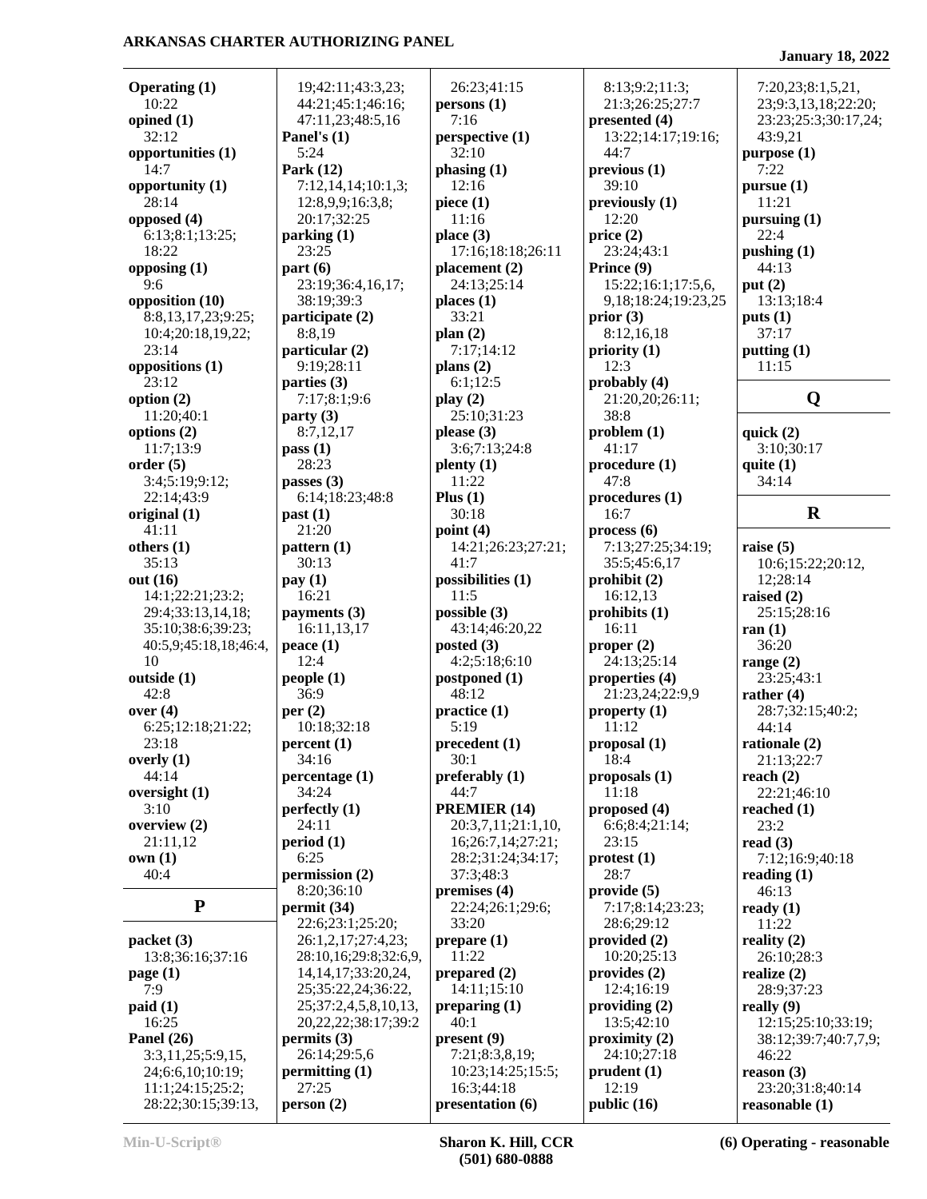**Operating (1)**
10:22
**opined (1)**
32:12
**opportunities (1)**
14:7
**opportunity (1)**
28:14
**opposed (4)**
6:13;8:1;13:25;
18:22
**opposing (1)**
9:6
**opposition (10)**
8:8,13,17,23;9:25;
10:4;20:18,19,22;
23:14
**oppositions (1)**
23:12
**option (2)**
11:20;40:1
**options (2)**
11:7;13:9
**order (5)**
3:4;5:19;9:12;
22:14;43:9
**original (1)**
41:11
**others (1)**
35:13
**out (16)**
14:1;22:21;23:2;
29:4;33:13,14,18;
35:10;38:6;39:23;
40:5,9;45:18,18;46:4,
10
**outside (1)**
42:8
**over (4)**
6:25;12:18;21:22;
23:18
**overly (1)**
44:14
**oversight (1)**
3:10
**overview (2)**
21:11,12
**own (1)**
40:4

## P

**packet (3)**
13:8;36:16;37:16
**page (1)**
7:9
**paid (1)**
16:25
**Panel (26)**
3:3,11,25;5:9,15,
24;6:6,10;10:19;
11:1;24:15;25:2;
28:22;30:15;39:13,
19;42:11;43:3,23;
44:21;45:1;46:16;
47:11,23;48:5,16
**Panel's (1)**
5:24
**Park (12)**
7:12,14,14;10:1,3;
12:8,9,9;16:3,8;
20:17;32:25
**parking (1)**
23:25
**part (6)**
23:19;36:4,16,17;
38:19;39:3
**participate (2)**
8:8,19
**particular (2)**
9:19;28:11
**parties (3)**
7:17;8:1;9:6
**party (3)**
8:7,12,17
**pass (1)**
28:23
**passes (3)**
6:14;18:23;48:8
**past (1)**
21:20
**pattern (1)**
30:13
**pay (1)**
16:21
**payments (3)**
16:11,13,17
**peace (1)**
12:4
**people (1)**
36:9
**per (2)**
10:18;32:18
**percent (1)**
34:16
**percentage (1)**
34:24
**perfectly (1)**
24:11
**period (1)**
6:25
**permission (2)**
8:20;36:10
**permit (34)**
22:6;23:1;25:20;
26:1,2,17;27:4,23;
28:10,16;29:8;32:6,9,
14,14,17;33:20,24,
25;35:22,24;36:22,
25;37:2,4,5,8,10,13,
20,22,22;38:17;39:2
**permits (3)**
26:14;29:5,6
**permitting (1)**
27:25
**person (2)**
26:23;41:15
**persons (1)**
7:16
**perspective (1)**
32:10
**phasing (1)**
12:16
**piece (1)**
11:16
**place (3)**
17:16;18:18;26:11
**placement (2)**
24:13;25:14
**places (1)**
33:21
**plan (2)**
7:17;14:12
**plans (2)**
6:1;12:5
**play (2)**
25:10;31:23
**please (3)**
3:6;7:13;24:8
**plenty (1)**
11:22
**Plus (1)**
30:18
**point (4)**
14:21;26:23;27:21;
41:7
**possibilities (1)**
11:5
**possible (3)**
43:14;46:20,22
**posted (3)**
4:2;5:18;6:10
**postponed (1)**
48:12
**practice (1)**
5:19
**precedent (1)**
30:1
**preferably (1)**
44:7
**PREMIER (14)**
20:3,7,11;21:1,10,
16;26:7,14;27:21;
28:2;31:24;34:17;
37:3;48:3
**premises (4)**
22:24;26:1;29:6;
33:20
**prepare (1)**
11:22
**prepared (2)**
14:11;15:10
**preparing (1)**
40:1
**present (9)**
7:21;8:3,8,19;
10:23;14:25;15:5;
16:3;44:18
**presentation (6)**
8:13;9:2;11:3;
21:3;26:25;27:7
**presented (4)**
13:22;14:17;19:16;
44:7
**previous (1)**
39:10
**previously (1)**
12:20
**price (2)**
23:24;43:1
**Prince (9)**
15:22;16:1;17:5,6,
9,18;18:24;19:23,25
**prior (3)**
8:12,16,18
**priority (1)**
12:3
**probably (4)**
21:20,20;26:11;
38:8
**problem (1)**
41:17
**procedure (1)**
47:8
**procedures (1)**
16:7
**process (6)**
7:13;27:25;34:19;
35:5;45:6,17
**prohibit (2)**
16:12,13
**prohibits (1)**
16:11
**proper (2)**
24:13;25:14
**properties (4)**
21:23,24;22:9,9
**property (1)**
11:12
**proposal (1)**
18:4
**proposals (1)**
11:18
**proposed (4)**
6:6;8:4;21:14;
23:15
**protest (1)**
28:7
**provide (5)**
7:17;8:14;23:23;
28:6;29:12
**provided (2)**
10:20;25:13
**provides (2)**
12:4;16:19
**providing (2)**
13:5;42:10
**proximity (2)**
24:10;27:18
**prudent (1)**
12:19
**public (16)**
7:20,23;8:1,5,21,
23;9:3,13,18;22:20;
23:23;25:3;30:17,24;
43:9,21
**purpose (1)**
7:22
**pursue (1)**
11:21
**pursuing (1)**
22:4
**pushing (1)**
44:13
**put (2)**
13:13;18:4
**puts (1)**
37:17
**putting (1)**
11:15

## Q

**quick (2)**
3:10;30:17
**quite (1)**
34:14

## R

**raise (5)**
10:6;15:22;20:12,
12;28:14
**raised (2)**
25:15;28:16
**ran (1)**
36:20
**range (2)**
23:25;43:1
**rather (4)**
28:7;32:15;40:2;
44:14
**rationale (2)**
21:13;22:7
**reach (2)**
22:21;46:10
**reached (1)**
23:2
**read (3)**
7:12;16:9;40:18
**reading (1)**
46:13
**ready (1)**
11:22
**reality (2)**
26:10;28:3
**realize (2)**
28:9;37:23
**really (9)**
12:15;25:10;33:19;
38:12;39:7;40:7,7,9;
46:22
**reason (3)**
23:20;31:8;40:14
**reasonable (1)**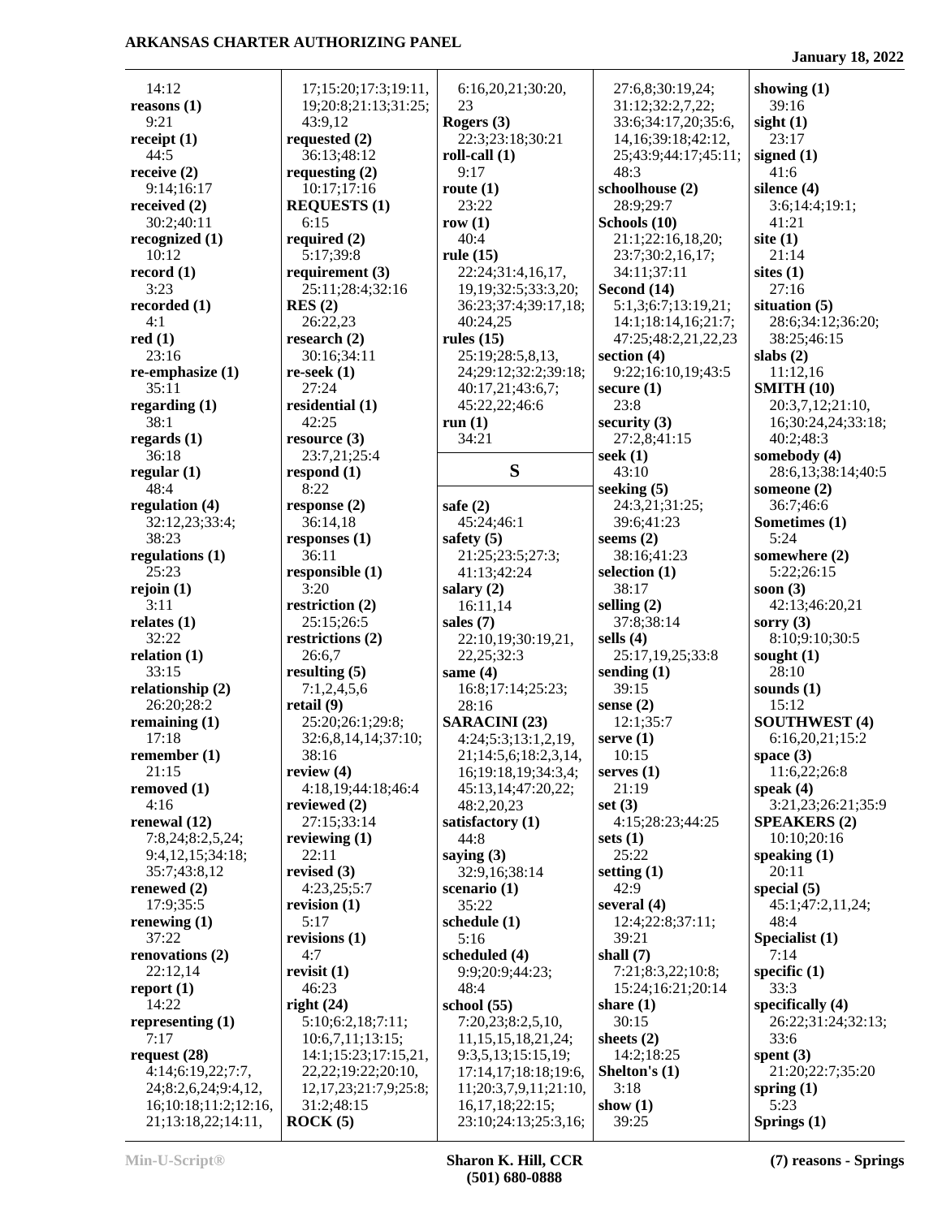14:12
**reasons (1)**
9:21
**receipt (1)**
44:5
**receive (2)**
9:14;16:17
**received (2)**
30:2;40:11
**recognized (1)**
10:12
**record (1)**
3:23
**recorded (1)**
4:1
**red (1)**
23:16
**re-emphasize (1)**
35:11
**regarding (1)**
38:1
**regards (1)**
36:18
**regular (1)**
48:4
**regulation (4)**
32:12,23;33:4;
38:23
**regulations (1)**
25:23
**rejoin (1)**
3:11
**relates (1)**
32:22
**relation (1)**
33:15
**relationship (2)**
26:20;28:2
**remaining (1)**
17:18
**remember (1)**
21:15
**removed (1)**
4:16
**renewal (12)**
7:8,24;8:2,5,24;
9:4,12,15;34:18;
35:7;43:8,12
**renewed (2)**
17:9;35:5
**renewing (1)**
37:22
**renovations (2)**
22:12,14
**report (1)**
14:22
**representing (1)**
7:17
**request (28)**
4:14;6:19,22;7:7,
24;8:2,6,24;9:4,12,
16;10:18;11:2;12:16,
21;13:18,22;14:11,
17;15:20;17:3;19:11,
19;20:8;21:13;31:25;
43:9,12
**requested (2)**
36:13;48:12
**requesting (2)**
10:17;17:16
**REQUESTS (1)**
6:15
**required (2)**
5:17;39:8
**requirement (3)**
25:11;28:4;32:16
**RES (2)**
26:22,23
**research (2)**
30:16;34:11
**re-seek (1)**
27:24
**residential (1)**
42:25
**resource (3)**
23:7,21;25:4
**respond (1)**
8:22
**response (2)**
36:14,18
**responses (1)**
36:11
**responsible (1)**
3:20
**restriction (2)**
25:15;26:5
**restrictions (2)**
26:6,7
**resulting (5)**
7:1,2,4,5,6
**retail (9)**
25:20;26:1;29:8;
32:6,8,14,14;37:10;
38:16
**review (4)**
4:18,19;44:18;46:4
**reviewed (2)**
27:15;33:14
**reviewing (1)**
22:11
**revised (3)**
4:23,25;5:7
**revision (1)**
5:17
**revisions (1)**
4:7
**revisit (1)**
46:23
**right (24)**
5:10;6:2,18;7:11;
10:6,7,11;13:15;
14:1;15:23;17:15,21,
22,22;19:22;20:10,
12,17,23;21:7,9;25:8;
31:2;48:15
**ROCK (5)**
6:16,20,21;30:20,
23
**Rogers (3)**
22:3;23:18;30:21
**roll-call (1)**
9:17
**route (1)**
23:22
**row (1)**
40:4
**rule (15)**
22:24;31:4,16,17,
19,19;32:5;33:3,20;
36:23;37:4;39:17,18;
40:24,25
**rules (15)**
25:19;28:5,8,13,
24;29:12;32:2;39:18;
40:17,21;43:6,7;
45:22,22;46:6
**run (1)**
34:21

## S

**safe (2)**
45:24;46:1
**safety (5)**
21:25;23:5;27:3;
41:13;42:24
**salary (2)**
16:11,14
**sales (7)**
22:10,19;30:19,21,
22,25;32:3
**same (4)**
16:8;17:14;25:23;
28:16
**SARACINI (23)**
4:24;5:3;13:1,2,19,
21;14:5,6;18:2,3,14,
16;19:18,19;34:3,4;
45:13,14;47:20,22;
48:2,20,23
**satisfactory (1)**
44:8
**saying (3)**
32:9,16;38:14
**scenario (1)**
35:22
**schedule (1)**
5:16
**scheduled (4)**
9:9;20:9;44:23;
48:4
**school (55)**
7:20,23;8:2,5,10,
11,15,15,18,21,24;
9:3,5,13;15:15,19;
17:14,17;18:18;19:6,
11;20:3,7,9,11;21:10,
16,17,18;22:15;
23:10;24:13;25:3,16;
27:6,8;30:19,24;
31:12;32:2,7,22;
33:6;34:17,20;35:6,
14,16;39:18;42:12,
25;43:9;44:17;45:11;
48:3
**schoolhouse (2)**
28:9;29:7
**Schools (10)**
21:1;22:16,18,20;
23:7;30:2,16,17;
34:11;37:11
**Second (14)**
5:1,3;6:7;13:19,21;
14:1;18:14,16;21:7;
47:25;48:2,21,22,23
**section (4)**
9:22;16:10,19;43:5
**secure (1)**
23:8
**security (3)**
27:2,8;41:15
**seek (1)**
43:10
**seeking (5)**
24:3,21;31:25;
39:6;41:23
**seems (2)**
38:16;41:23
**selection (1)**
38:17
**selling (2)**
37:8;38:14
**sells (4)**
25:17,19,25;33:8
**sending (1)**
39:15
**sense (2)**
12:1;35:7
**serve (1)**
10:15
**serves (1)**
21:19
**set (3)**
4:15;28:23;44:25
**sets (1)**
25:22
**setting (1)**
42:9
**several (4)**
12:4;22:8;37:11;
39:21
**shall (7)**
7:21;8:3,22;10:8;
15:24;16:21;20:14
**share (1)**
30:15
**sheets (2)**
14:2;18:25
**Shelton's (1)**
3:18
**show (1)**
39:25
**showing (1)**
39:16
**sight (1)**
23:17
**signed (1)**
41:6
**silence (4)**
3:6;14:4;19:1;
41:21
**site (1)**
21:14
**sites (1)**
27:16
**situation (5)**
28:6;34:12;36:20;
38:25;46:15
**slabs (2)**
11:12,16
**SMITH (10)**
20:3,7,12;21:10,
16;30:24,24;33:18;
40:2;48:3
**somebody (4)**
28:6,13;38:14;40:5
**someone (2)**
36:7;46:6
**Sometimes (1)**
5:24
**somewhere (2)**
5:22;26:15
**soon (3)**
42:13;46:20,21
**sorry (3)**
8:10;9:10;30:5
**sought (1)**
28:10
**sounds (1)**
15:12
**SOUTHWEST (4)**
6:16,20,21;15:2
**space (3)**
11:6,22;26:8
**speak (4)**
3:21,23;26:21;35:9
**SPEAKERS (2)**
10:10;20:16
**speaking (1)**
20:11
**special (5)**
45:1;47:2,11,24;
48:4
**Specialist (1)**
7:14
**specific (1)**
33:3
**specifically (4)**
26:22;31:24;32:13;
33:6
**spent (3)**
21:20;22:7;35:20
**spring (1)**
5:23
**Springs (1)**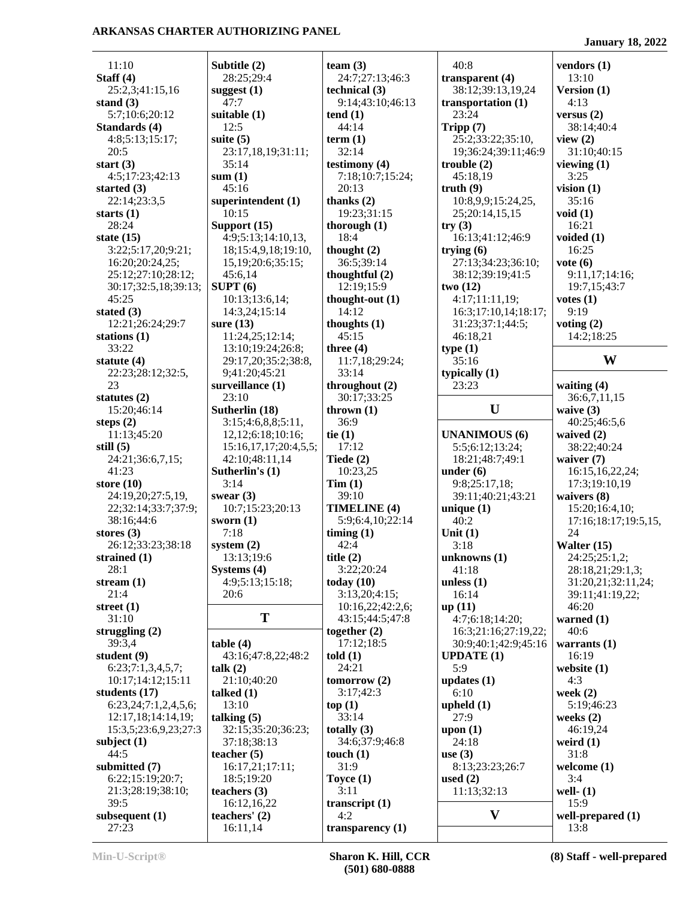11:10
**Staff (4)**
25:2,3;41:15,16
**stand (3)**
5:7;10:6;20:12
**Standards (4)**
4:8;5:13;15:17;
20:5
**start (3)**
4:5;17:23;42:13
**started (3)**
22:14;23:3,5
**starts (1)**
28:24
**state (15)**
3:22;5:17,20;9:21;
16:20;20:24,25;
25:12;27:10;28:12;
30:17;32:5,18;39:13;
45:25
**stated (3)**
12:21;26:24;29:7
**stations (1)**
33:22
**statute (4)**
22:23;28:12;32:5,
23
**statutes (2)**
15:20;46:14
**steps (2)**
11:13;45:20
**still (5)**
24:21;36:6,7,15;
41:23
**store (10)**
24:19,20;27:5,19,
22;32:14;33:7;37:9;
38:16;44:6
**stores (3)**
26:12;33:23;38:18
**strained (1)**
28:1
**stream (1)**
21:4
**street (1)**
31:10
**struggling (2)**
39:3,4
**student (9)**
6:23;7:1,3,4,5,7;
10:17;14:12;15:11
**students (17)**
6:23,24;7:1,2,4,5,6;
12:17,18;14:14,19;
15:3,5;23:6,9,23;27:3
**subject (1)**
44:5
**submitted (7)**
6:22;15:19;20:7;
21:3;28:19;38:10;
39:5
**subsequent (1)**
27:23

**Subtitle (2)**
28:25;29:4
**suggest (1)**
47:7
**suitable (1)**
12:5
**suite (5)**
23:17,18,19;31:11;
35:14
**sum (1)**
45:16
**superintendent (1)**
10:15
**Support (15)**
4:9;5:13;14:10,13,
18;15:4,9,18;19:10,
15,19;20:6;35:15;
45:6,14
**SUPT (6)**
10:13;13:6,14;
14:3,24;15:14
**sure (13)**
11:24,25;12:14;
13:10;19:24;26:8;
29:17,20;35:2;38:8,
9;41:20;45:21
**surveillance (1)**
23:10
**Sutherlin (18)**
3:15;4:6,8,8;5:11,
12,12;6:18;10:16;
15:16,17,17;20:4,5,5;
42:10;48:11,14
**Sutherlin's (1)**
3:14
**swear (3)**
10:7;15:23;20:13
**sworn (1)**
7:18
**system (2)**
13:13;19:6
**Systems (4)**
4:9;5:13;15:18;
20:6

## T

**table (4)**
43:16;47:8,22;48:2
**talk (2)**
21:10;40:20
**talked (1)**
13:10
**talking (5)**
32:15;35:20;36:23;
37:18;38:13
**teacher (5)**
16:17,21;17:11;
18:5;19:20
**teachers (3)**
16:12,16,22
**teachers' (2)**
16:11,14

**team (3)**
24:7;27:13;46:3
**technical (3)**
9:14;43:10;46:13
**tend (1)**
44:14
**term (1)**
32:14
**testimony (4)**
7:18;10:7;15:24;
20:13
**thanks (2)**
19:23;31:15
**thorough (1)**
18:4
**thought (2)**
36:5;39:14
**thoughtful (2)**
12:19;15:9
**thought-out (1)**
14:12
**thoughts (1)**
45:15
**three (4)**
11:7,18;29:24;
33:14
**throughout (2)**
30:17;33:25
**thrown (1)**
36:9
**tie (1)**
17:12
**Tiede (2)**
10:23,25
**Tim (1)**
39:10
**TIMELINE (4)**
5:9;6:4,10;22:14
**timing (1)**
42:4
**title (2)**
3:22;20:24
**today (10)**
3:13,20;4:15;
10:16,22;42:2,6;
43:15;44:5;47:8
**together (2)**
17:12;18:5
**told (1)**
24:21
**tomorrow (2)**
3:17;42:3
**top (1)**
33:14
**totally (3)**
34:6;37:9;46:8
**touch (1)**
31:9
**Toyce (1)**
3:11
**transcript (1)**
4:2
**transparency (1)**

40:8
**transparent (4)**
38:12;39:13,19,24
**transportation (1)**
23:24
**Tripp (7)**
25:2;33:22;35:10,
19;36:24;39:11;46:9
**trouble (2)**
45:18,19
**truth (9)**
10:8,9,9;15:24,25,
25;20:14,15,15
**try (3)**
16:13;41:12;46:9
**trying (6)**
27:13;34:23;36:10;
38:12;39:19;41:5
**two (12)**
4:17;11:11,19;
16:3;17:10,14;18:17;
31:23;37:1;44:5;
46:18,21
**type (1)**
35:16
**typically (1)**
23:23

## U

**UNANIMOUS (6)**
5:5;6:12;13:24;
18:21;48:7;49:1
**under (6)**
9:8;25:17,18;
39:11;40:21;43:21
**unique (1)**
40:2
**Unit (1)**
3:18
**unknowns (1)**
41:18
**unless (1)**
16:14
**up (11)**
4:7;6:18;14:20;
16:3;21:16;27:19,22;
30:9;40:1;42:9;45:16
**UPDATE (1)**
5:9
**updates (1)**
6:10
**upheld (1)**
27:9
**upon (1)**
24:18
**use (3)**
8:13;23:23;26:7
**used (2)**
11:13;32:13

## V

**vendors (1)**
13:10
**Version (1)**
4:13
**versus (2)**
38:14;40:4
**view (2)**
31:10;40:15
**viewing (1)**
3:25
**vision (1)**
35:16
**void (1)**
16:21
**voided (1)**
16:25
**vote (6)**
9:11,17;14:16;
19:7,15;43:7
**votes (1)**
9:19
**voting (2)**
14:2;18:25

## W

**waiting (4)**
36:6,7,11,15
**waive (3)**
40:25;46:5,6
**waived (2)**
38:22;40:24
**waiver (7)**
16:15,16,22,24;
17:3;19:10,19
**waivers (8)**
15:20;16:4,10;
17:16;18:17;19:5,15,
24
**Walter (15)**
24:25;25:1,2;
28:18,21;29:1,3;
31:20,21;32:11,24;
39:11;41:19,22;
46:20
**warned (1)**
40:6
**warrants (1)**
16:19
**website (1)**
4:3
**week (2)**
5:19;46:23
**weeks (2)**
46:19,24
**weird (1)**
31:8
**welcome (1)**
3:4
**well- (1)**
15:9
**well-prepared (1)**
13:8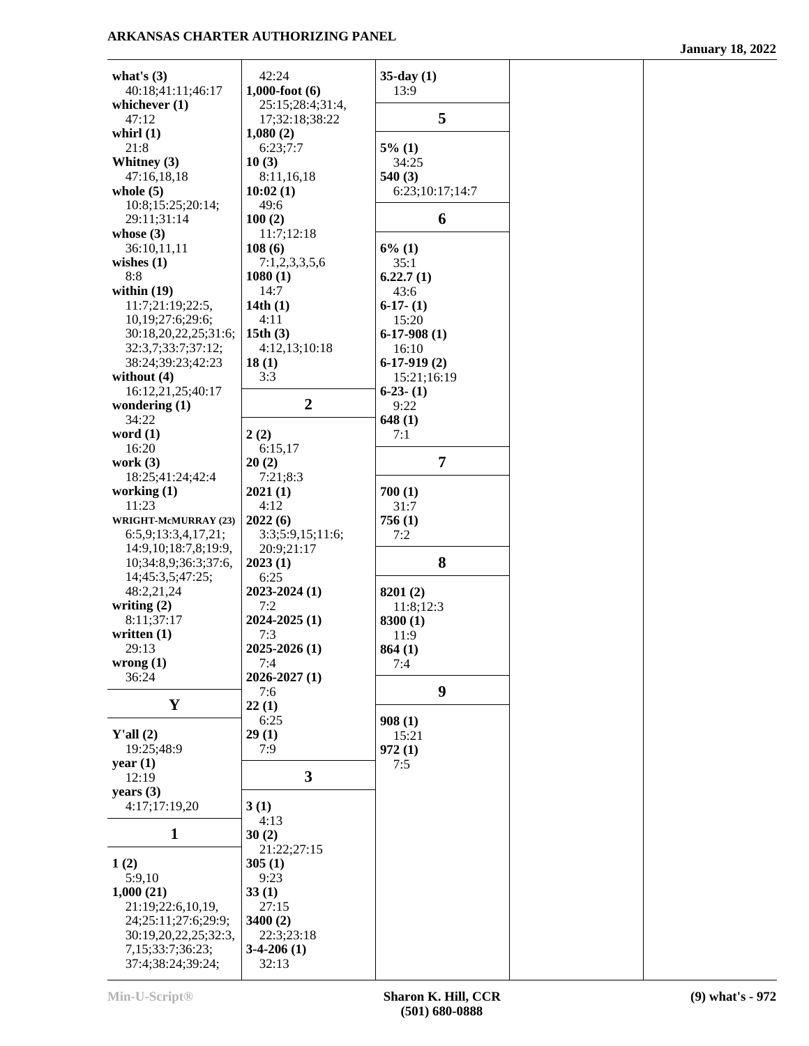**what's (3)**
40:18;41:11;46:17
**whichever (1)**
47:12
**whirl (1)**
21:8
**Whitney (3)**
47:16,18,18
**whole (5)**
10:8;15:25;20:14;
29:11;31:14
**whose (3)**
36:10,11,11
**wishes (1)**
8:8
**within (19)**
11:7;21:19;22:5,
10,19;27:6;29:6;
30:18,20,22,25;31:6;
32:3,7;33:7;37:12;
38:24;39:23;42:23
**without (4)**
16:12,21,25;40:17
**wondering (1)**
34:22
**word (1)**
16:20
**work (3)**
18:25;41:24;42:4
**working (1)**
11:23
**WRIGHT-McMURRAY (23)**
6:5,9;13:3,4,17,21;
14:9,10;18:7,8;19:9,
10;34:8,9;36:3;37:6,
14;45:3,5;47:25;
48:2,21,24
**writing (2)**
8:11;37:17
**written (1)**
29:13
**wrong (1)**
36:24

## Y

**Y'all (2)**
19:25;48:9
**year (1)**
12:19
**years (3)**
4:17;17:19,20

## 1

**1 (2)**
5:9,10
**1,000 (21)**
21:19;22:6,10,19,
24;25:11;27:6;29:9;
30:19,20,22,25;32:3,
7,15;33:7;36:23;
37:4;38:24;39:24;
42:24
**1,000-foot (6)**
25:15;28:4;31:4,
17;32:18;38:22
**1,080 (2)**
6:23;7:7
**10 (3)**
8:11,16,18
**10:02 (1)**
49:6
**100 (2)**
11:7;12:18
**108 (6)**
7:1,2,3,3,5,6
**1080 (1)**
14:7
**14th (1)**
4:11
**15th (3)**
4:12,13;10:18
**18 (1)**
3:3

## 2

**2 (2)**
6:15,17
**20 (2)**
7:21;8:3
**2021 (1)**
4:12
**2022 (6)**
3:3;5:9,15;11:6;
20:9;21:17
**2023 (1)**
6:25
**2023-2024 (1)**
7:2
**2024-2025 (1)**
7:3
**2025-2026 (1)**
7:4
**2026-2027 (1)**
7:6
**22 (1)**
6:25
**29 (1)**
7:9

## 3

**3 (1)**
4:13
**30 (2)**
21:22;27:15
**305 (1)**
9:23
**33 (1)**
27:15
**3400 (2)**
22:3;23:18
**3-4-206 (1)**
32:13
**35-day (1)**
13:9

## 5

**5% (1)**
34:25
**540 (3)**
6:23;10:17;14:7

## 6

**6% (1)**
35:1
**6.22.7 (1)**
43:6
**6-17- (1)**
15:20
**6-17-908 (1)**
16:10
**6-17-919 (2)**
15:21;16:19
**6-23- (1)**
9:22
**648 (1)**
7:1

## 7

**700 (1)**
31:7
**756 (1)**
7:2

## 8

**8201 (2)**
11:8;12:3
**8300 (1)**
11:9
**864 (1)**
7:4

## 9

**908 (1)**
15:21
**972 (1)**
7:5